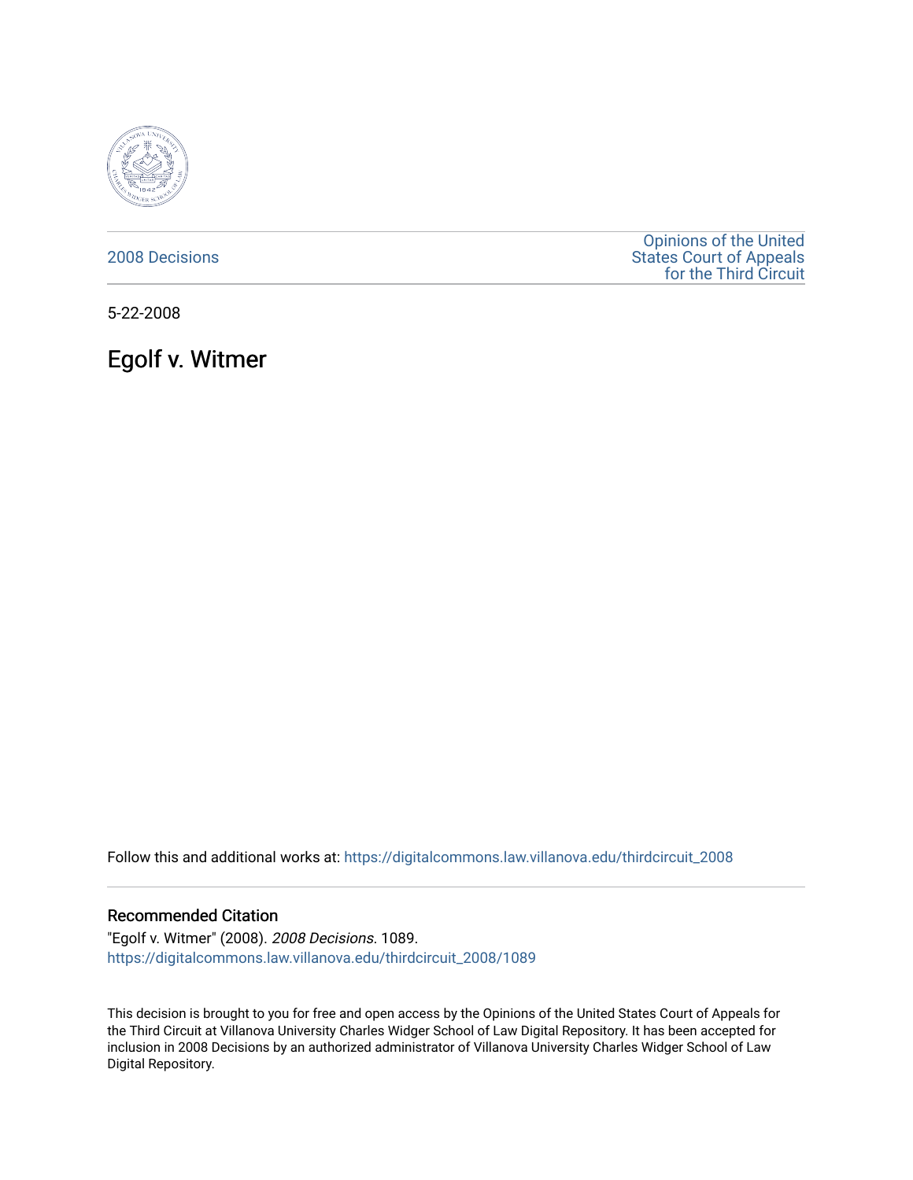2008 Decisions

Opinions of the United States Court of Appeals for the Third Circuit

5-22-2008

# Egolf v. Witmer

Follow this and additional works at: https://digitalcommons.law.villanova.edu/thirdcircuit_2008

## Recommended Citation

"Egolf v. Witmer" (2008). *2008 Decisions*. 1089.
https://digitalcommons.law.villanova.edu/thirdcircuit_2008/1089

This decision is brought to you for free and open access by the Opinions of the United States Court of Appeals for the Third Circuit at Villanova University Charles Widger School of Law Digital Repository. It has been accepted for inclusion in 2008 Decisions by an authorized administrator of Villanova University Charles Widger School of Law Digital Repository.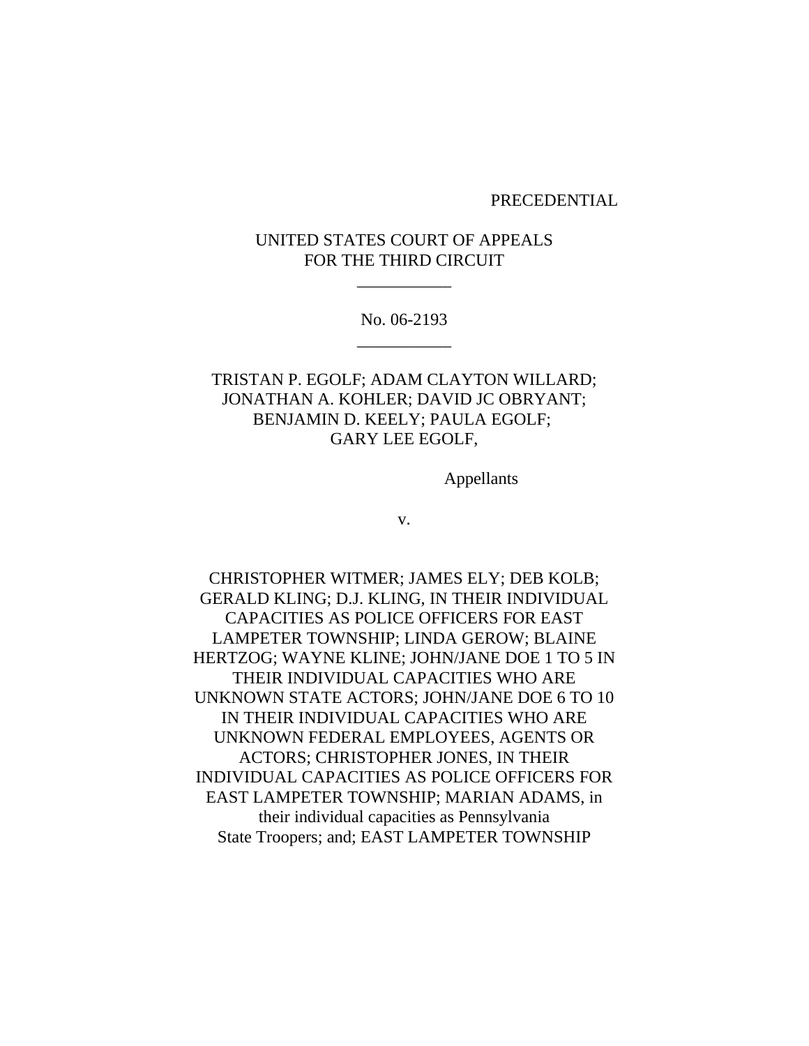PRECEDENTIAL

UNITED STATES COURT OF APPEALS
FOR THE THIRD CIRCUIT

\_\_\_\_\_\_\_\_\_\_\_

No. 06-2193

\_\_\_\_\_\_\_\_\_\_\_

TRISTAN P. EGOLF; ADAM CLAYTON WILLARD; JONATHAN A. KOHLER; DAVID JC OBRYANT; BENJAMIN D. KEELY; PAULA EGOLF; GARY LEE EGOLF,

Appellants

v.

CHRISTOPHER WITMER; JAMES ELY; DEB KOLB; GERALD KLING; D.J. KLING, IN THEIR INDIVIDUAL CAPACITIES AS POLICE OFFICERS FOR EAST LAMPETER TOWNSHIP; LINDA GEROW; BLAINE HERTZOG; WAYNE KLINE; JOHN/JANE DOE 1 TO 5 IN THEIR INDIVIDUAL CAPACITIES WHO ARE UNKNOWN STATE ACTORS; JOHN/JANE DOE 6 TO 10 IN THEIR INDIVIDUAL CAPACITIES WHO ARE UNKNOWN FEDERAL EMPLOYEES, AGENTS OR ACTORS; CHRISTOPHER JONES, IN THEIR INDIVIDUAL CAPACITIES AS POLICE OFFICERS FOR EAST LAMPETER TOWNSHIP; MARIAN ADAMS, in their individual capacities as Pennsylvania State Troopers; and; EAST LAMPETER TOWNSHIP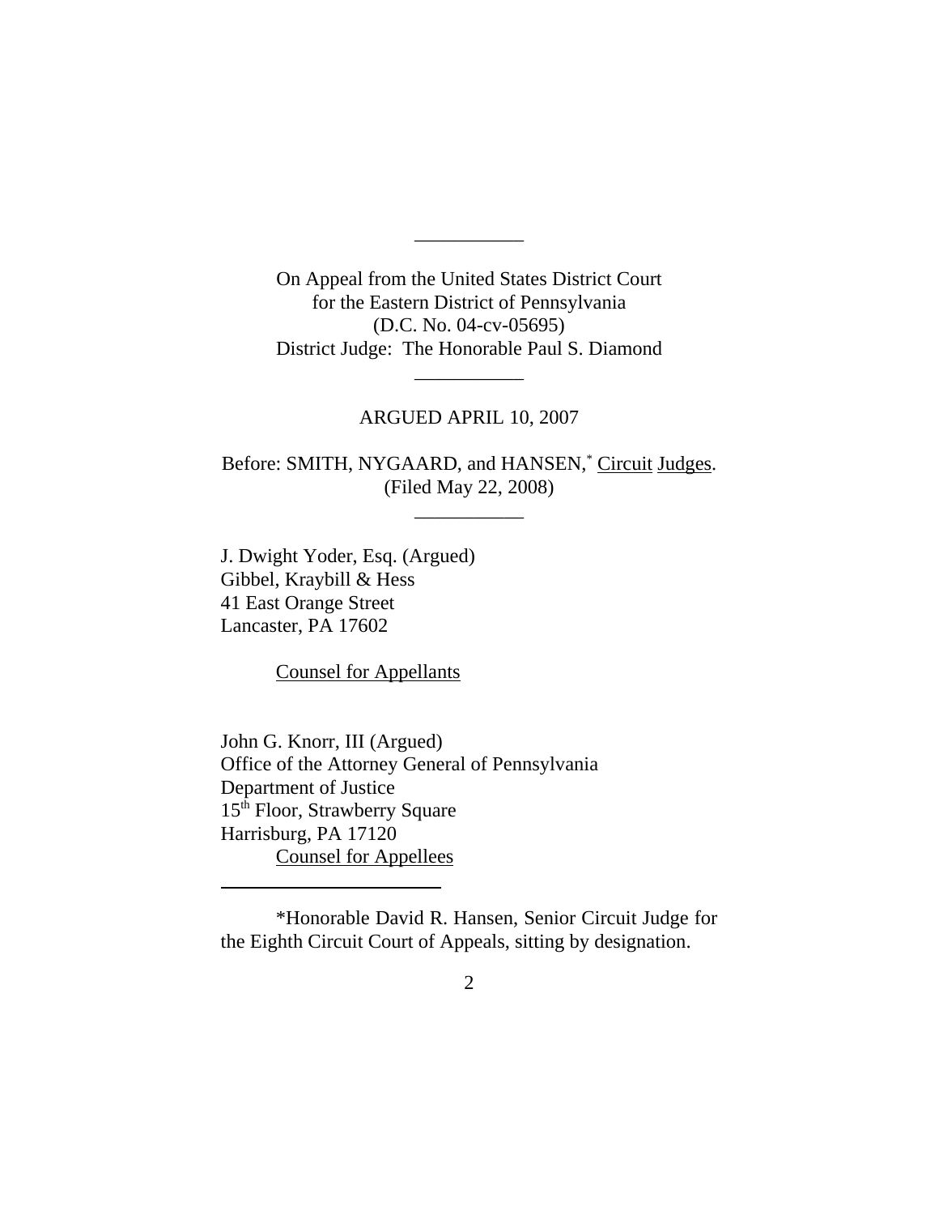___________

On Appeal from the United States District Court
for the Eastern District of Pennsylvania
(D.C. No. 04-cv-05695)
District Judge: The Honorable Paul S. Diamond

___________

ARGUED APRIL 10, 2007

Before: SMITH, NYGAARD, and HANSEN,* Circuit Judges.
(Filed May 22, 2008)

___________

J. Dwight Yoder, Esq. (Argued)
Gibbel, Kraybill & Hess
41 East Orange Street
Lancaster, PA 17602

Counsel for Appellants

John G. Knorr, III (Argued)
Office of the Attorney General of Pennsylvania
Department of Justice
15th Floor, Strawberry Square
Harrisburg, PA 17120
Counsel for Appellees

---

*Honorable David R. Hansen, Senior Circuit Judge for the Eighth Circuit Court of Appeals, sitting by designation.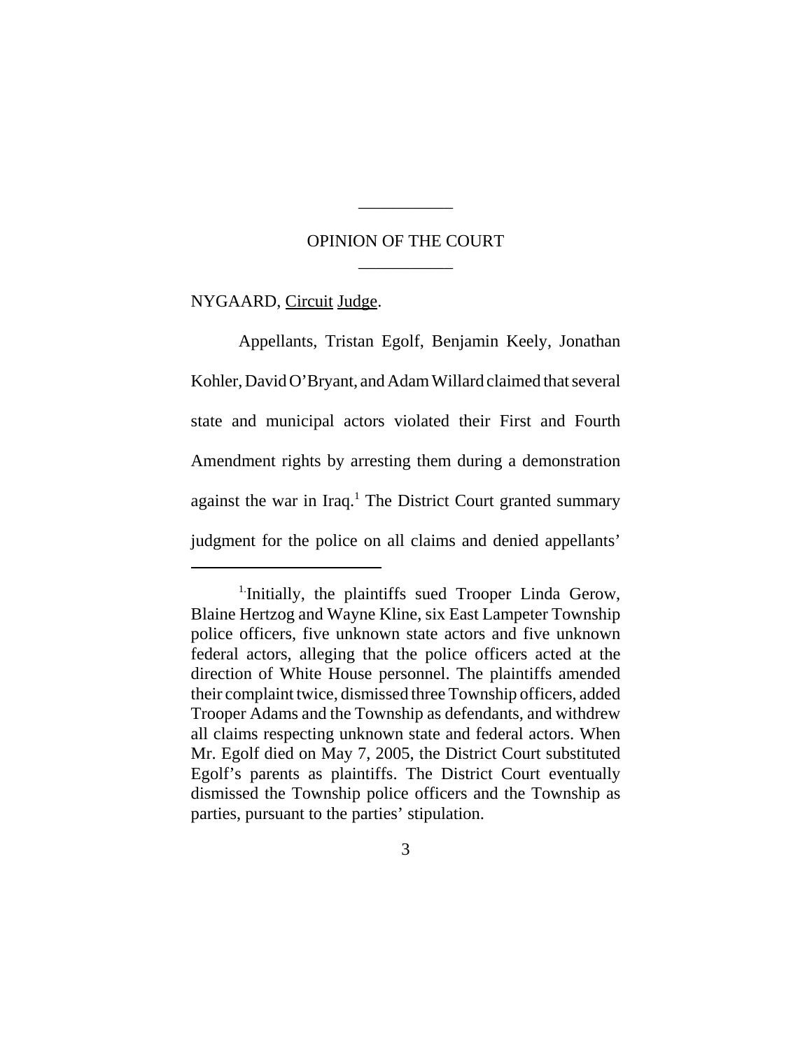OPINION OF THE COURT

NYGAARD, Circuit Judge.

Appellants, Tristan Egolf, Benjamin Keely, Jonathan Kohler, David O'Bryant, and Adam Willard claimed that several state and municipal actors violated their First and Fourth Amendment rights by arresting them during a demonstration against the war in Iraq.[1] The District Court granted summary judgment for the police on all claims and denied appellants'

[1] Initially, the plaintiffs sued Trooper Linda Gerow, Blaine Hertzog and Wayne Kline, six East Lampeter Township police officers, five unknown state actors and five unknown federal actors, alleging that the police officers acted at the direction of White House personnel. The plaintiffs amended their complaint twice, dismissed three Township officers, added Trooper Adams and the Township as defendants, and withdrew all claims respecting unknown state and federal actors. When Mr. Egolf died on May 7, 2005, the District Court substituted Egolf's parents as plaintiffs. The District Court eventually dismissed the Township police officers and the Township as parties, pursuant to the parties' stipulation.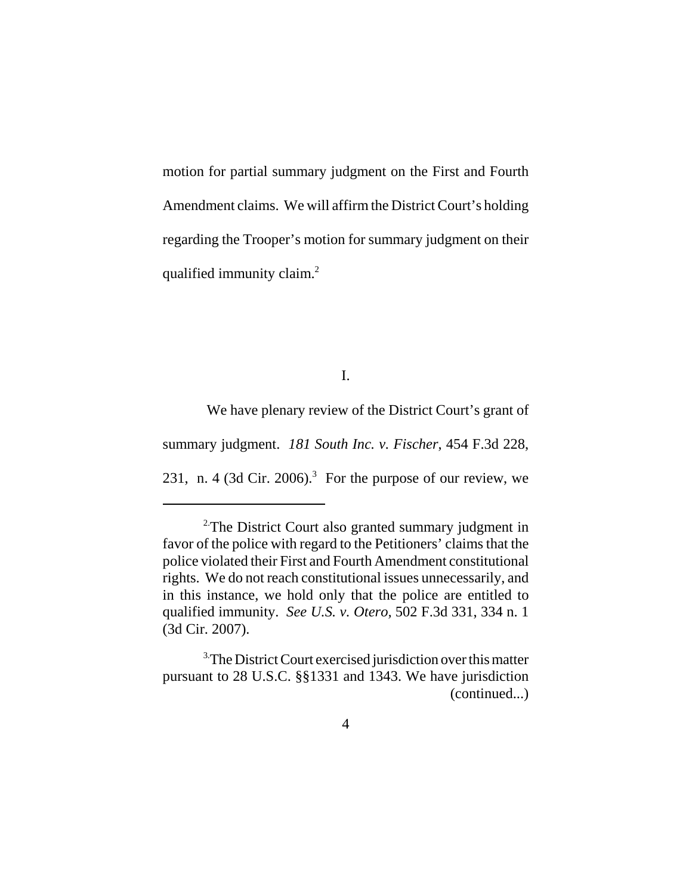motion for partial summary judgment on the First and Fourth Amendment claims. We will affirm the District Court's holding regarding the Trooper's motion for summary judgment on their qualified immunity claim.[2]

I.

We have plenary review of the District Court's grant of summary judgment. *181 South Inc. v. Fischer*, 454 F.3d 228, 231, n. 4 (3d Cir. 2006).[3] For the purpose of our review, we

---

[2] The District Court also granted summary judgment in favor of the police with regard to the Petitioners' claims that the police violated their First and Fourth Amendment constitutional rights. We do not reach constitutional issues unnecessarily, and in this instance, we hold only that the police are entitled to qualified immunity. *See U.S. v. Otero,* 502 F.3d 331, 334 n. 1 (3d Cir. 2007).

[3] The District Court exercised jurisdiction over this matter pursuant to 28 U.S.C. §§1331 and 1343. We have jurisdiction (continued...)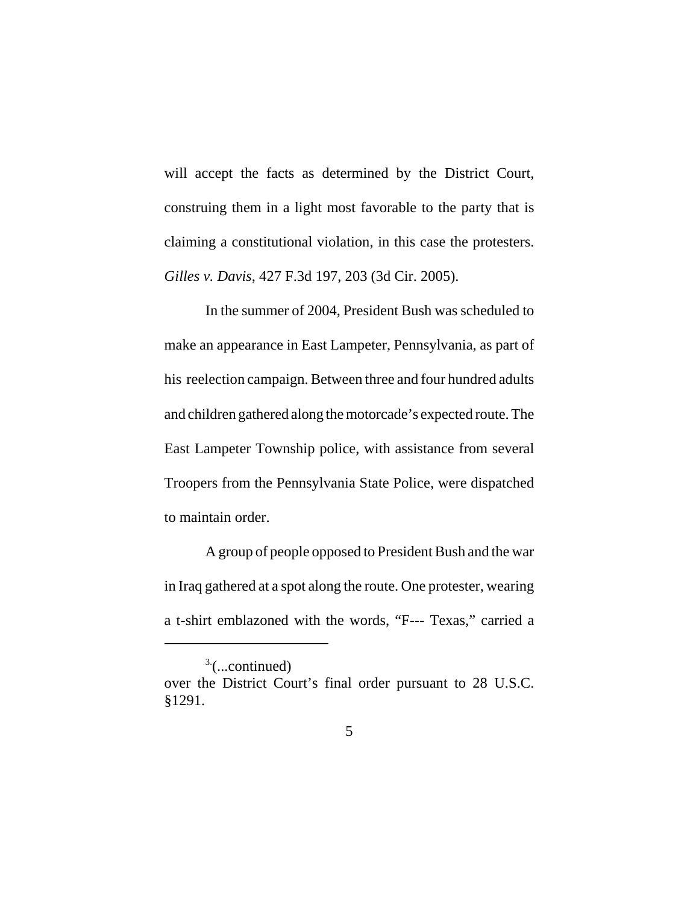will accept the facts as determined by the District Court, construing them in a light most favorable to the party that is claiming a constitutional violation, in this case the protesters. *Gilles v. Davis*, 427 F.3d 197, 203 (3d Cir. 2005).

In the summer of 2004, President Bush was scheduled to make an appearance in East Lampeter, Pennsylvania, as part of his reelection campaign. Between three and four hundred adults and children gathered along the motorcade's expected route. The East Lampeter Township police, with assistance from several Troopers from the Pennsylvania State Police, were dispatched to maintain order.

A group of people opposed to President Bush and the war in Iraq gathered at a spot along the route. One protester, wearing a t-shirt emblazoned with the words, "F--- Texas," carried a

---

[3.](...continued)
over the District Court's final order pursuant to 28 U.S.C. §1291.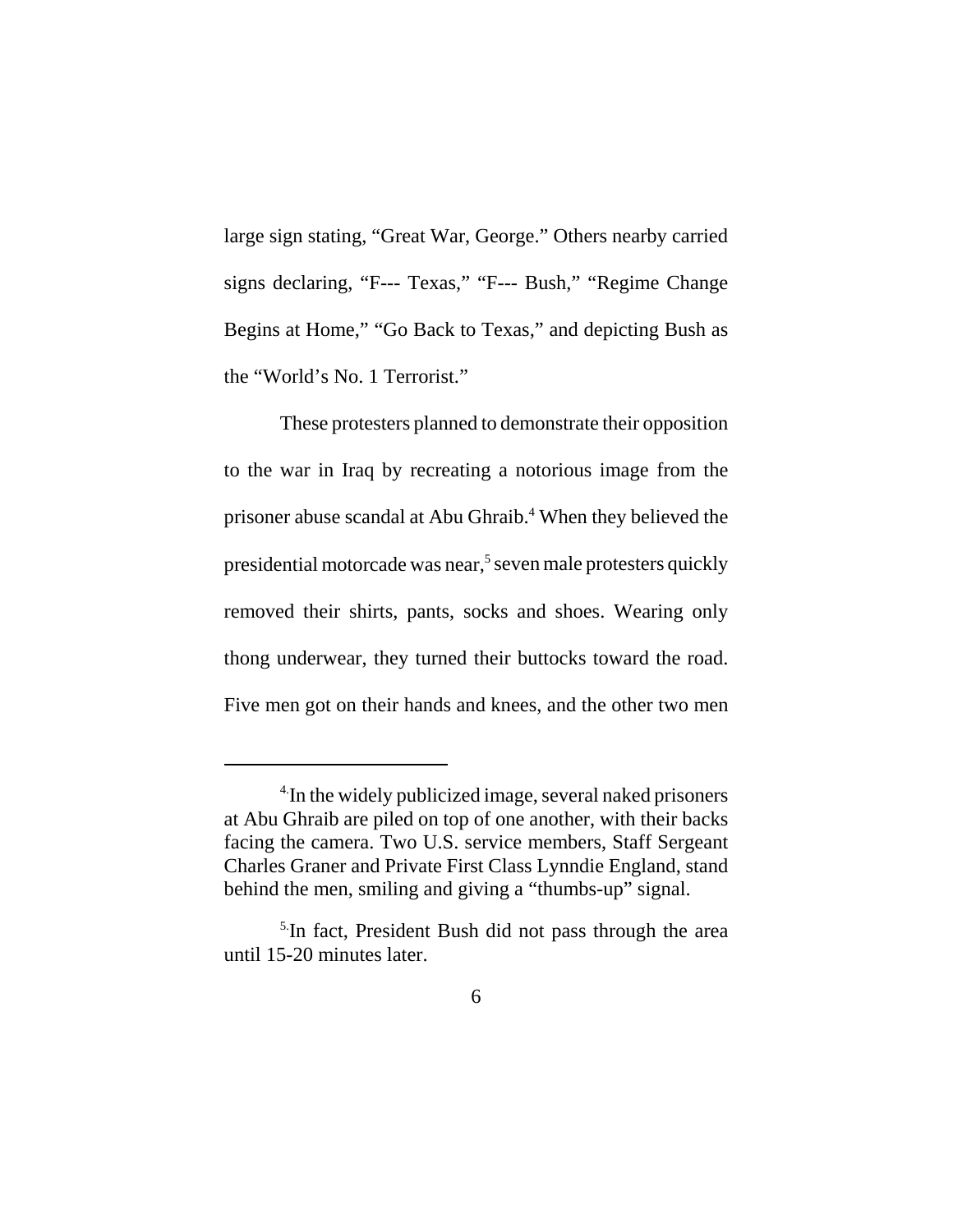large sign stating, "Great War, George." Others nearby carried signs declaring, "F--- Texas," "F--- Bush," "Regime Change Begins at Home," "Go Back to Texas," and depicting Bush as the "World's No. 1 Terrorist."

These protesters planned to demonstrate their opposition to the war in Iraq by recreating a notorious image from the prisoner abuse scandal at Abu Ghraib.[4] When they believed the presidential motorcade was near,[5] seven male protesters quickly removed their shirts, pants, socks and shoes. Wearing only thong underwear, they turned their buttocks toward the road. Five men got on their hands and knees, and the other two men

---

[4] In the widely publicized image, several naked prisoners at Abu Ghraib are piled on top of one another, with their backs facing the camera. Two U.S. service members, Staff Sergeant Charles Graner and Private First Class Lynndie England, stand behind the men, smiling and giving a "thumbs-up" signal.

[5] In fact, President Bush did not pass through the area until 15-20 minutes later.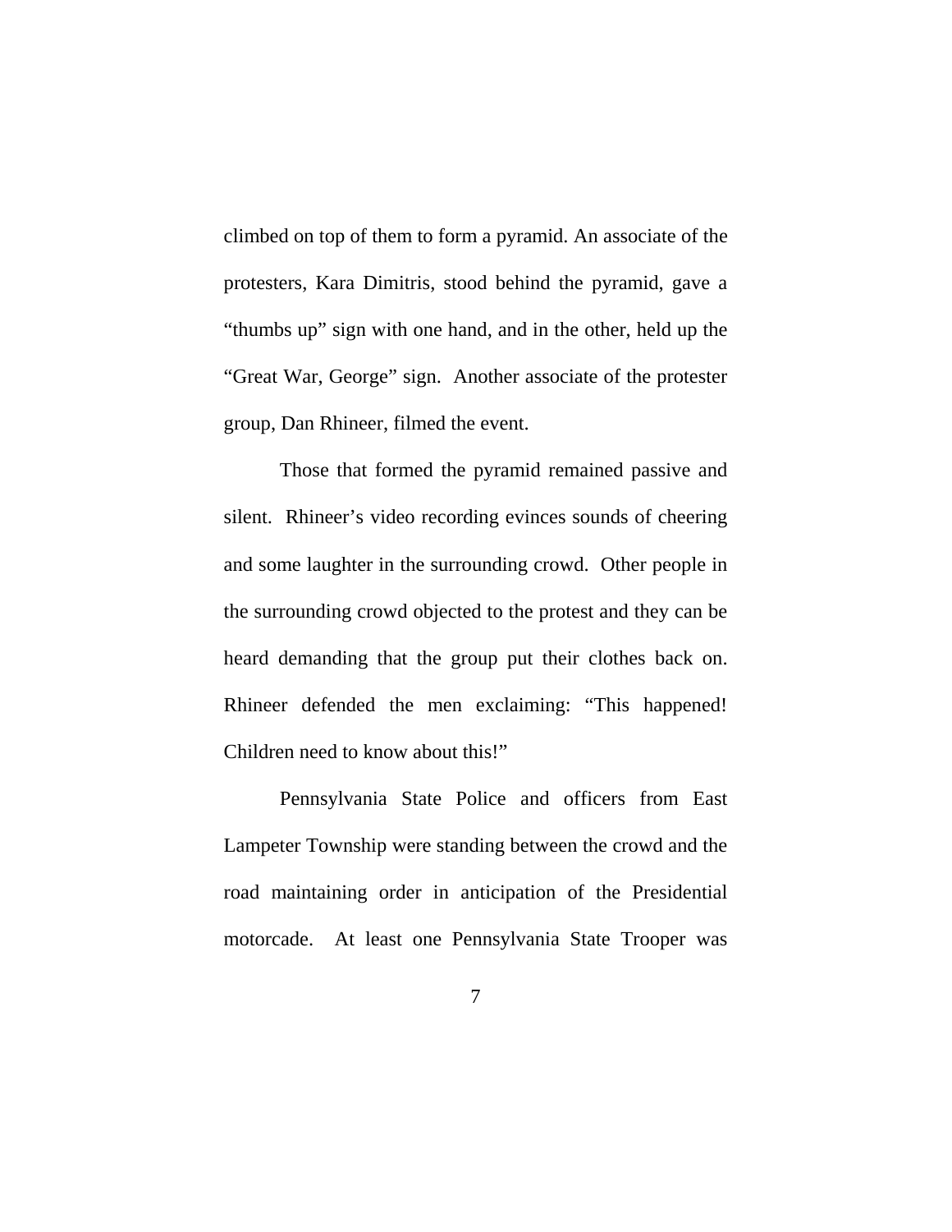climbed on top of them to form a pyramid. An associate of the protesters, Kara Dimitris, stood behind the pyramid, gave a "thumbs up" sign with one hand, and in the other, held up the "Great War, George" sign. Another associate of the protester group, Dan Rhineer, filmed the event.

Those that formed the pyramid remained passive and silent. Rhineer's video recording evinces sounds of cheering and some laughter in the surrounding crowd. Other people in the surrounding crowd objected to the protest and they can be heard demanding that the group put their clothes back on. Rhineer defended the men exclaiming: "This happened! Children need to know about this!"

Pennsylvania State Police and officers from East Lampeter Township were standing between the crowd and the road maintaining order in anticipation of the Presidential motorcade. At least one Pennsylvania State Trooper was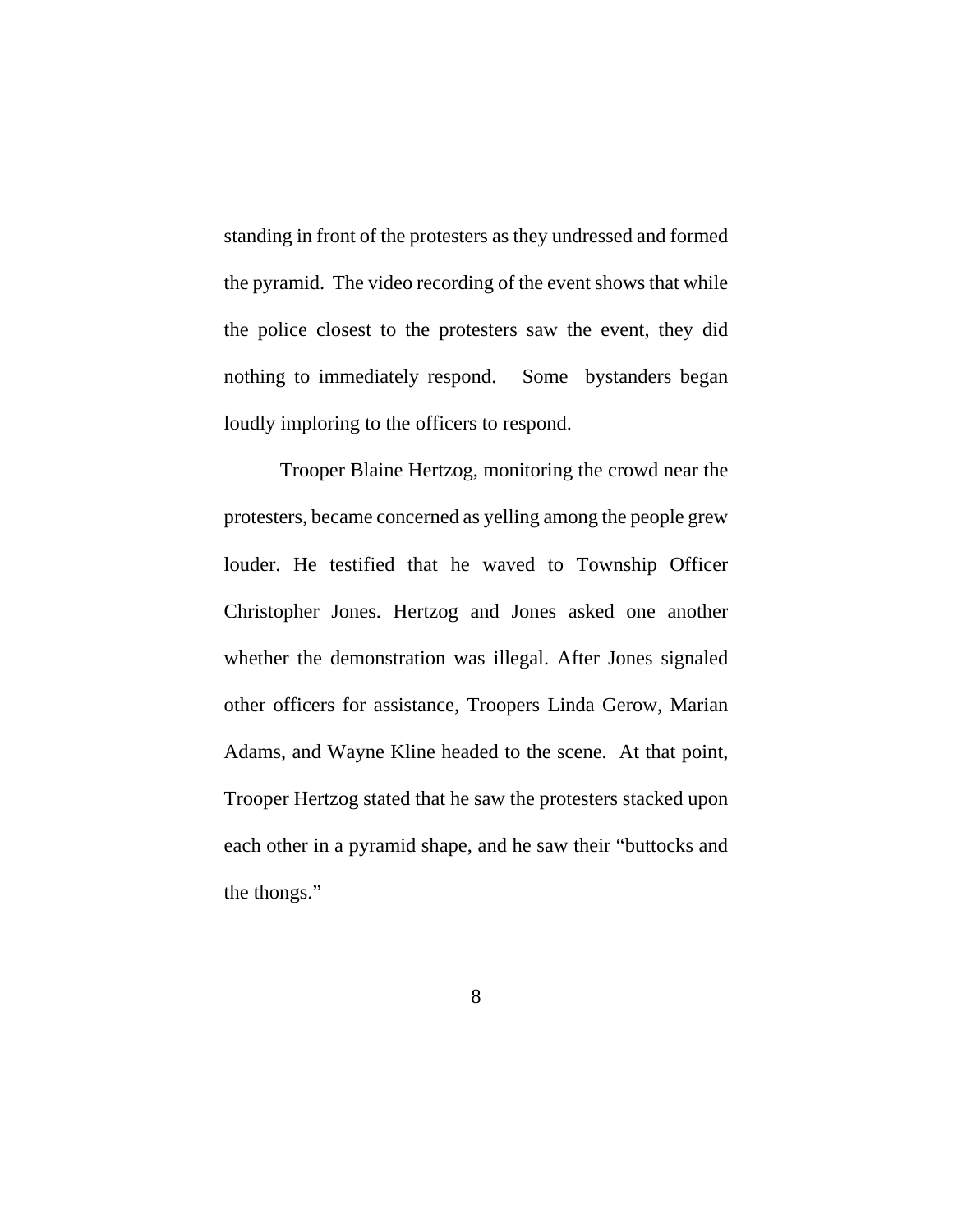standing in front of the protesters as they undressed and formed the pyramid. The video recording of the event shows that while the police closest to the protesters saw the event, they did nothing to immediately respond. Some bystanders began loudly imploring to the officers to respond.

Trooper Blaine Hertzog, monitoring the crowd near the protesters, became concerned as yelling among the people grew louder. He testified that he waved to Township Officer Christopher Jones. Hertzog and Jones asked one another whether the demonstration was illegal. After Jones signaled other officers for assistance, Troopers Linda Gerow, Marian Adams, and Wayne Kline headed to the scene. At that point, Trooper Hertzog stated that he saw the protesters stacked upon each other in a pyramid shape, and he saw their "buttocks and the thongs."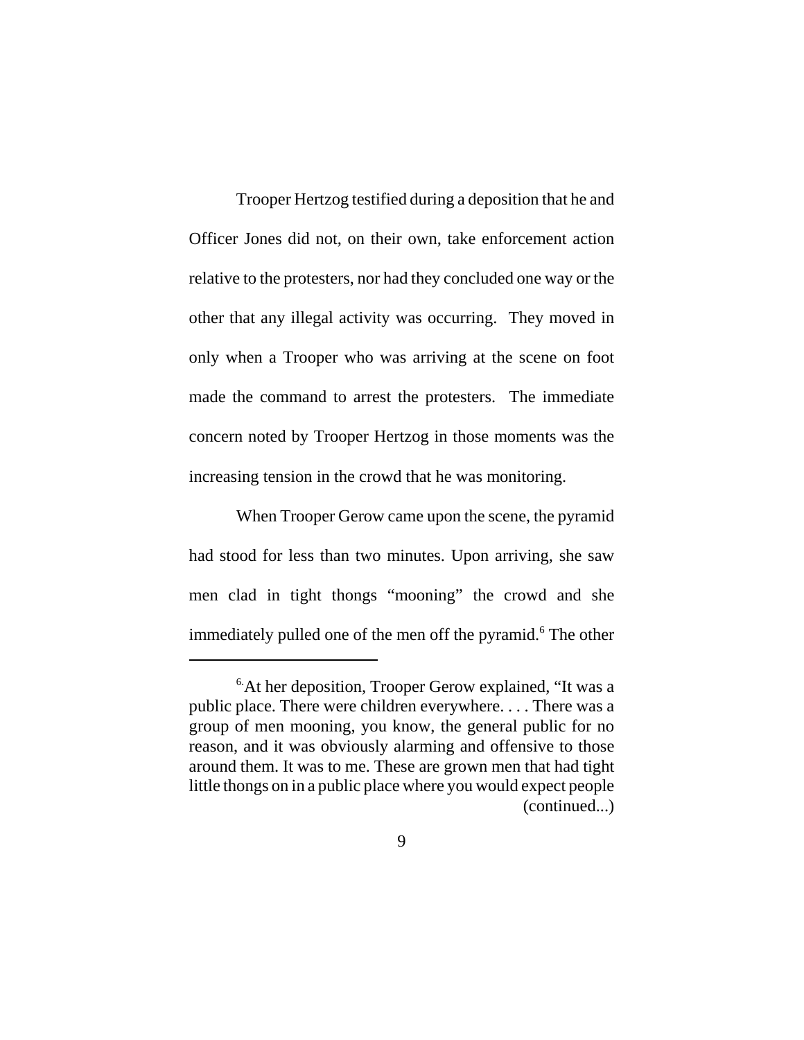Trooper Hertzog testified during a deposition that he and Officer Jones did not, on their own, take enforcement action relative to the protesters, nor had they concluded one way or the other that any illegal activity was occurring. They moved in only when a Trooper who was arriving at the scene on foot made the command to arrest the protesters. The immediate concern noted by Trooper Hertzog in those moments was the increasing tension in the crowd that he was monitoring.

When Trooper Gerow came upon the scene, the pyramid had stood for less than two minutes. Upon arriving, she saw men clad in tight thongs "mooning" the crowd and she immediately pulled one of the men off the pyramid.[6] The other

---

[6] At her deposition, Trooper Gerow explained, "It was a public place. There were children everywhere. . . . There was a group of men mooning, you know, the general public for no reason, and it was obviously alarming and offensive to those around them. It was to me. These are grown men that had tight little thongs on in a public place where you would expect people (continued...)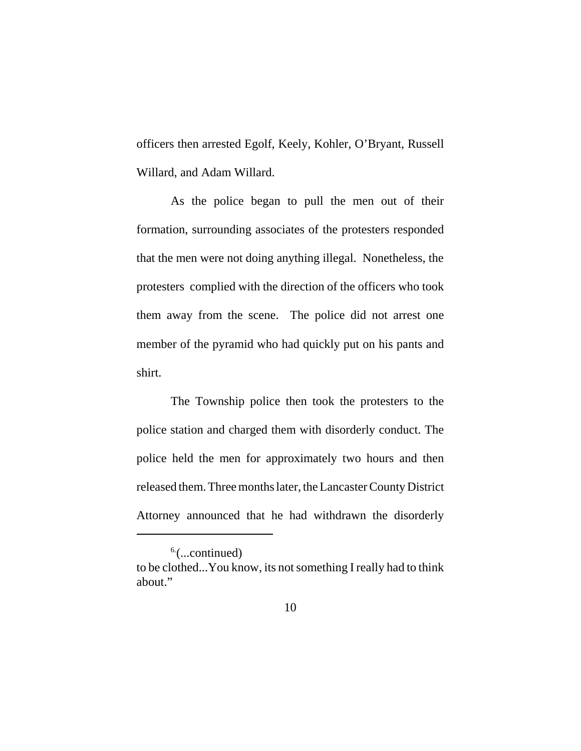officers then arrested Egolf, Keely, Kohler, O'Bryant, Russell Willard, and Adam Willard.

As the police began to pull the men out of their formation, surrounding associates of the protesters responded that the men were not doing anything illegal. Nonetheless, the protesters complied with the direction of the officers who took them away from the scene. The police did not arrest one member of the pyramid who had quickly put on his pants and shirt.

The Township police then took the protesters to the police station and charged them with disorderly conduct. The police held the men for approximately two hours and then released them. Three months later, the Lancaster County District Attorney announced that he had withdrawn the disorderly

---

[6](...continued)
to be clothed...You know, its not something I really had to think about."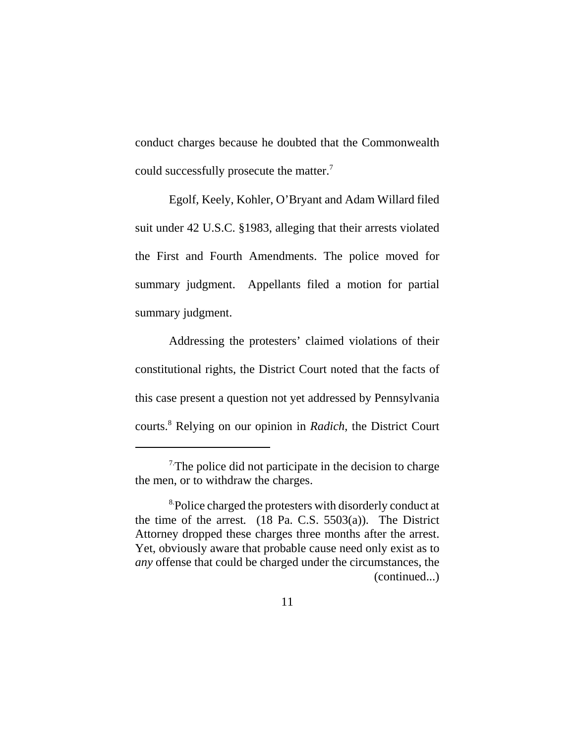conduct charges because he doubted that the Commonwealth could successfully prosecute the matter.[7]

Egolf, Keely, Kohler, O'Bryant and Adam Willard filed suit under 42 U.S.C. §1983, alleging that their arrests violated the First and Fourth Amendments. The police moved for summary judgment. Appellants filed a motion for partial summary judgment.

Addressing the protesters' claimed violations of their constitutional rights, the District Court noted that the facts of this case present a question not yet addressed by Pennsylvania courts.[8] Relying on our opinion in *Radich*, the District Court

---

[7] The police did not participate in the decision to charge the men, or to withdraw the charges.

[8] Police charged the protesters with disorderly conduct at the time of the arrest. (18 Pa. C.S. 5503(a)). The District Attorney dropped these charges three months after the arrest. Yet, obviously aware that probable cause need only exist as to *any* offense that could be charged under the circumstances, the (continued...)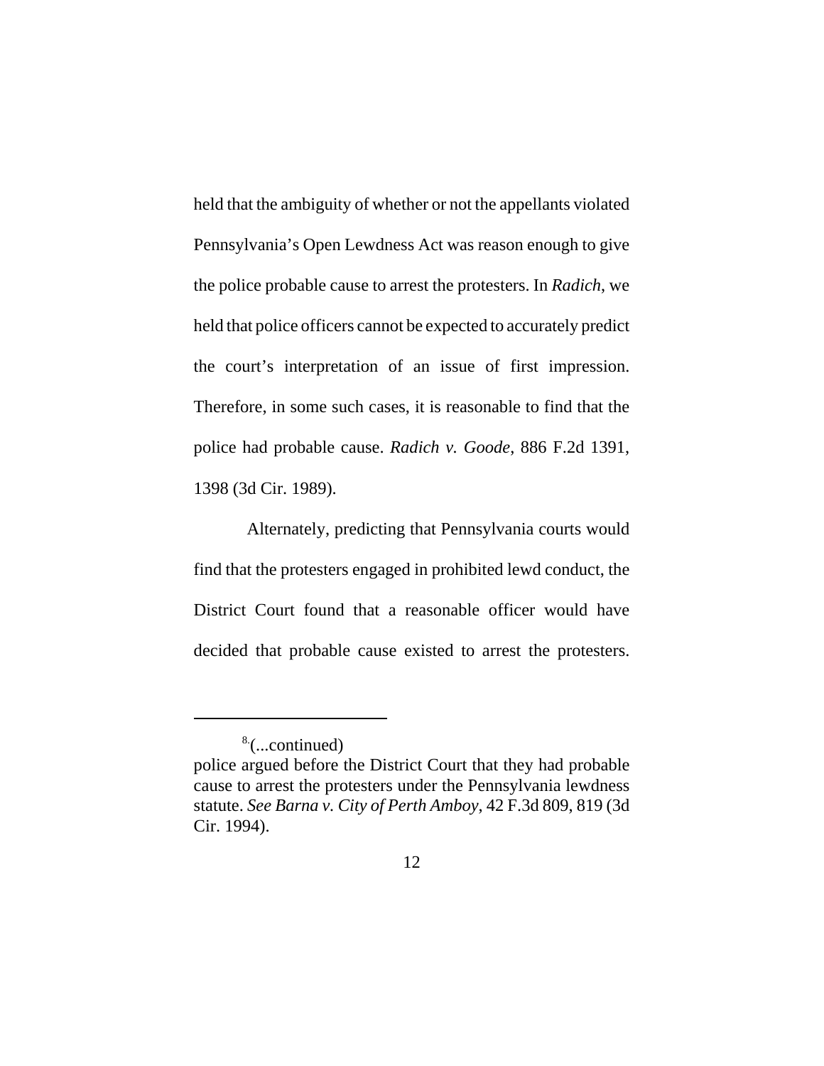held that the ambiguity of whether or not the appellants violated Pennsylvania's Open Lewdness Act was reason enough to give the police probable cause to arrest the protesters. In *Radich*, we held that police officers cannot be expected to accurately predict the court's interpretation of an issue of first impression. Therefore, in some such cases, it is reasonable to find that the police had probable cause. *Radich v. Goode*, 886 F.2d 1391, 1398 (3d Cir. 1989).

Alternately, predicting that Pennsylvania courts would find that the protesters engaged in prohibited lewd conduct, the District Court found that a reasonable officer would have decided that probable cause existed to arrest the protesters.

---

[8](...continued)
police argued before the District Court that they had probable cause to arrest the protesters under the Pennsylvania lewdness statute. *See Barna v. City of Perth Amboy*, 42 F.3d 809, 819 (3d Cir. 1994).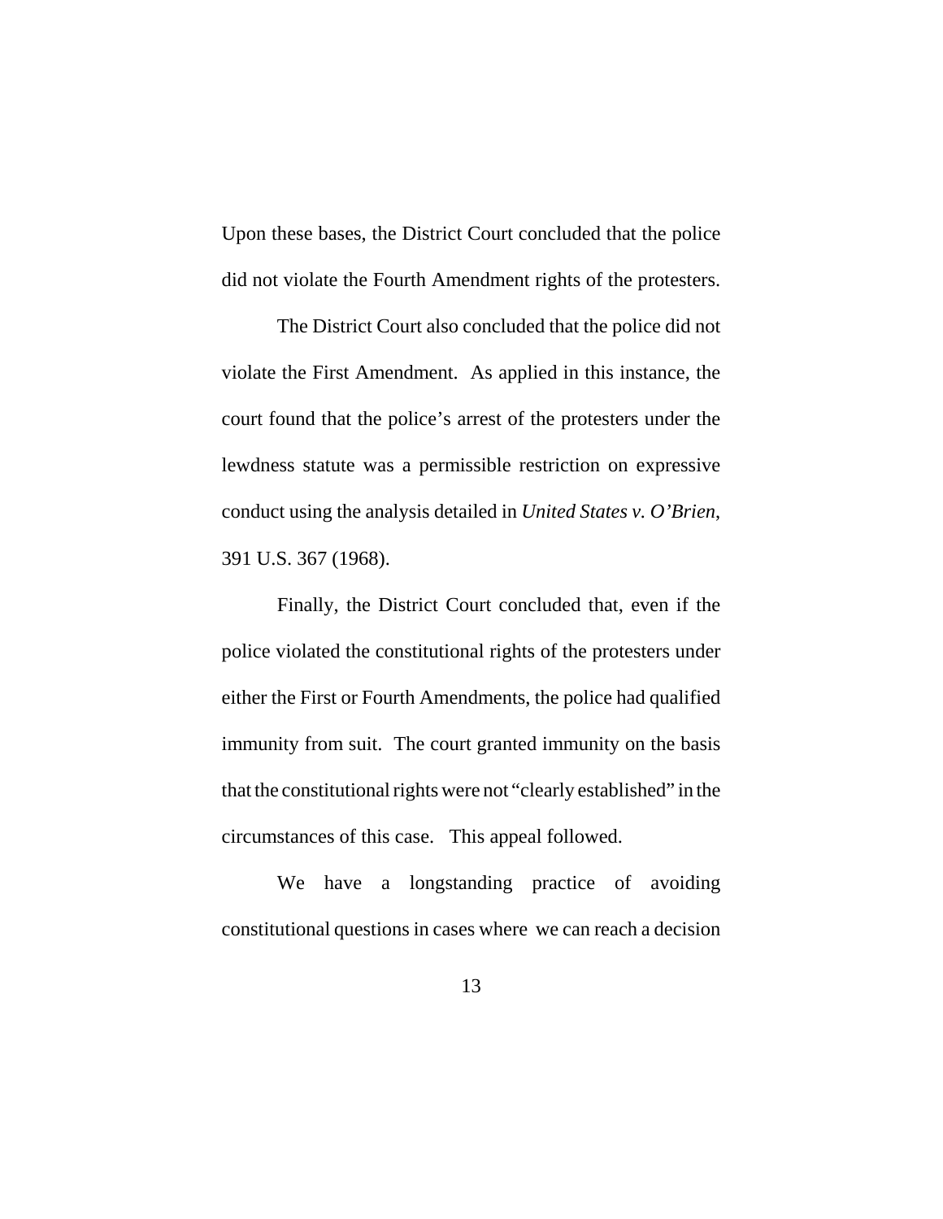Upon these bases, the District Court concluded that the police did not violate the Fourth Amendment rights of the protesters.

The District Court also concluded that the police did not violate the First Amendment. As applied in this instance, the court found that the police's arrest of the protesters under the lewdness statute was a permissible restriction on expressive conduct using the analysis detailed in *United States v. O'Brien*, 391 U.S. 367 (1968).

Finally, the District Court concluded that, even if the police violated the constitutional rights of the protesters under either the First or Fourth Amendments, the police had qualified immunity from suit. The court granted immunity on the basis that the constitutional rights were not "clearly established" in the circumstances of this case. This appeal followed.

We have a longstanding practice of avoiding constitutional questions in cases where we can reach a decision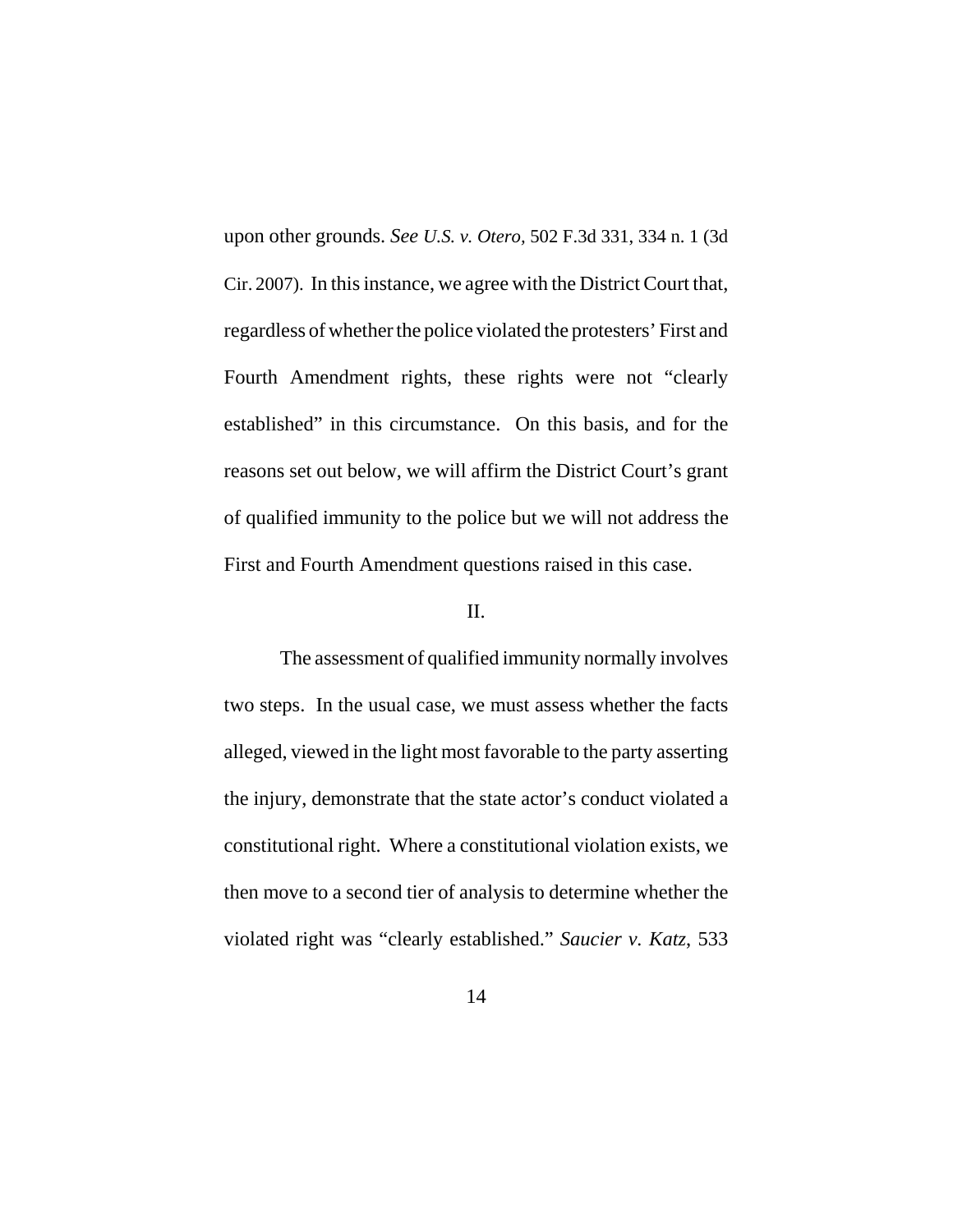upon other grounds. *See U.S. v. Otero*, 502 F.3d 331, 334 n. 1 (3d Cir. 2007). In this instance, we agree with the District Court that, regardless of whether the police violated the protesters' First and Fourth Amendment rights, these rights were not "clearly established" in this circumstance. On this basis, and for the reasons set out below, we will affirm the District Court's grant of qualified immunity to the police but we will not address the First and Fourth Amendment questions raised in this case.

## II.

The assessment of qualified immunity normally involves two steps. In the usual case, we must assess whether the facts alleged, viewed in the light most favorable to the party asserting the injury, demonstrate that the state actor's conduct violated a constitutional right. Where a constitutional violation exists, we then move to a second tier of analysis to determine whether the violated right was "clearly established." *Saucier v. Katz*, 533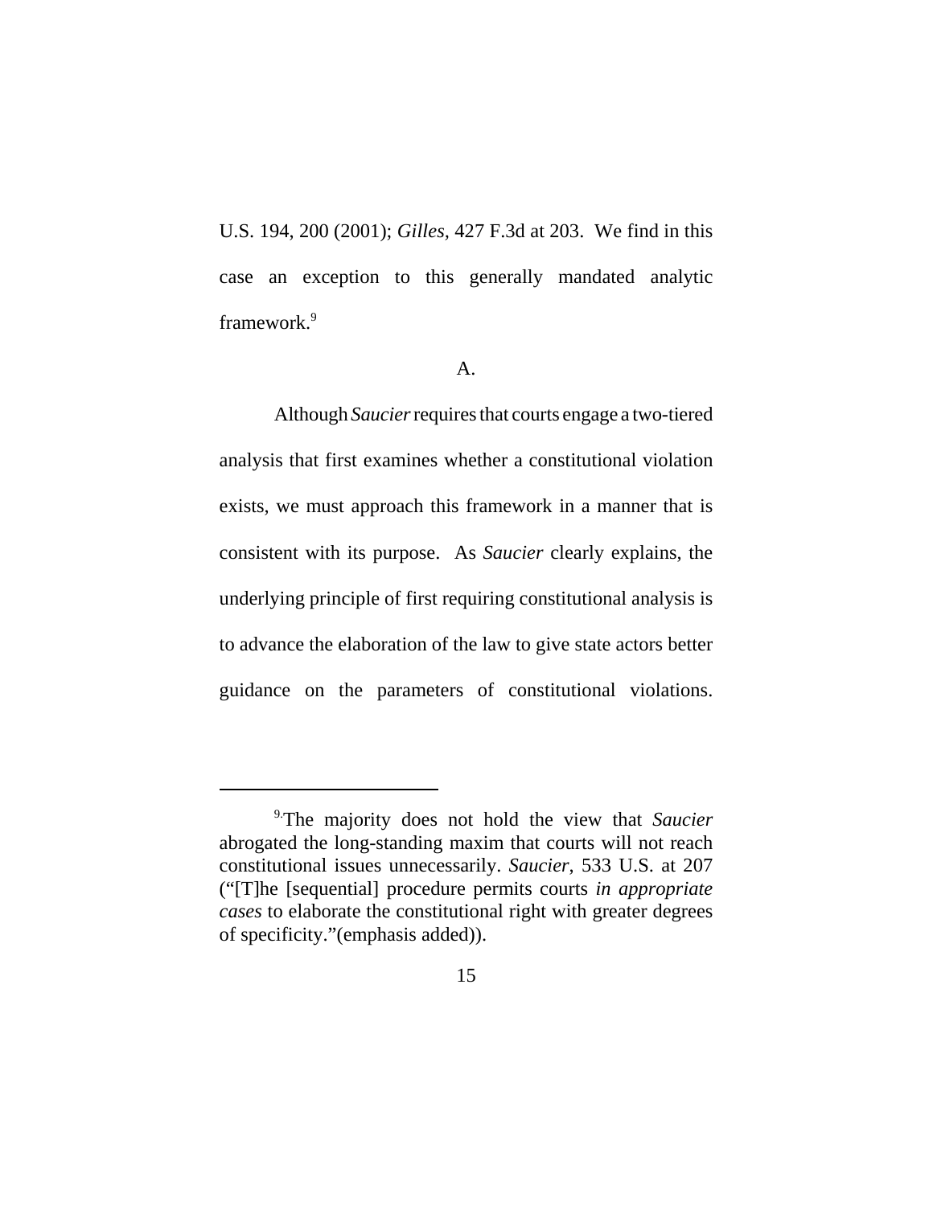U.S. 194, 200 (2001); *Gilles*, 427 F.3d at 203. We find in this case an exception to this generally mandated analytic framework.[9]

A.

Although *Saucier* requires that courts engage a two-tiered analysis that first examines whether a constitutional violation exists, we must approach this framework in a manner that is consistent with its purpose. As *Saucier* clearly explains, the underlying principle of first requiring constitutional analysis is to advance the elaboration of the law to give state actors better guidance on the parameters of constitutional violations.

---

[9] The majority does not hold the view that *Saucier* abrogated the long-standing maxim that courts will not reach constitutional issues unnecessarily. *Saucier*, 533 U.S. at 207 ("[T]he [sequential] procedure permits courts *in appropriate cases* to elaborate the constitutional right with greater degrees of specificity."(emphasis added)).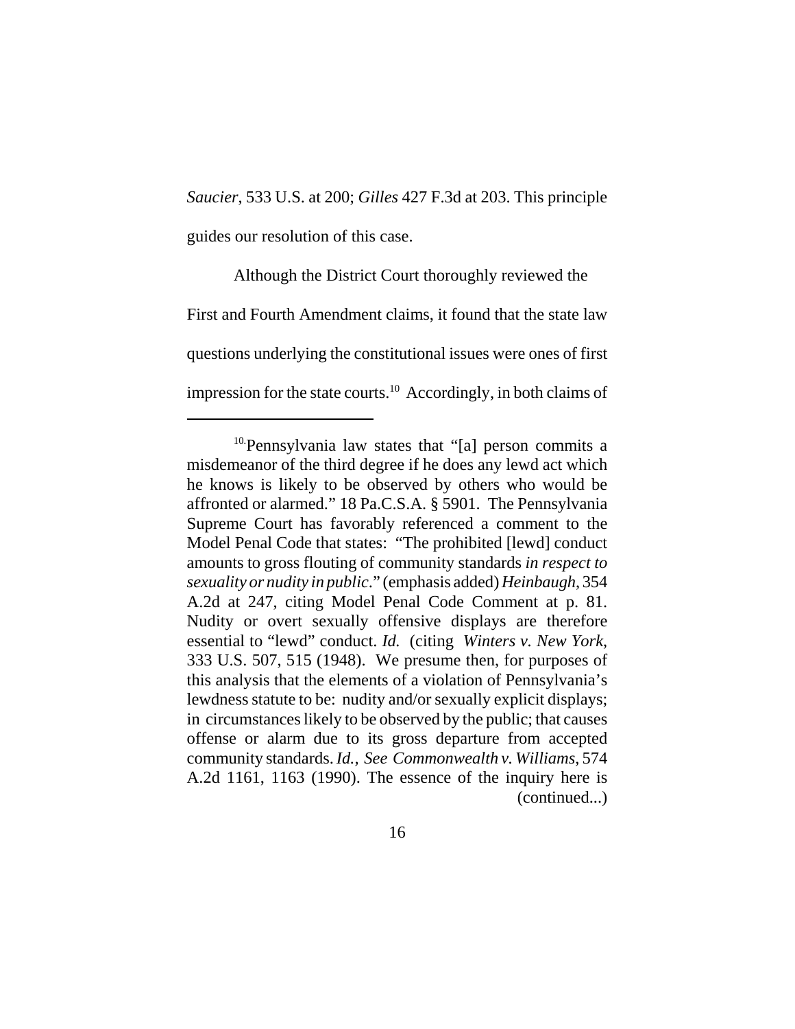*Saucier*, 533 U.S. at 200; *Gilles* 427 F.3d at 203. This principle guides our resolution of this case.

Although the District Court thoroughly reviewed the First and Fourth Amendment claims, it found that the state law questions underlying the constitutional issues were ones of first impression for the state courts.[10] Accordingly, in both claims of

---

[10] Pennsylvania law states that "[a] person commits a misdemeanor of the third degree if he does any lewd act which he knows is likely to be observed by others who would be affronted or alarmed." 18 Pa.C.S.A. § 5901. The Pennsylvania Supreme Court has favorably referenced a comment to the Model Penal Code that states: "The prohibited [lewd] conduct amounts to gross flouting of community standards *in respect to sexuality or nudity in public*." (emphasis added) *Heinbaugh*, 354 A.2d at 247, citing Model Penal Code Comment at p. 81. Nudity or overt sexually offensive displays are therefore essential to "lewd" conduct. *Id.* (citing *Winters v. New York*, 333 U.S. 507, 515 (1948). We presume then, for purposes of this analysis that the elements of a violation of Pennsylvania's lewdness statute to be: nudity and/or sexually explicit displays; in circumstances likely to be observed by the public; that causes offense or alarm due to its gross departure from accepted community standards. *Id., See Commonwealth v. Williams*, 574 A.2d 1161, 1163 (1990). The essence of the inquiry here is (continued...)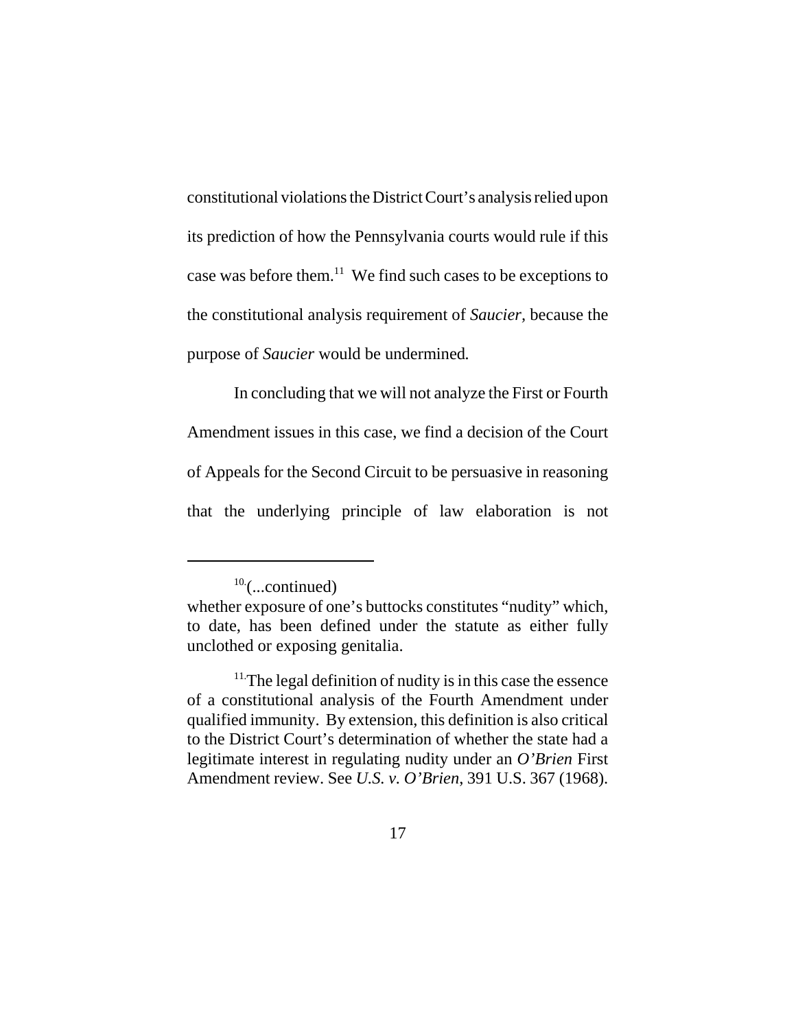constitutional violations the District Court's analysis relied upon its prediction of how the Pennsylvania courts would rule if this case was before them.[11] We find such cases to be exceptions to the constitutional analysis requirement of *Saucier*, because the purpose of *Saucier* would be undermined.

In concluding that we will not analyze the First or Fourth Amendment issues in this case, we find a decision of the Court of Appeals for the Second Circuit to be persuasive in reasoning that the underlying principle of law elaboration is not

---

[10](...continued) whether exposure of one's buttocks constitutes "nudity" which, to date, has been defined under the statute as either fully unclothed or exposing genitalia.

[11] The legal definition of nudity is in this case the essence of a constitutional analysis of the Fourth Amendment under qualified immunity. By extension, this definition is also critical to the District Court's determination of whether the state had a legitimate interest in regulating nudity under an *O'Brien* First Amendment review. See *U.S. v. O'Brien*, 391 U.S. 367 (1968).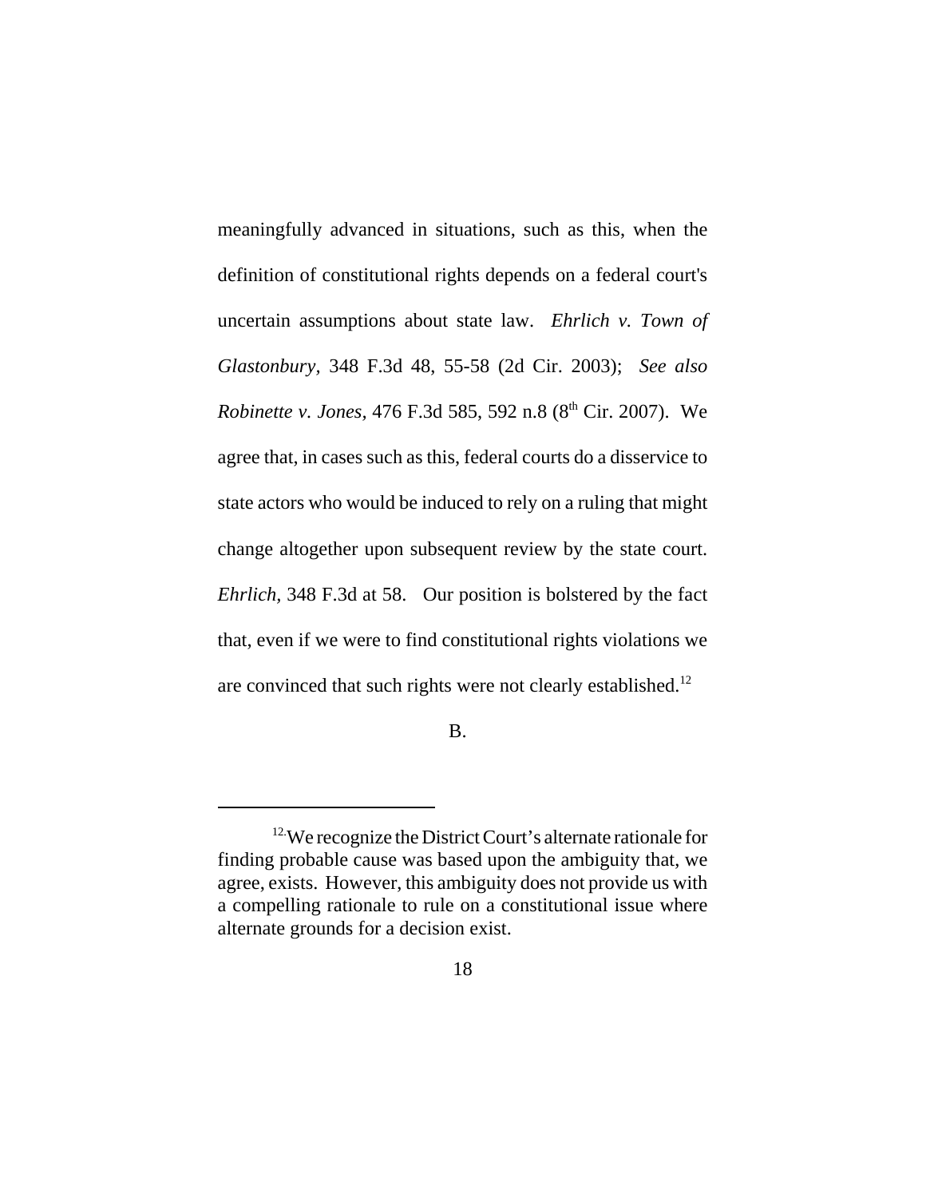meaningfully advanced in situations, such as this, when the definition of constitutional rights depends on a federal court's uncertain assumptions about state law. *Ehrlich v. Town of Glastonbury,* 348 F.3d 48, 55-58 (2d Cir. 2003); *See also Robinette v. Jones,* 476 F.3d 585, 592 n.8 (8th Cir. 2007). We agree that, in cases such as this, federal courts do a disservice to state actors who would be induced to rely on a ruling that might change altogether upon subsequent review by the state court. *Ehrlich,* 348 F.3d at 58. Our position is bolstered by the fact that, even if we were to find constitutional rights violations we are convinced that such rights were not clearly established.[12]

B.

[12] We recognize the District Court's alternate rationale for finding probable cause was based upon the ambiguity that, we agree, exists. However, this ambiguity does not provide us with a compelling rationale to rule on a constitutional issue where alternate grounds for a decision exist.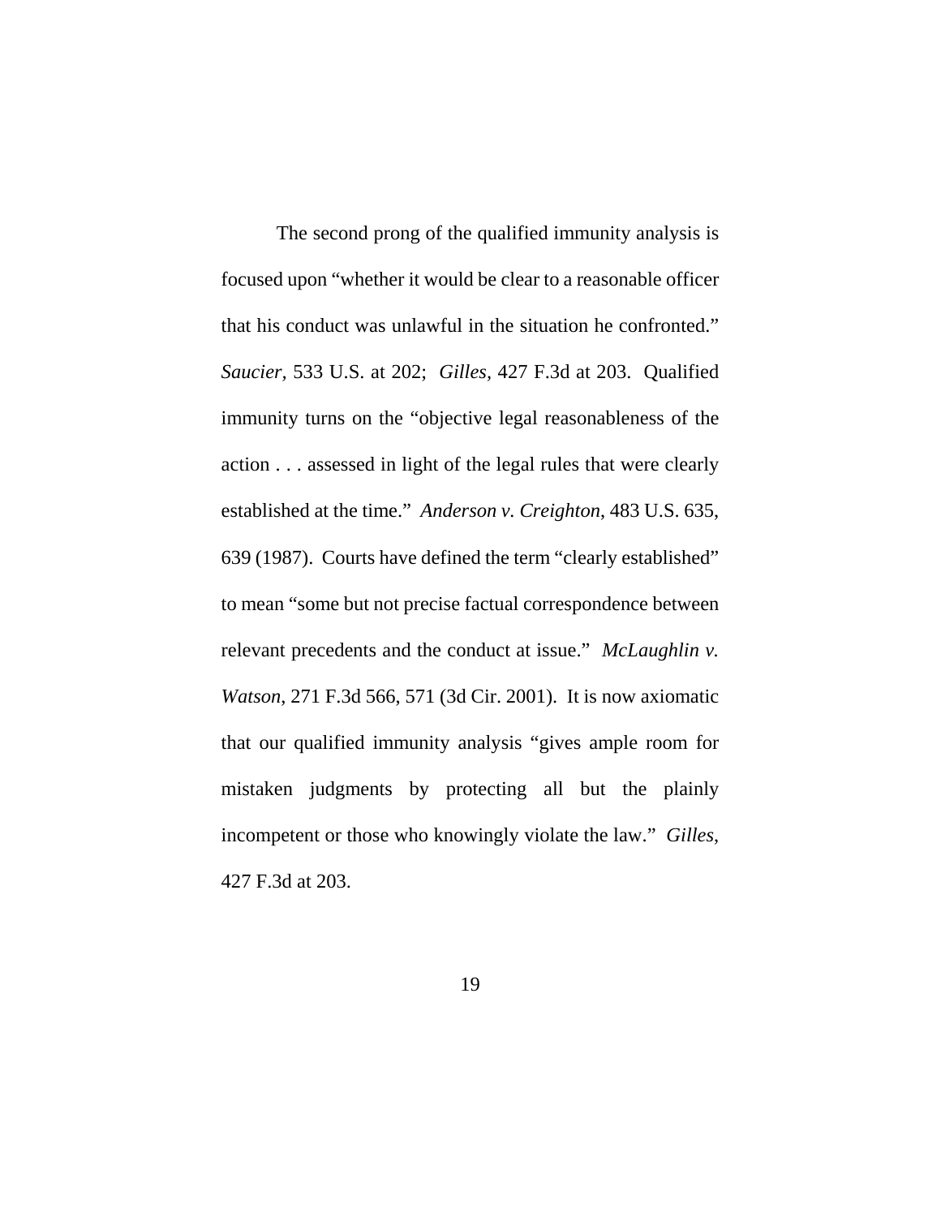The second prong of the qualified immunity analysis is focused upon "whether it would be clear to a reasonable officer that his conduct was unlawful in the situation he confronted." *Saucier*, 533 U.S. at 202; *Gilles*, 427 F.3d at 203. Qualified immunity turns on the "objective legal reasonableness of the action . . . assessed in light of the legal rules that were clearly established at the time." *Anderson v. Creighton*, 483 U.S. 635, 639 (1987). Courts have defined the term "clearly established" to mean "some but not precise factual correspondence between relevant precedents and the conduct at issue." *McLaughlin v. Watson*, 271 F.3d 566, 571 (3d Cir. 2001). It is now axiomatic that our qualified immunity analysis "gives ample room for mistaken judgments by protecting all but the plainly incompetent or those who knowingly violate the law." *Gilles*, 427 F.3d at 203.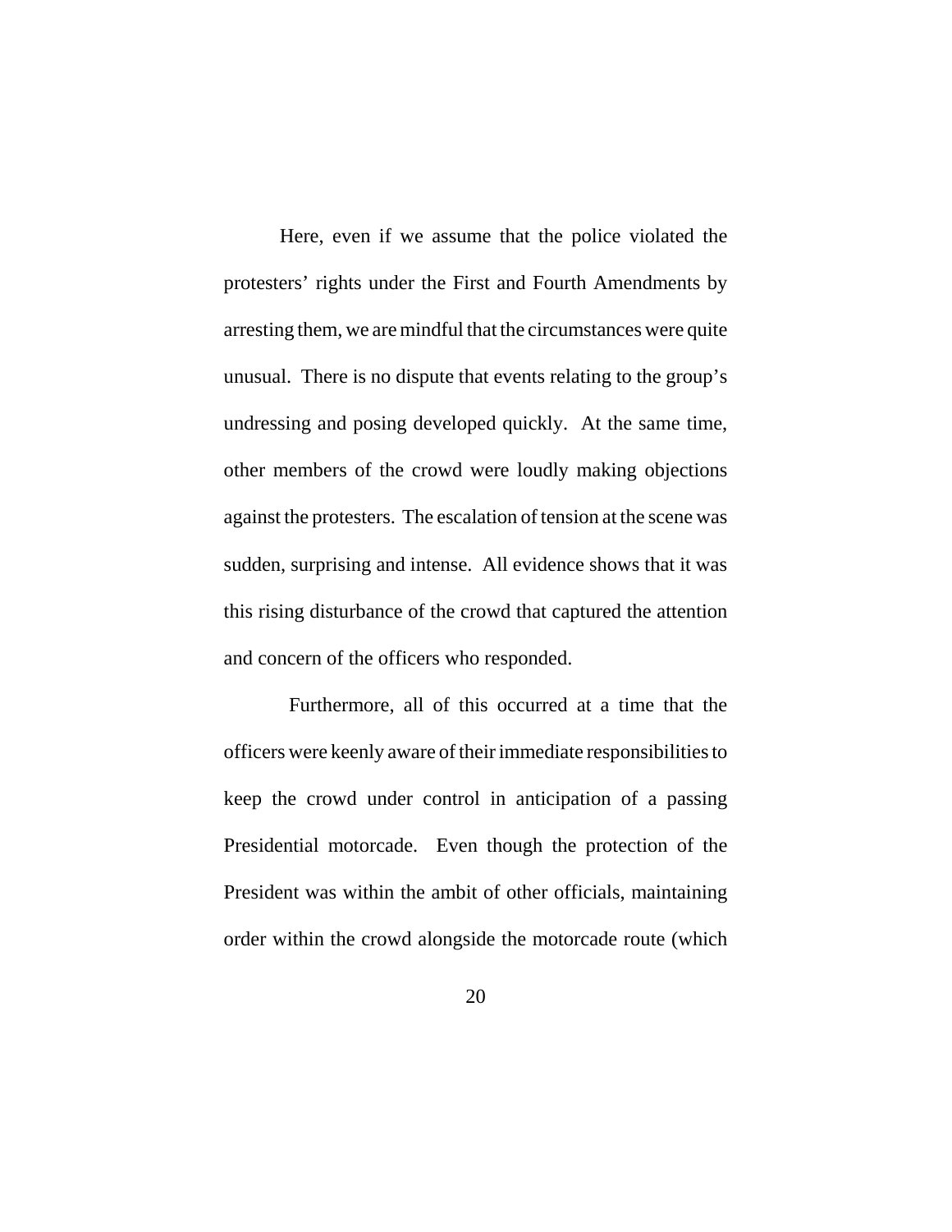Here, even if we assume that the police violated the protesters' rights under the First and Fourth Amendments by arresting them, we are mindful that the circumstances were quite unusual. There is no dispute that events relating to the group's undressing and posing developed quickly. At the same time, other members of the crowd were loudly making objections against the protesters. The escalation of tension at the scene was sudden, surprising and intense. All evidence shows that it was this rising disturbance of the crowd that captured the attention and concern of the officers who responded.

Furthermore, all of this occurred at a time that the officers were keenly aware of their immediate responsibilities to keep the crowd under control in anticipation of a passing Presidential motorcade. Even though the protection of the President was within the ambit of other officials, maintaining order within the crowd alongside the motorcade route (which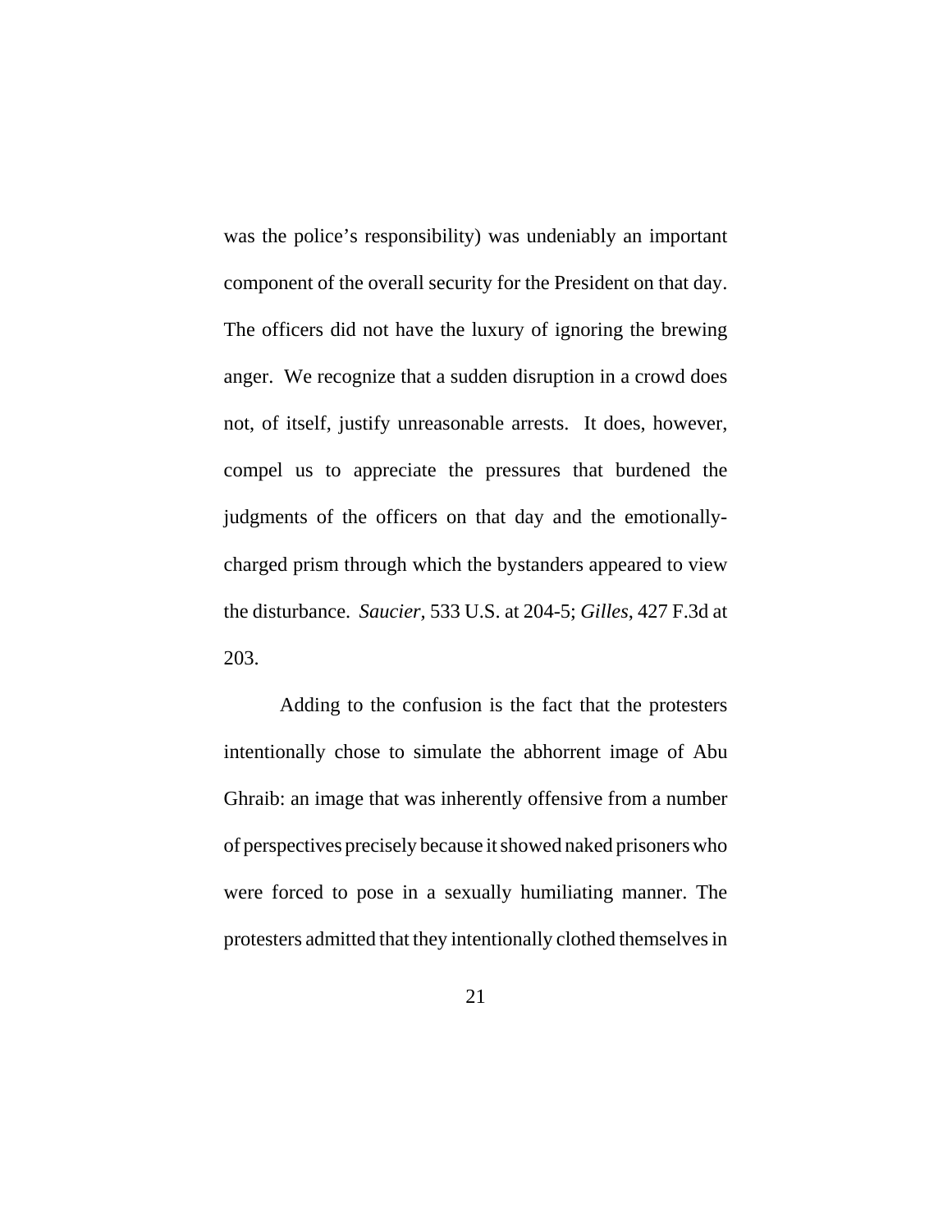was the police's responsibility) was undeniably an important component of the overall security for the President on that day. The officers did not have the luxury of ignoring the brewing anger. We recognize that a sudden disruption in a crowd does not, of itself, justify unreasonable arrests. It does, however, compel us to appreciate the pressures that burdened the judgments of the officers on that day and the emotionally-charged prism through which the bystanders appeared to view the disturbance. *Saucier*, 533 U.S. at 204-5; *Gilles*, 427 F.3d at 203.

Adding to the confusion is the fact that the protesters intentionally chose to simulate the abhorrent image of Abu Ghraib: an image that was inherently offensive from a number of perspectives precisely because it showed naked prisoners who were forced to pose in a sexually humiliating manner. The protesters admitted that they intentionally clothed themselves in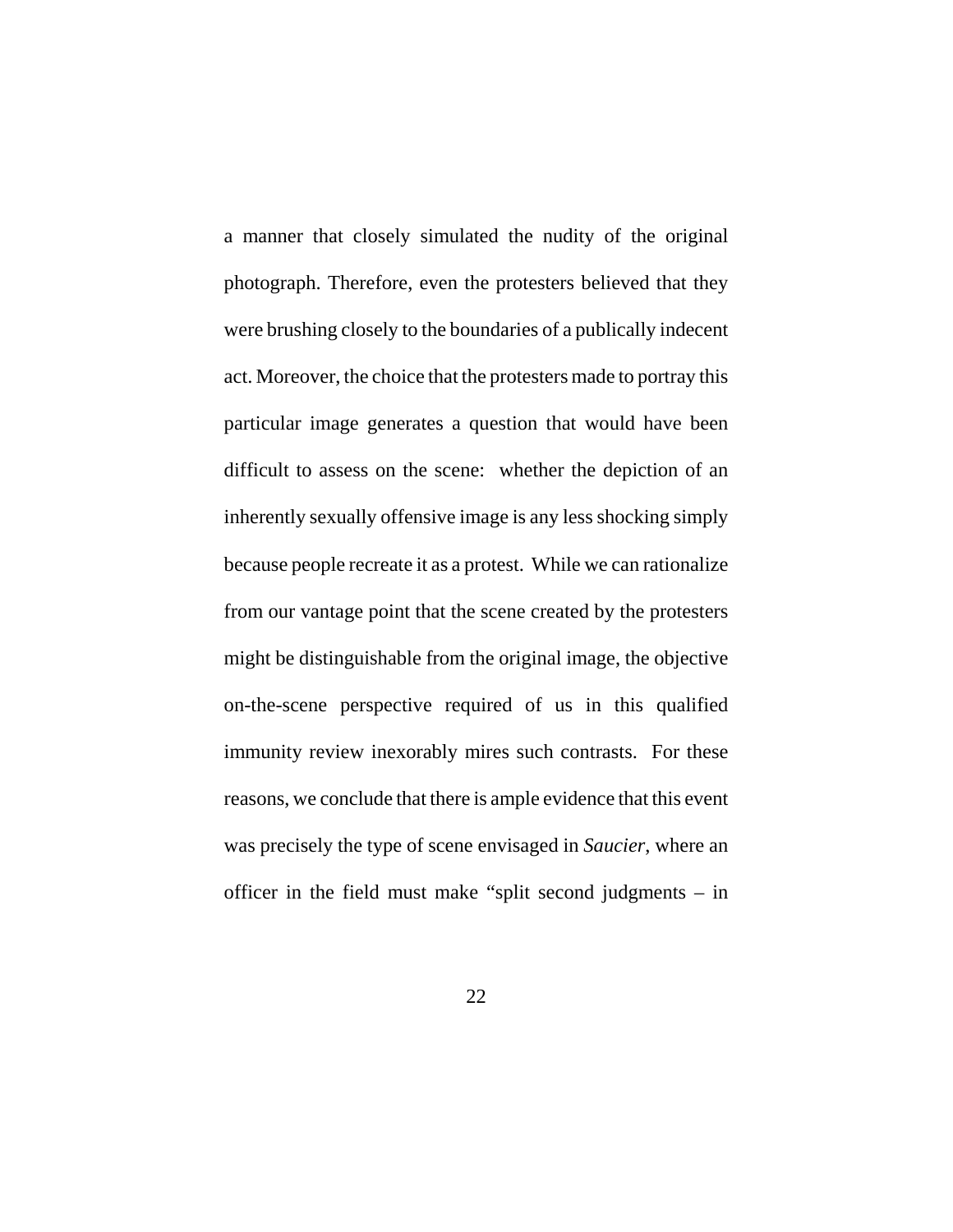a manner that closely simulated the nudity of the original photograph. Therefore, even the protesters believed that they were brushing closely to the boundaries of a publically indecent act. Moreover, the choice that the protesters made to portray this particular image generates a question that would have been difficult to assess on the scene: whether the depiction of an inherently sexually offensive image is any less shocking simply because people recreate it as a protest. While we can rationalize from our vantage point that the scene created by the protesters might be distinguishable from the original image, the objective on-the-scene perspective required of us in this qualified immunity review inexorably mires such contrasts. For these reasons, we conclude that there is ample evidence that this event was precisely the type of scene envisaged in *Saucier*, where an officer in the field must make "split second judgments – in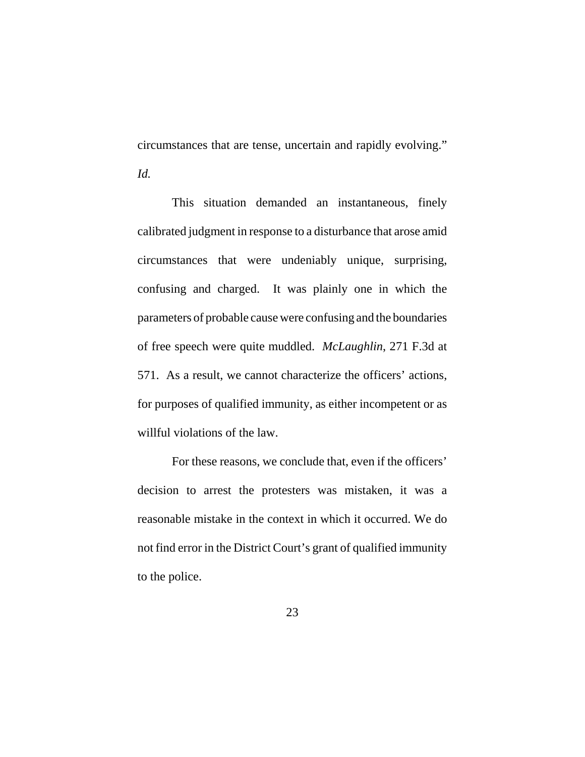circumstances that are tense, uncertain and rapidly evolving." *Id.*

This situation demanded an instantaneous, finely calibrated judgment in response to a disturbance that arose amid circumstances that were undeniably unique, surprising, confusing and charged. It was plainly one in which the parameters of probable cause were confusing and the boundaries of free speech were quite muddled. *McLaughlin*, 271 F.3d at 571. As a result, we cannot characterize the officers' actions, for purposes of qualified immunity, as either incompetent or as willful violations of the law.

For these reasons, we conclude that, even if the officers' decision to arrest the protesters was mistaken, it was a reasonable mistake in the context in which it occurred. We do not find error in the District Court's grant of qualified immunity to the police.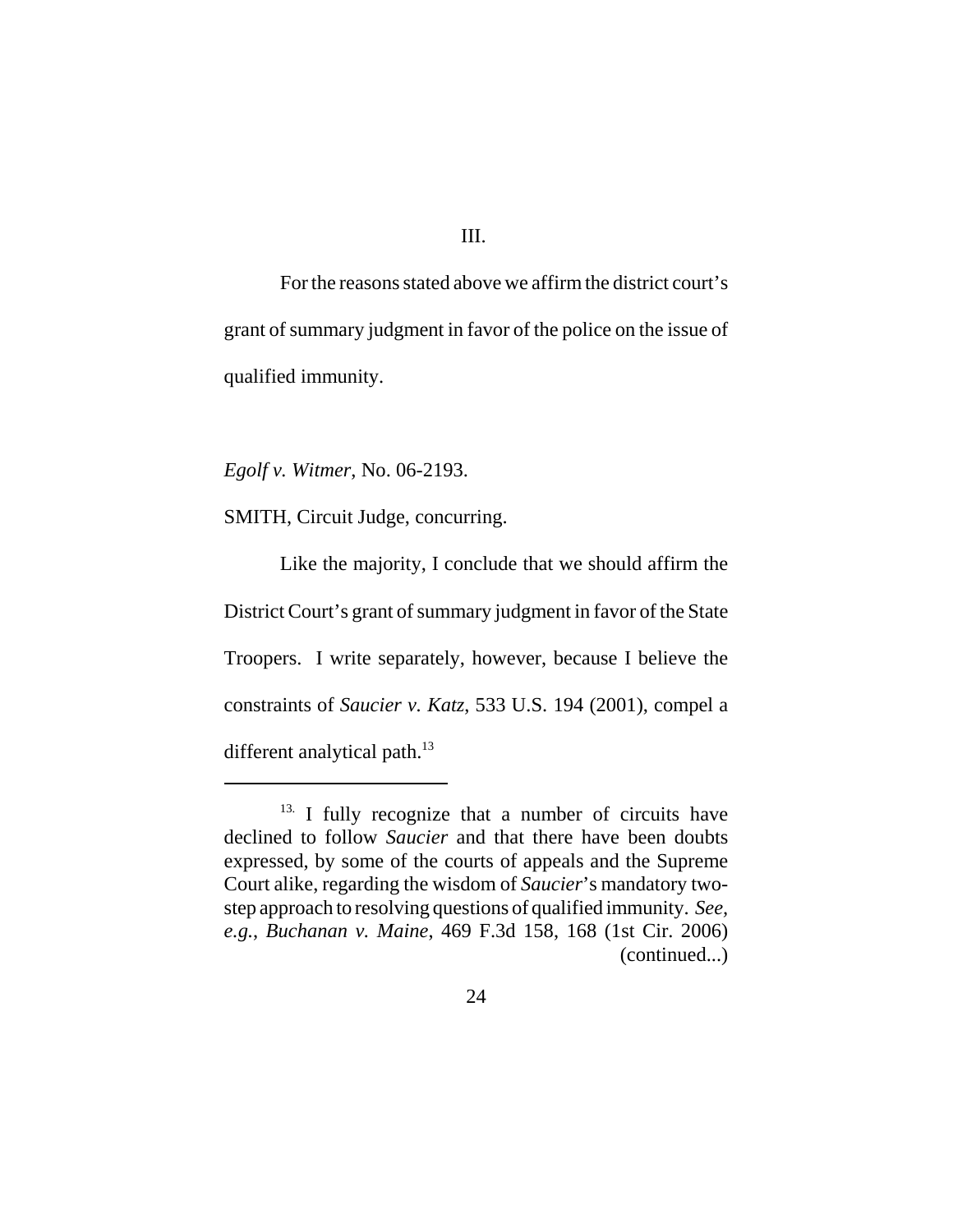III.

For the reasons stated above we affirm the district court's grant of summary judgment in favor of the police on the issue of qualified immunity.

*Egolf v. Witmer*, No. 06-2193.

SMITH, Circuit Judge, concurring.

Like the majority, I conclude that we should affirm the District Court's grant of summary judgment in favor of the State Troopers. I write separately, however, because I believe the constraints of *Saucier v. Katz*, 533 U.S. 194 (2001), compel a different analytical path.[13]

---

[13] I fully recognize that a number of circuits have declined to follow *Saucier* and that there have been doubts expressed, by some of the courts of appeals and the Supreme Court alike, regarding the wisdom of *Saucier*'s mandatory two-step approach to resolving questions of qualified immunity. *See, e.g.*, *Buchanan v. Maine*, 469 F.3d 158, 168 (1st Cir. 2006) (continued...)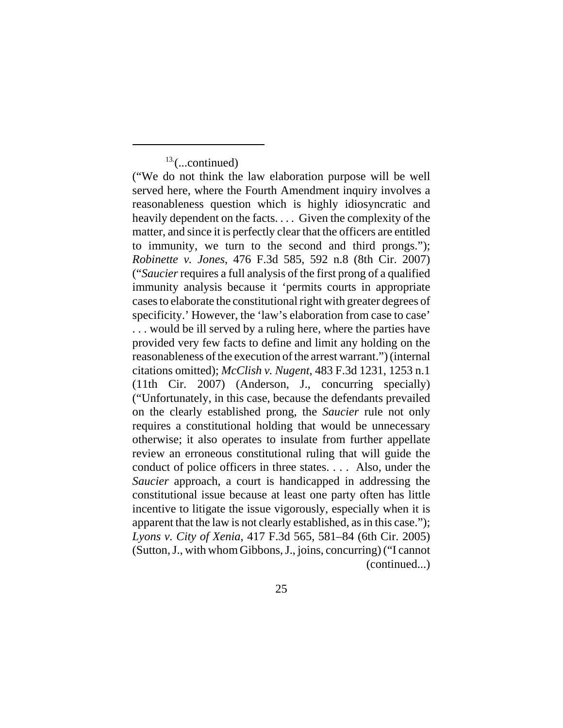[13](...continued)

("We do not think the law elaboration purpose will be well served here, where the Fourth Amendment inquiry involves a reasonableness question which is highly idiosyncratic and heavily dependent on the facts. . . . Given the complexity of the matter, and since it is perfectly clear that the officers are entitled to immunity, we turn to the second and third prongs."); *Robinette v. Jones*, 476 F.3d 585, 592 n.8 (8th Cir. 2007) ("*Saucier* requires a full analysis of the first prong of a qualified immunity analysis because it 'permits courts in appropriate cases to elaborate the constitutional right with greater degrees of specificity.' However, the 'law's elaboration from case to case' . . . would be ill served by a ruling here, where the parties have provided very few facts to define and limit any holding on the reasonableness of the execution of the arrest warrant.") (internal citations omitted); *McClish v. Nugent*, 483 F.3d 1231, 1253 n.1 (11th Cir. 2007) (Anderson, J., concurring specially) ("Unfortunately, in this case, because the defendants prevailed on the clearly established prong, the *Saucier* rule not only requires a constitutional holding that would be unnecessary otherwise; it also operates to insulate from further appellate review an erroneous constitutional ruling that will guide the conduct of police officers in three states. . . . Also, under the *Saucier* approach, a court is handicapped in addressing the constitutional issue because at least one party often has little incentive to litigate the issue vigorously, especially when it is apparent that the law is not clearly established, as in this case."); *Lyons v. City of Xenia*, 417 F.3d 565, 581–84 (6th Cir. 2005) (Sutton, J., with whom Gibbons, J., joins, concurring) ("I cannot (continued...)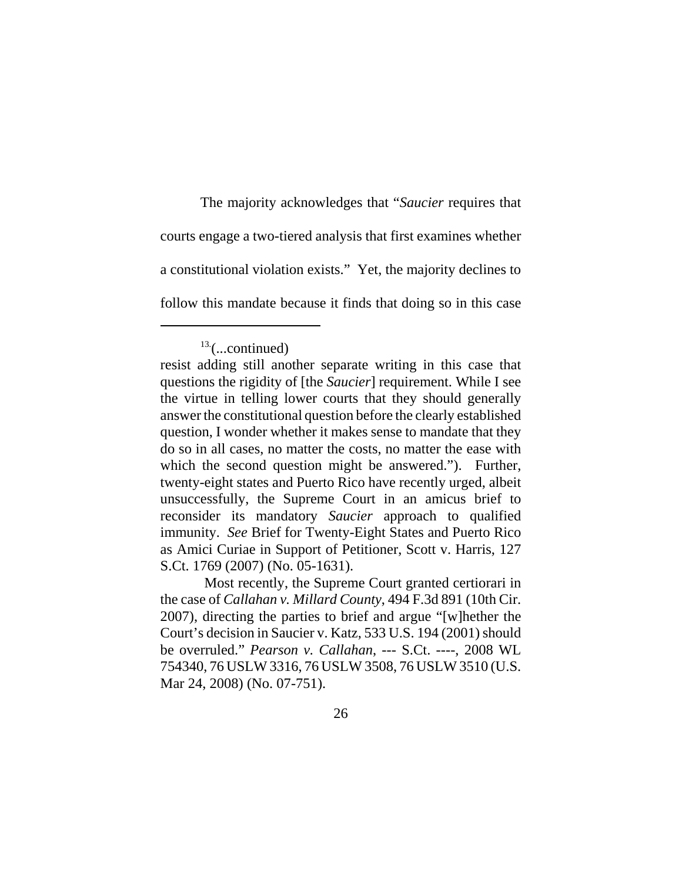The majority acknowledges that "*Saucier* requires that courts engage a two-tiered analysis that first examines whether a constitutional violation exists." Yet, the majority declines to follow this mandate because it finds that doing so in this case

---

[13](...continued)
resist adding still another separate writing in this case that questions the rigidity of [the *Saucier*] requirement. While I see the virtue in telling lower courts that they should generally answer the constitutional question before the clearly established question, I wonder whether it makes sense to mandate that they do so in all cases, no matter the costs, no matter the ease with which the second question might be answered."). Further, twenty-eight states and Puerto Rico have recently urged, albeit unsuccessfully, the Supreme Court in an amicus brief to reconsider its mandatory *Saucier* approach to qualified immunity. *See* Brief for Twenty-Eight States and Puerto Rico as Amici Curiae in Support of Petitioner, Scott v. Harris, 127 S.Ct. 1769 (2007) (No. 05-1631).

Most recently, the Supreme Court granted certiorari in the case of *Callahan v. Millard County*, 494 F.3d 891 (10th Cir. 2007), directing the parties to brief and argue "[w]hether the Court's decision in Saucier v. Katz, 533 U.S. 194 (2001) should be overruled." *Pearson v. Callahan*, --- S.Ct. ----, 2008 WL 754340, 76 USLW 3316, 76 USLW 3508, 76 USLW 3510 (U.S. Mar 24, 2008) (No. 07-751).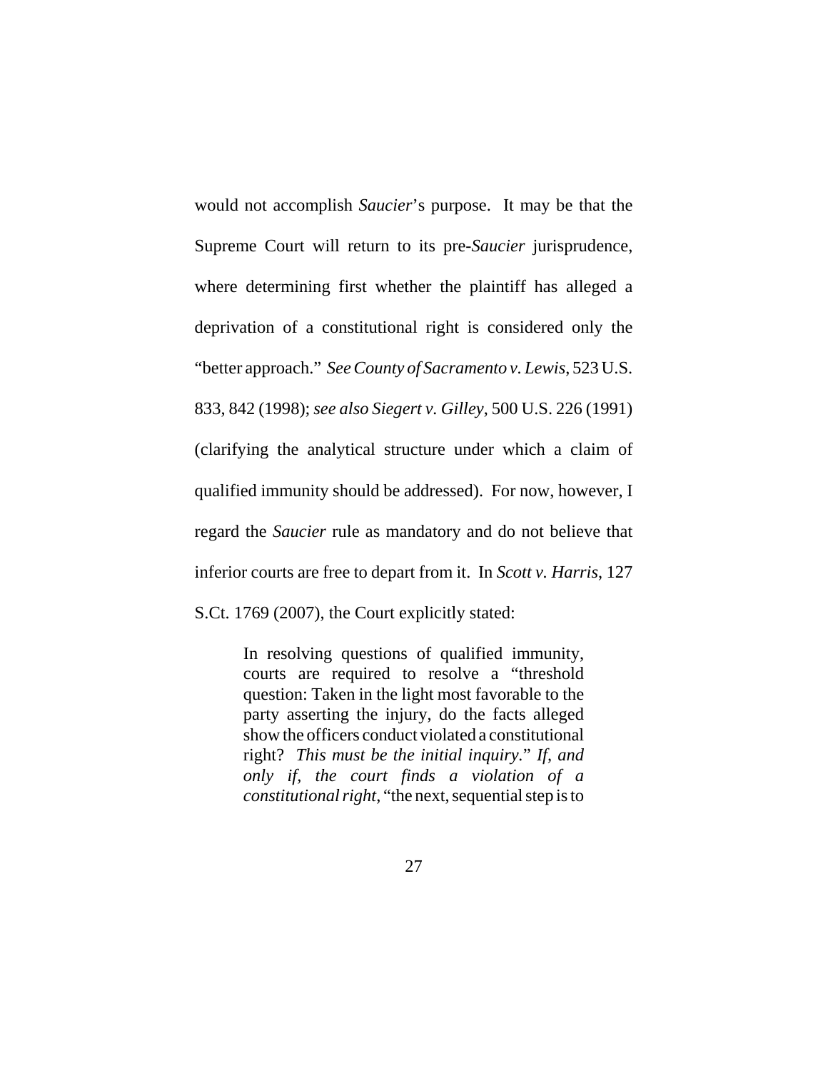would not accomplish *Saucier*'s purpose. It may be that the Supreme Court will return to its pre-*Saucier* jurisprudence, where determining first whether the plaintiff has alleged a deprivation of a constitutional right is considered only the "better approach." *See County of Sacramento v. Lewis*, 523 U.S. 833, 842 (1998); *see also Siegert v. Gilley*, 500 U.S. 226 (1991) (clarifying the analytical structure under which a claim of qualified immunity should be addressed). For now, however, I regard the *Saucier* rule as mandatory and do not believe that inferior courts are free to depart from it. In *Scott v. Harris*, 127 S.Ct. 1769 (2007), the Court explicitly stated:

> In resolving questions of qualified immunity, courts are required to resolve a "threshold question: Taken in the light most favorable to the party asserting the injury, do the facts alleged show the officers conduct violated a constitutional right? *This must be the initial inquiry*." *If, and only if, the court finds a violation of a constitutional right*, "the next, sequential step is to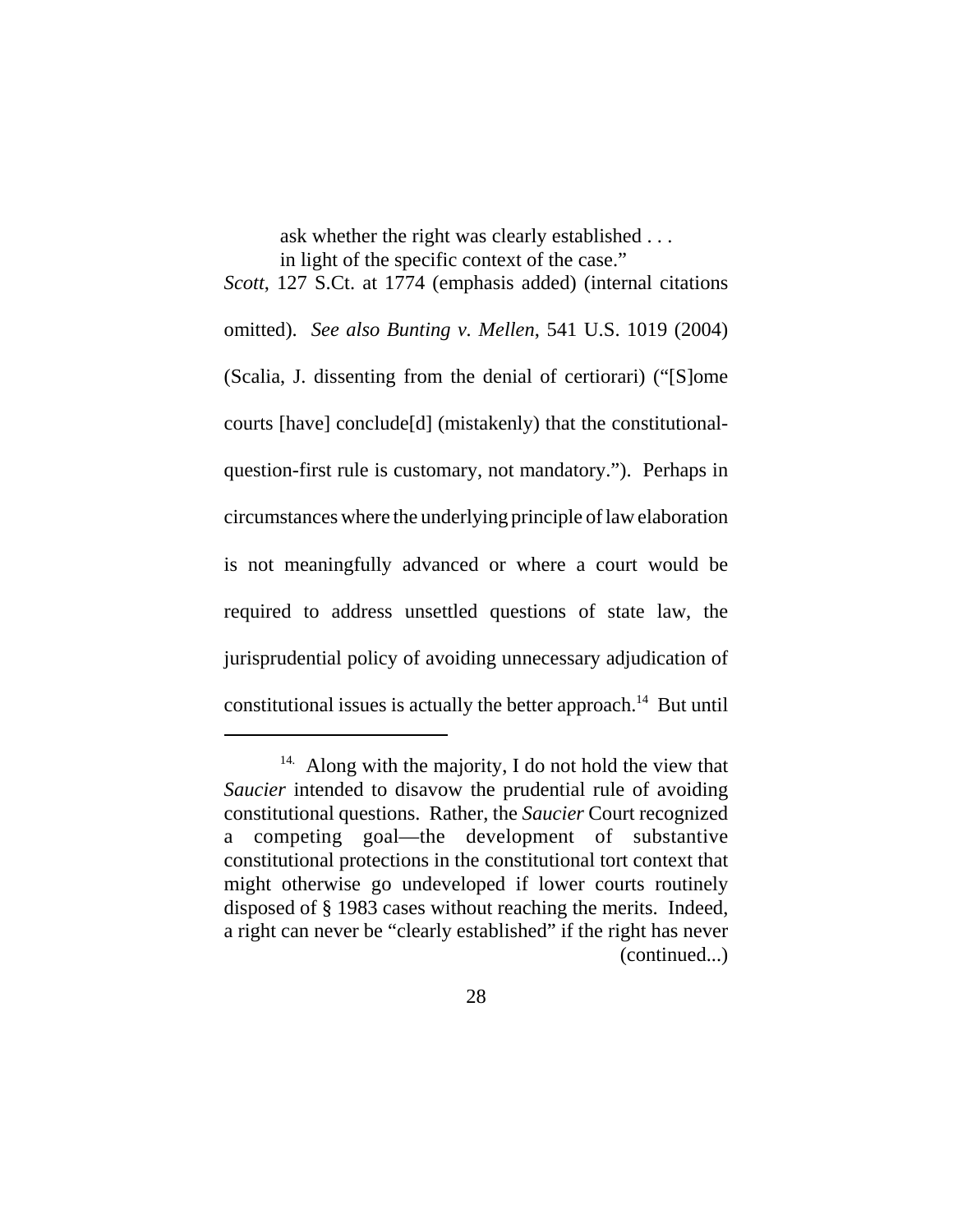> ask whether the right was clearly established . . . in light of the specific context of the case."

*Scott*, 127 S.Ct. at 1774 (emphasis added) (internal citations omitted). *See also Bunting v. Mellen*, 541 U.S. 1019 (2004) (Scalia, J. dissenting from the denial of certiorari) ("[S]ome courts [have] conclude[d] (mistakenly) that the constitutional-question-first rule is customary, not mandatory."). Perhaps in circumstances where the underlying principle of law elaboration is not meaningfully advanced or where a court would be required to address unsettled questions of state law, the jurisprudential policy of avoiding unnecessary adjudication of constitutional issues is actually the better approach.[14] But until

---

[14] Along with the majority, I do not hold the view that *Saucier* intended to disavow the prudential rule of avoiding constitutional questions. Rather, the *Saucier* Court recognized a competing goal—the development of substantive constitutional protections in the constitutional tort context that might otherwise go undeveloped if lower courts routinely disposed of § 1983 cases without reaching the merits. Indeed, a right can never be "clearly established" if the right has never (continued...)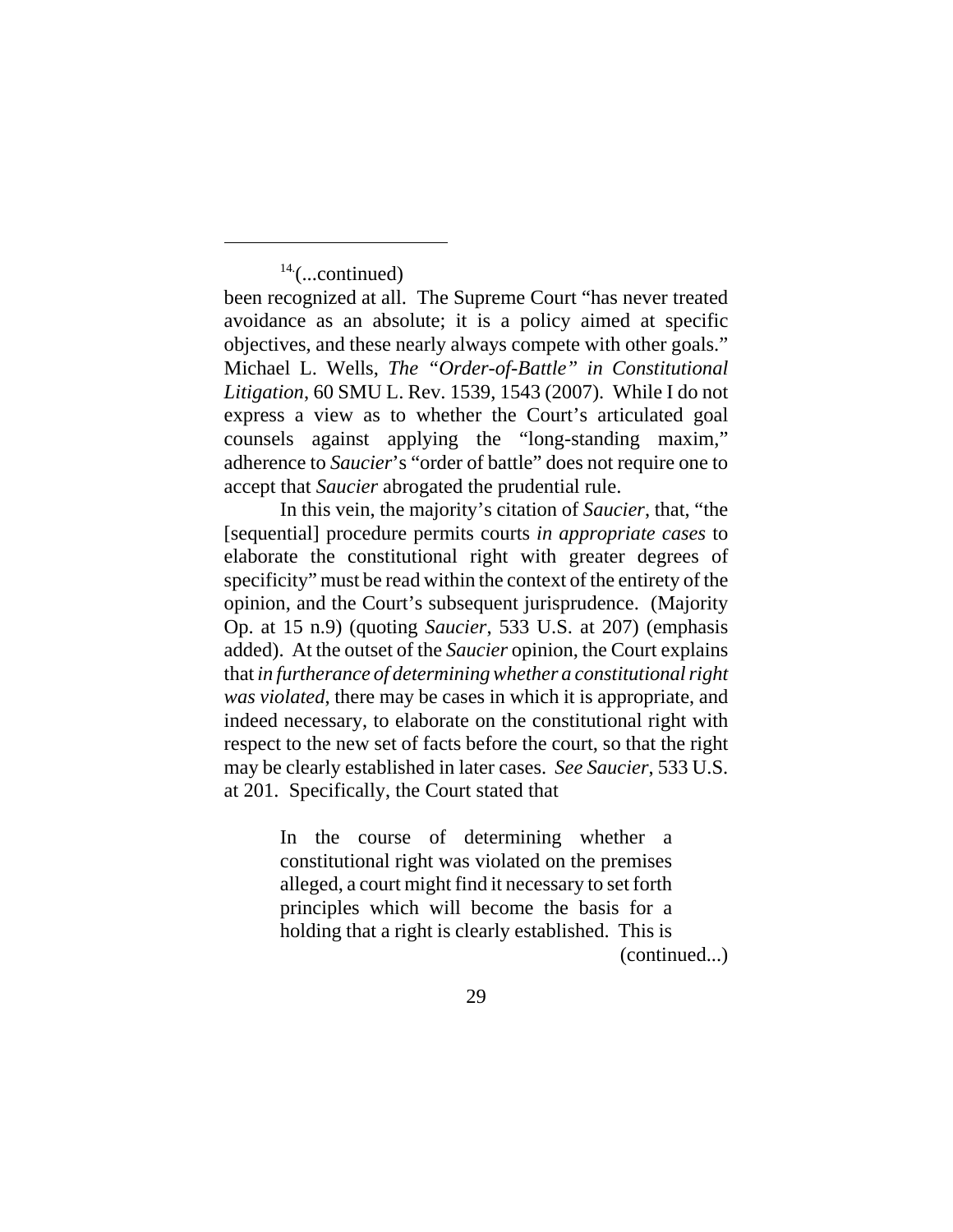[14](...continued)

been recognized at all. The Supreme Court "has never treated avoidance as an absolute; it is a policy aimed at specific objectives, and these nearly always compete with other goals." Michael L. Wells, *The "Order-of-Battle" in Constitutional Litigation*, 60 SMU L. Rev. 1539, 1543 (2007). While I do not express a view as to whether the Court's articulated goal counsels against applying the "long-standing maxim," adherence to *Saucier*'s "order of battle" does not require one to accept that *Saucier* abrogated the prudential rule.

In this vein, the majority's citation of *Saucier*, that, "the [sequential] procedure permits courts *in appropriate cases* to elaborate the constitutional right with greater degrees of specificity" must be read within the context of the entirety of the opinion, and the Court's subsequent jurisprudence. (Majority Op. at 15 n.9) (quoting *Saucier*, 533 U.S. at 207) (emphasis added). At the outset of the *Saucier* opinion, the Court explains that *in furtherance of determining whether a constitutional right was violated*, there may be cases in which it is appropriate, and indeed necessary, to elaborate on the constitutional right with respect to the new set of facts before the court, so that the right may be clearly established in later cases. *See Saucier*, 533 U.S. at 201. Specifically, the Court stated that

> In the course of determining whether a constitutional right was violated on the premises alleged, a court might find it necessary to set forth principles which will become the basis for a holding that a right is clearly established. This is

(continued...)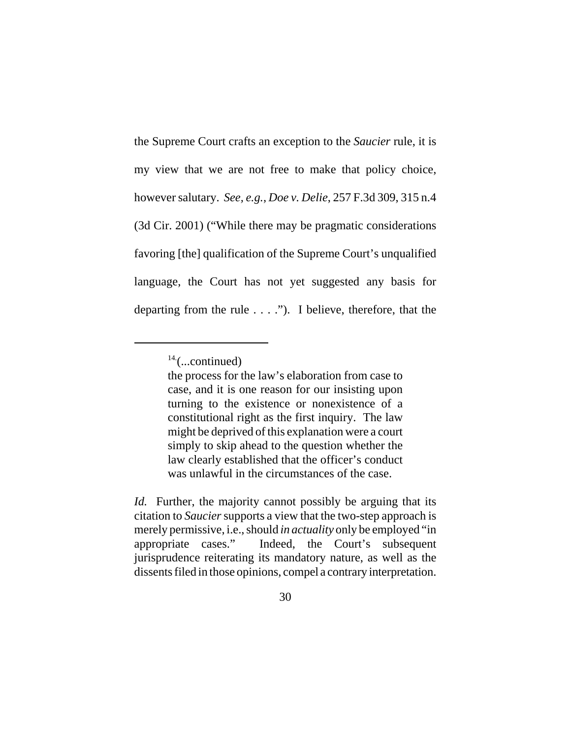the Supreme Court crafts an exception to the *Saucier* rule, it is my view that we are not free to make that policy choice, however salutary. *See, e.g.*, *Doe v. Delie*, 257 F.3d 309, 315 n.4 (3d Cir. 2001) ("While there may be pragmatic considerations favoring [the] qualification of the Supreme Court's unqualified language, the Court has not yet suggested any basis for departing from the rule . . . ."). I believe, therefore, that the

---

[14](...continued)

the process for the law's elaboration from case to case, and it is one reason for our insisting upon turning to the existence or nonexistence of a constitutional right as the first inquiry. The law might be deprived of this explanation were a court simply to skip ahead to the question whether the law clearly established that the officer's conduct was unlawful in the circumstances of the case.

*Id.* Further, the majority cannot possibly be arguing that its citation to *Saucier* supports a view that the two-step approach is merely permissive, i.e., should *in actuality* only be employed "in appropriate cases." Indeed, the Court's subsequent jurisprudence reiterating its mandatory nature, as well as the dissents filed in those opinions, compel a contrary interpretation.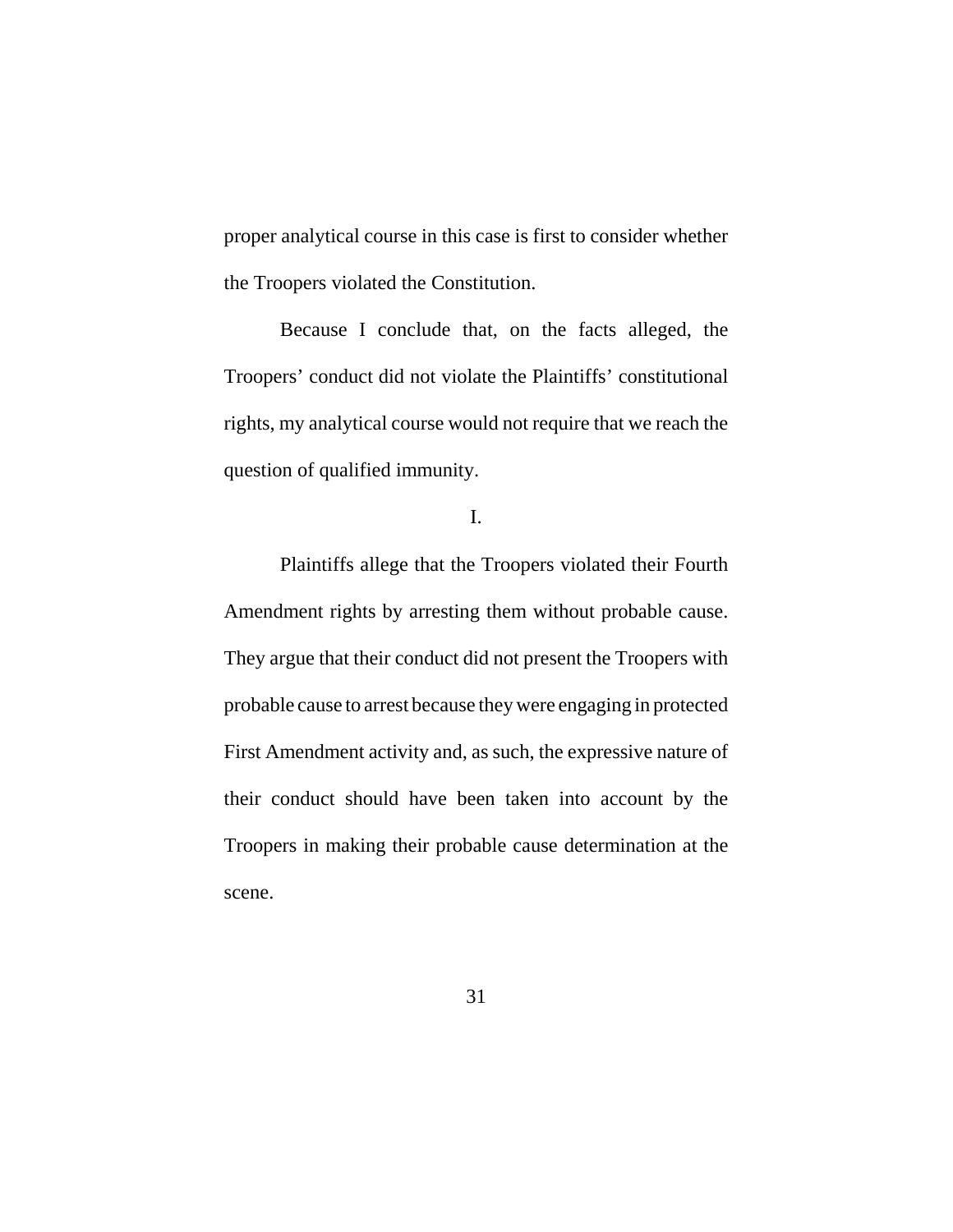proper analytical course in this case is first to consider whether the Troopers violated the Constitution.

Because I conclude that, on the facts alleged, the Troopers' conduct did not violate the Plaintiffs' constitutional rights, my analytical course would not require that we reach the question of qualified immunity.

I.

Plaintiffs allege that the Troopers violated their Fourth Amendment rights by arresting them without probable cause. They argue that their conduct did not present the Troopers with probable cause to arrest because they were engaging in protected First Amendment activity and, as such, the expressive nature of their conduct should have been taken into account by the Troopers in making their probable cause determination at the scene.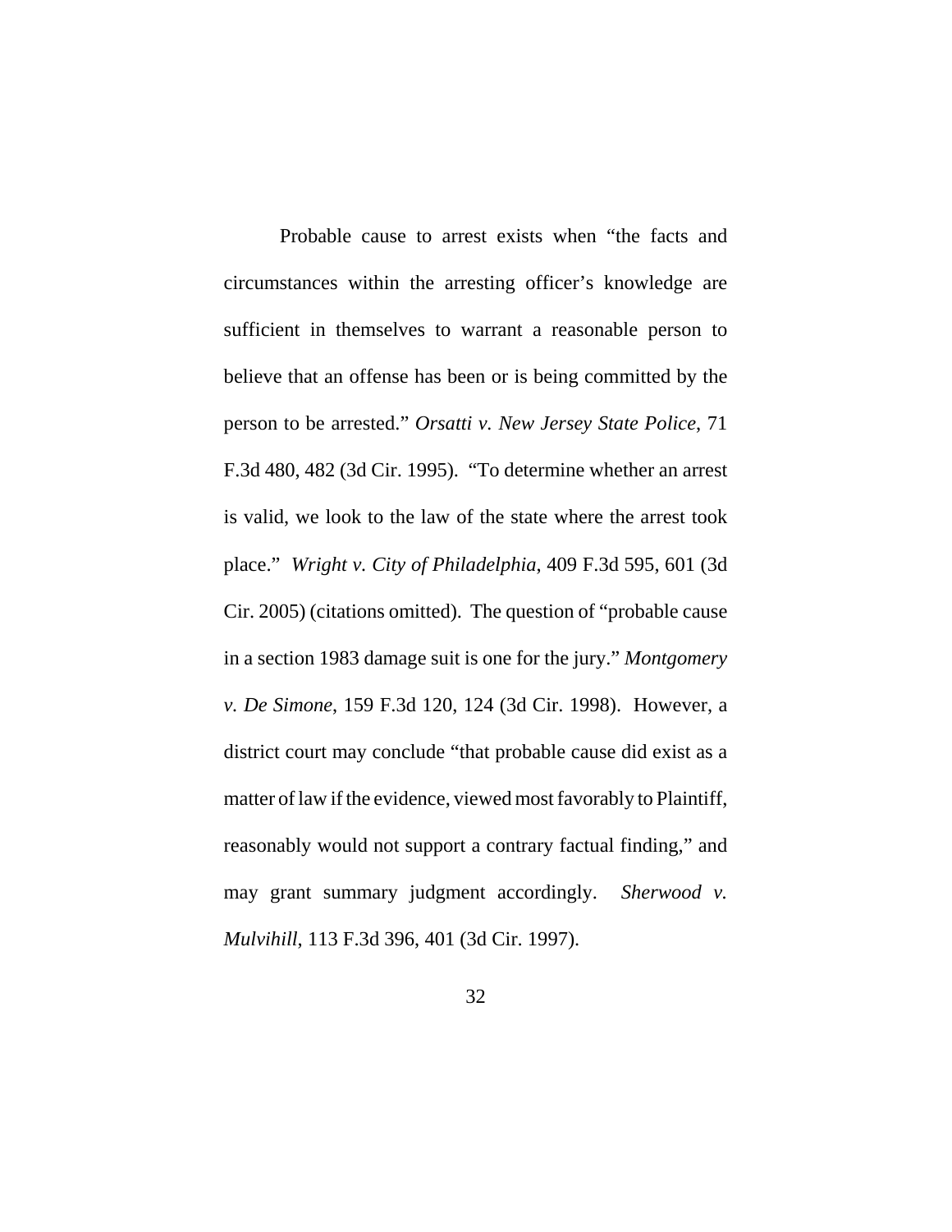Probable cause to arrest exists when "the facts and circumstances within the arresting officer's knowledge are sufficient in themselves to warrant a reasonable person to believe that an offense has been or is being committed by the person to be arrested." *Orsatti v. New Jersey State Police*, 71 F.3d 480, 482 (3d Cir. 1995). "To determine whether an arrest is valid, we look to the law of the state where the arrest took place." *Wright v. City of Philadelphia*, 409 F.3d 595, 601 (3d Cir. 2005) (citations omitted). The question of "probable cause in a section 1983 damage suit is one for the jury." *Montgomery v. De Simone*, 159 F.3d 120, 124 (3d Cir. 1998). However, a district court may conclude "that probable cause did exist as a matter of law if the evidence, viewed most favorably to Plaintiff, reasonably would not support a contrary factual finding," and may grant summary judgment accordingly. *Sherwood v. Mulvihill*, 113 F.3d 396, 401 (3d Cir. 1997).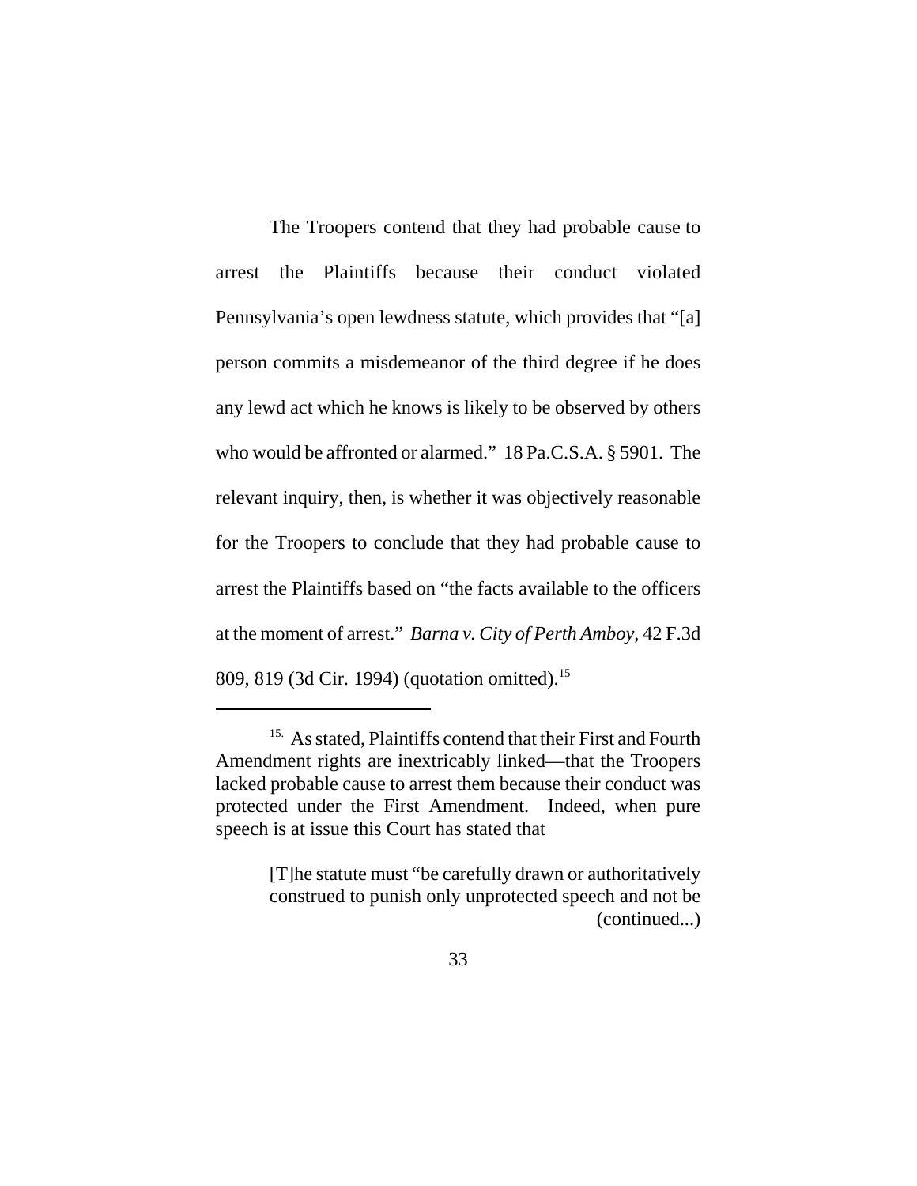The Troopers contend that they had probable cause to arrest the Plaintiffs because their conduct violated Pennsylvania's open lewdness statute, which provides that "[a] person commits a misdemeanor of the third degree if he does any lewd act which he knows is likely to be observed by others who would be affronted or alarmed." 18 Pa.C.S.A. § 5901. The relevant inquiry, then, is whether it was objectively reasonable for the Troopers to conclude that they had probable cause to arrest the Plaintiffs based on "the facts available to the officers at the moment of arrest." *Barna v. City of Perth Amboy*, 42 F.3d 809, 819 (3d Cir. 1994) (quotation omitted).[15]

---

[15] As stated, Plaintiffs contend that their First and Fourth Amendment rights are inextricably linked—that the Troopers lacked probable cause to arrest them because their conduct was protected under the First Amendment. Indeed, when pure speech is at issue this Court has stated that

> [T]he statute must "be carefully drawn or authoritatively construed to punish only unprotected speech and not be (continued...)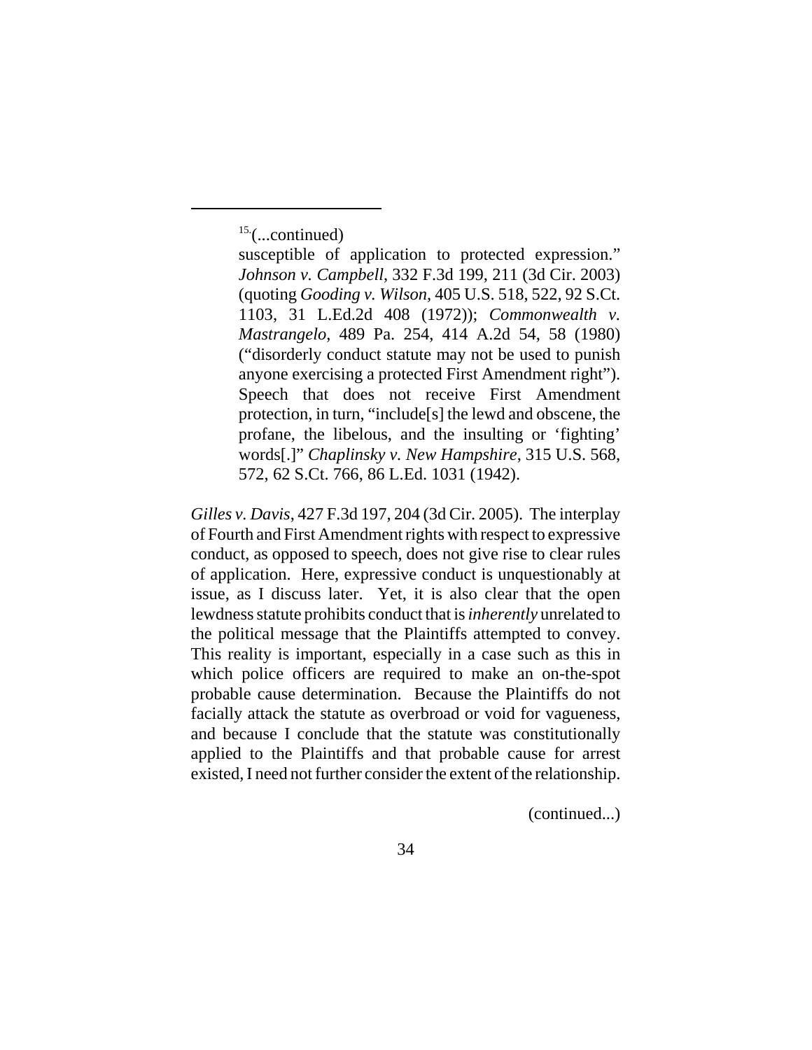[15](...continued)

susceptible of application to protected expression." *Johnson v. Campbell*, 332 F.3d 199, 211 (3d Cir. 2003) (quoting *Gooding v. Wilson*, 405 U.S. 518, 522, 92 S.Ct. 1103, 31 L.Ed.2d 408 (1972)); *Commonwealth v. Mastrangelo*, 489 Pa. 254, 414 A.2d 54, 58 (1980) ("disorderly conduct statute may not be used to punish anyone exercising a protected First Amendment right"). Speech that does not receive First Amendment protection, in turn, "include[s] the lewd and obscene, the profane, the libelous, and the insulting or 'fighting' words[.]" *Chaplinsky v. New Hampshire*, 315 U.S. 568, 572, 62 S.Ct. 766, 86 L.Ed. 1031 (1942).

*Gilles v. Davis*, 427 F.3d 197, 204 (3d Cir. 2005). The interplay of Fourth and First Amendment rights with respect to expressive conduct, as opposed to speech, does not give rise to clear rules of application. Here, expressive conduct is unquestionably at issue, as I discuss later. Yet, it is also clear that the open lewdness statute prohibits conduct that is *inherently* unrelated to the political message that the Plaintiffs attempted to convey. This reality is important, especially in a case such as this in which police officers are required to make an on-the-spot probable cause determination. Because the Plaintiffs do not facially attack the statute as overbroad or void for vagueness, and because I conclude that the statute was constitutionally applied to the Plaintiffs and that probable cause for arrest existed, I need not further consider the extent of the relationship.

(continued...)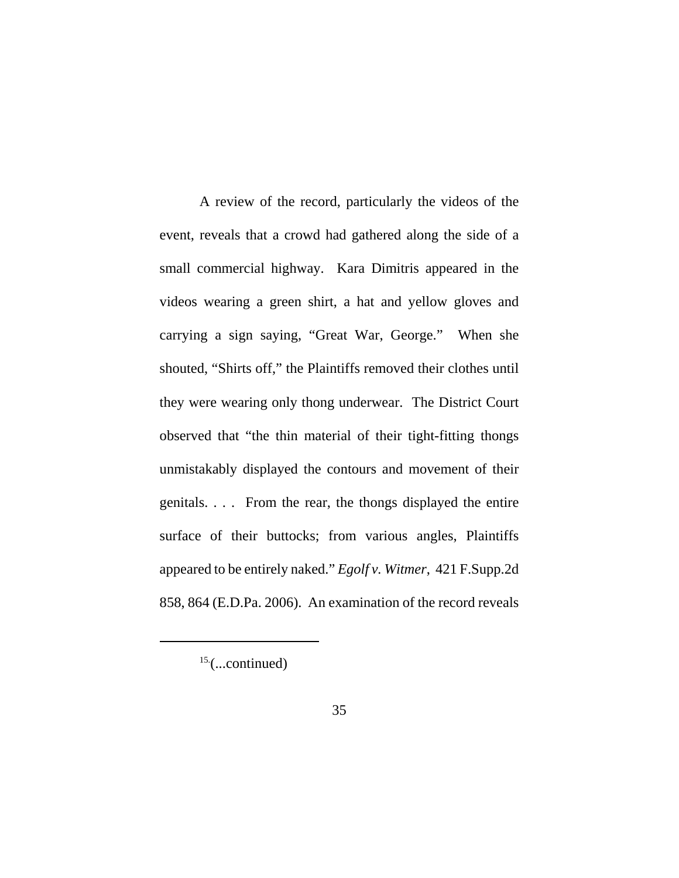A review of the record, particularly the videos of the event, reveals that a crowd had gathered along the side of a small commercial highway. Kara Dimitris appeared in the videos wearing a green shirt, a hat and yellow gloves and carrying a sign saying, "Great War, George." When she shouted, "Shirts off," the Plaintiffs removed their clothes until they were wearing only thong underwear. The District Court observed that "the thin material of their tight-fitting thongs unmistakably displayed the contours and movement of their genitals. . . . From the rear, the thongs displayed the entire surface of their buttocks; from various angles, Plaintiffs appeared to be entirely naked." *Egolf v. Witmer*, 421 F.Supp.2d 858, 864 (E.D.Pa. 2006). An examination of the record reveals

---

[15.](...continued)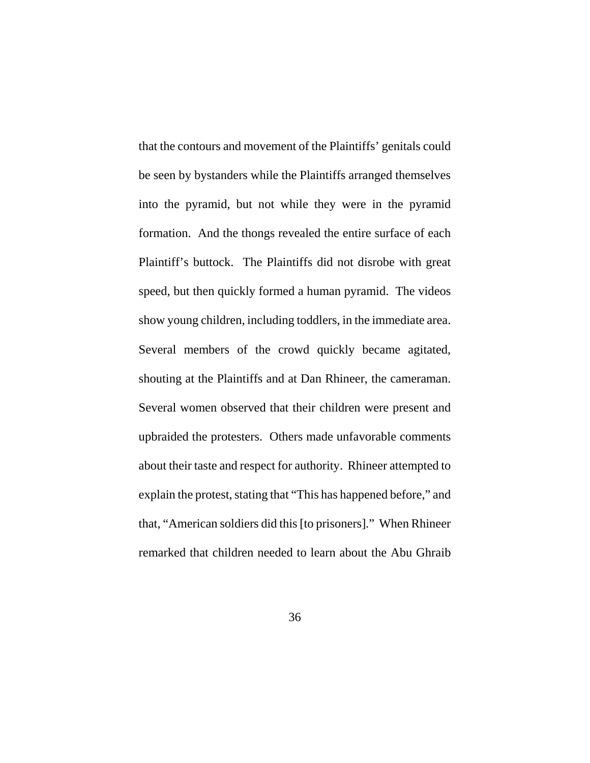that the contours and movement of the Plaintiffs' genitals could be seen by bystanders while the Plaintiffs arranged themselves into the pyramid, but not while they were in the pyramid formation. And the thongs revealed the entire surface of each Plaintiff's buttock. The Plaintiffs did not disrobe with great speed, but then quickly formed a human pyramid. The videos show young children, including toddlers, in the immediate area. Several members of the crowd quickly became agitated, shouting at the Plaintiffs and at Dan Rhineer, the cameraman. Several women observed that their children were present and upbraided the protesters. Others made unfavorable comments about their taste and respect for authority. Rhineer attempted to explain the protest, stating that "This has happened before," and that, "American soldiers did this [to prisoners]." When Rhineer remarked that children needed to learn about the Abu Ghraib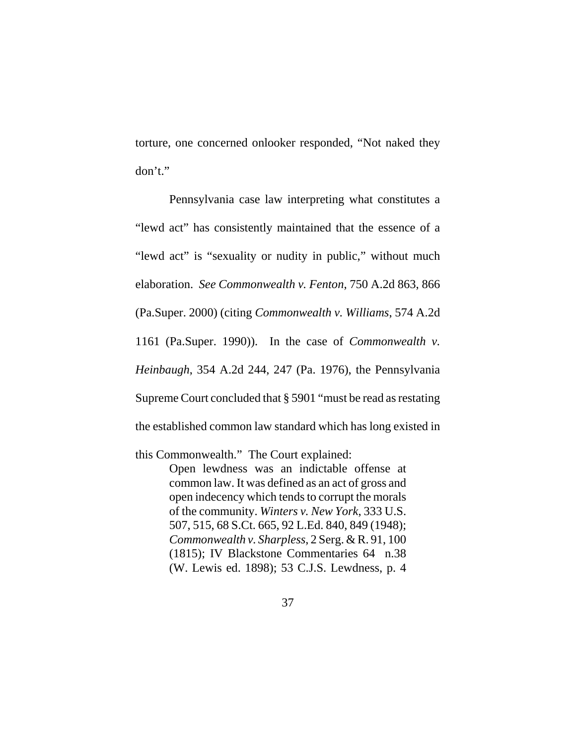torture, one concerned onlooker responded, "Not naked they don't."

Pennsylvania case law interpreting what constitutes a "lewd act" has consistently maintained that the essence of a "lewd act" is "sexuality or nudity in public," without much elaboration. *See Commonwealth v. Fenton*, 750 A.2d 863, 866 (Pa.Super. 2000) (citing *Commonwealth v. Williams*, 574 A.2d 1161 (Pa.Super. 1990)). In the case of *Commonwealth v. Heinbaugh*, 354 A.2d 244, 247 (Pa. 1976), the Pennsylvania Supreme Court concluded that § 5901 "must be read as restating the established common law standard which has long existed in this Commonwealth." The Court explained:

> Open lewdness was an indictable offense at common law. It was defined as an act of gross and open indecency which tends to corrupt the morals of the community. *Winters v. New York*, 333 U.S. 507, 515, 68 S.Ct. 665, 92 L.Ed. 840, 849 (1948); *Commonwealth v. Sharpless*, 2 Serg. & R. 91, 100 (1815); IV Blackstone Commentaries 64 n.38 (W. Lewis ed. 1898); 53 C.J.S. Lewdness, p. 4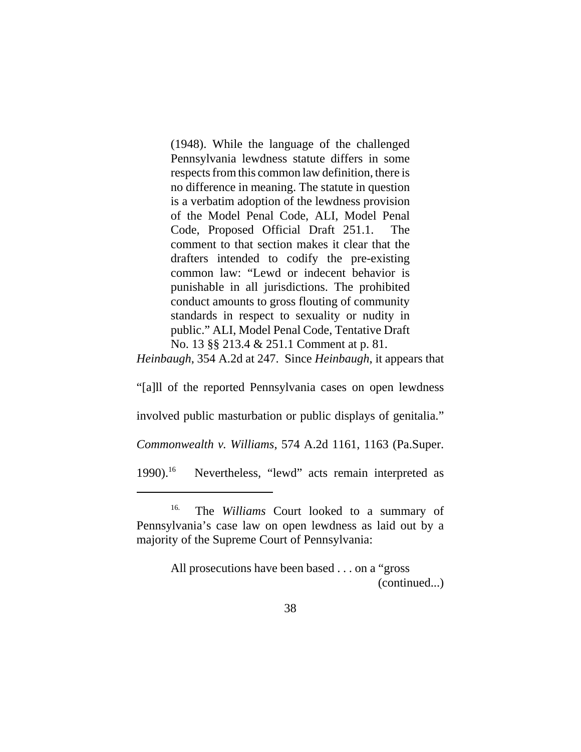> (1948). While the language of the challenged Pennsylvania lewdness statute differs in some respects from this common law definition, there is no difference in meaning. The statute in question is a verbatim adoption of the lewdness provision of the Model Penal Code, ALI, Model Penal Code, Proposed Official Draft 251.1. The comment to that section makes it clear that the drafters intended to codify the pre-existing common law: "Lewd or indecent behavior is punishable in all jurisdictions. The prohibited conduct amounts to gross flouting of community standards in respect to sexuality or nudity in public." ALI, Model Penal Code, Tentative Draft No. 13 §§ 213.4 & 251.1 Comment at p. 81.

*Heinbaugh*, 354 A.2d at 247. Since *Heinbaugh*, it appears that "[a]ll of the reported Pennsylvania cases on open lewdness involved public masturbation or public displays of genitalia." *Commonwealth v. Williams*, 574 A.2d 1161, 1163 (Pa.Super. 1990).[16] Nevertheless, "lewd" acts remain interpreted as

---

[16] The *Williams* Court looked to a summary of Pennsylvania's case law on open lewdness as laid out by a majority of the Supreme Court of Pennsylvania:

> All prosecutions have been based . . . on a "gross
> (continued...)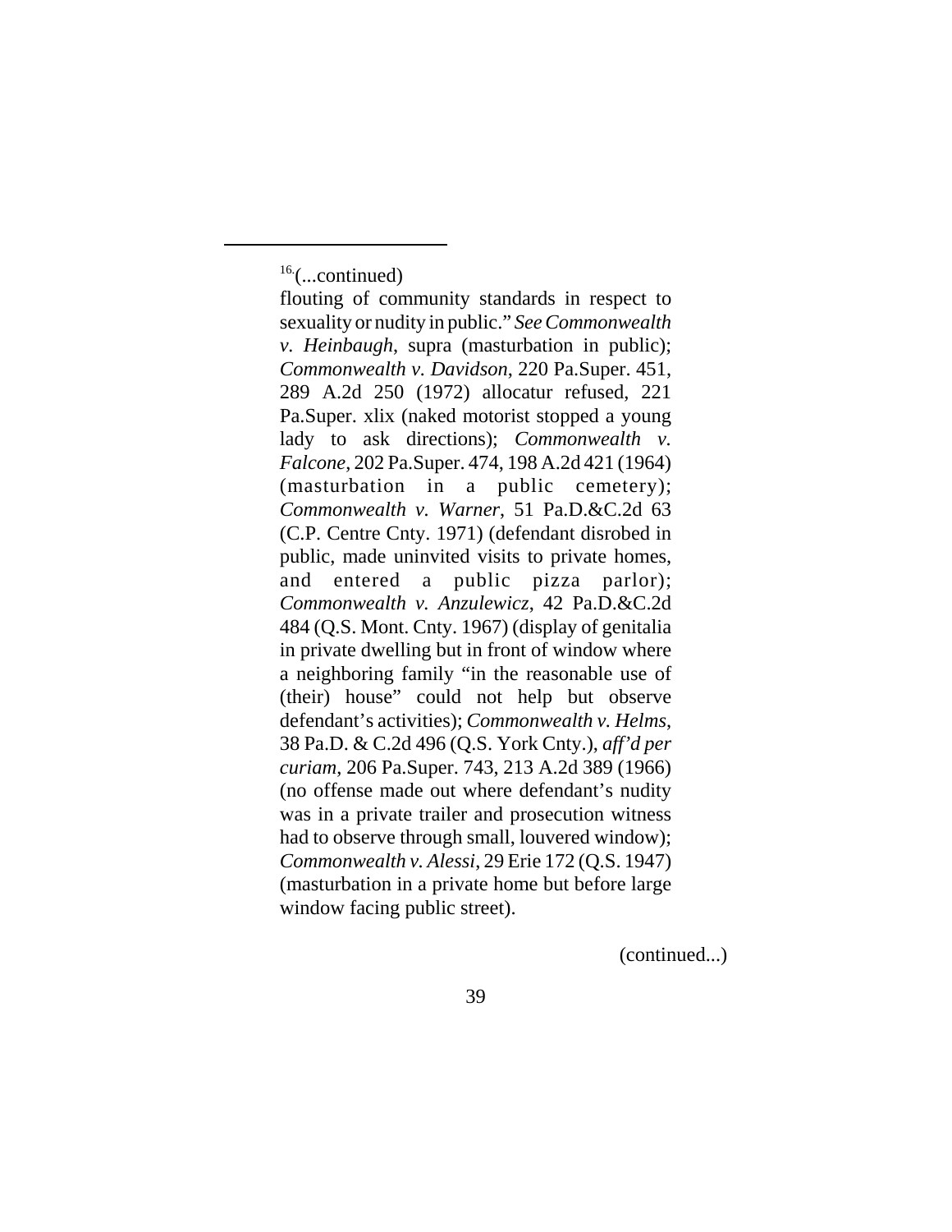[16](...continued)

flouting of community standards in respect to sexuality or nudity in public." *See Commonwealth v. Heinbaugh*, supra (masturbation in public); *Commonwealth v. Davidson*, 220 Pa.Super. 451, 289 A.2d 250 (1972) allocatur refused, 221 Pa.Super. xlix (naked motorist stopped a young lady to ask directions); *Commonwealth v. Falcone*, 202 Pa.Super. 474, 198 A.2d 421 (1964) (masturbation in a public cemetery); *Commonwealth v. Warner*, 51 Pa.D.&C.2d 63 (C.P. Centre Cnty. 1971) (defendant disrobed in public, made uninvited visits to private homes, and entered a public pizza parlor); *Commonwealth v. Anzulewicz*, 42 Pa.D.&C.2d 484 (Q.S. Mont. Cnty. 1967) (display of genitalia in private dwelling but in front of window where a neighboring family "in the reasonable use of (their) house" could not help but observe defendant's activities); *Commonwealth v. Helms*, 38 Pa.D. & C.2d 496 (Q.S. York Cnty.), *aff'd per curiam*, 206 Pa.Super. 743, 213 A.2d 389 (1966) (no offense made out where defendant's nudity was in a private trailer and prosecution witness had to observe through small, louvered window); *Commonwealth v. Alessi*, 29 Erie 172 (Q.S. 1947) (masturbation in a private home but before large window facing public street).

(continued...)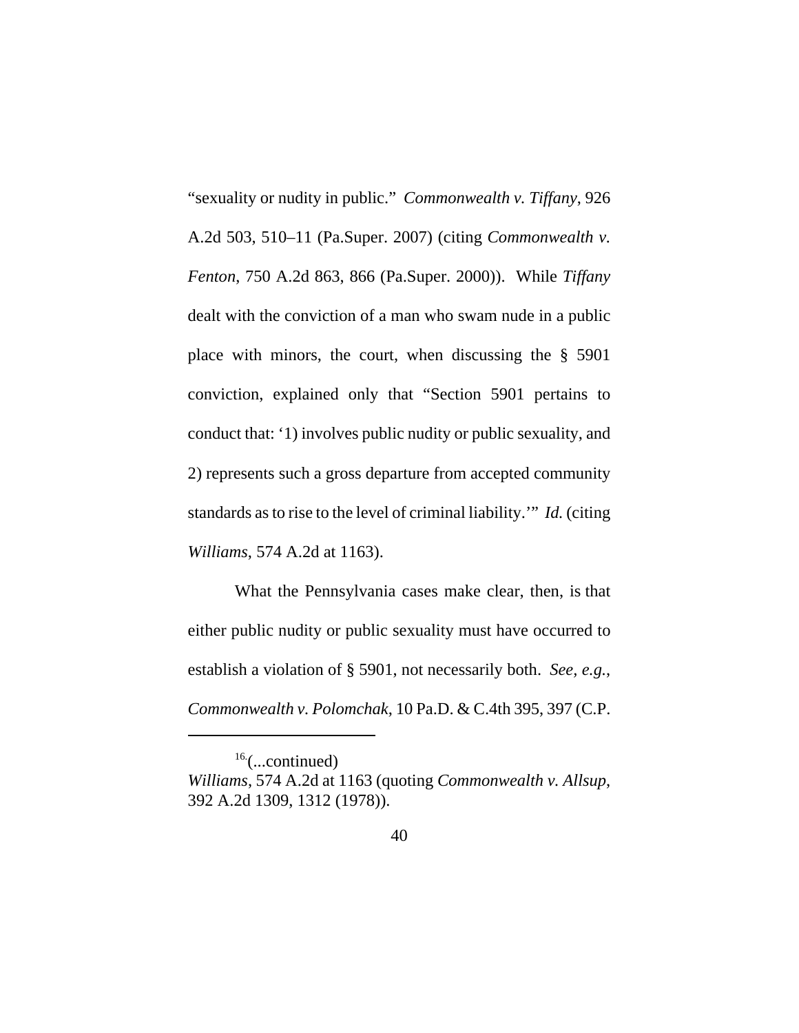"sexuality or nudity in public." *Commonwealth v. Tiffany*, 926 A.2d 503, 510–11 (Pa.Super. 2007) (citing *Commonwealth v. Fenton*, 750 A.2d 863, 866 (Pa.Super. 2000)). While *Tiffany* dealt with the conviction of a man who swam nude in a public place with minors, the court, when discussing the § 5901 conviction, explained only that "Section 5901 pertains to conduct that: '1) involves public nudity or public sexuality, and 2) represents such a gross departure from accepted community standards as to rise to the level of criminal liability.'" *Id.* (citing *Williams*, 574 A.2d at 1163).

What the Pennsylvania cases make clear, then, is that either public nudity or public sexuality must have occurred to establish a violation of § 5901, not necessarily both. *See, e.g.*, *Commonwealth v. Polomchak*, 10 Pa.D. & C.4th 395, 397 (C.P.

---

[16](...continued)
*Williams*, 574 A.2d at 1163 (quoting *Commonwealth v. Allsup*, 392 A.2d 1309, 1312 (1978)).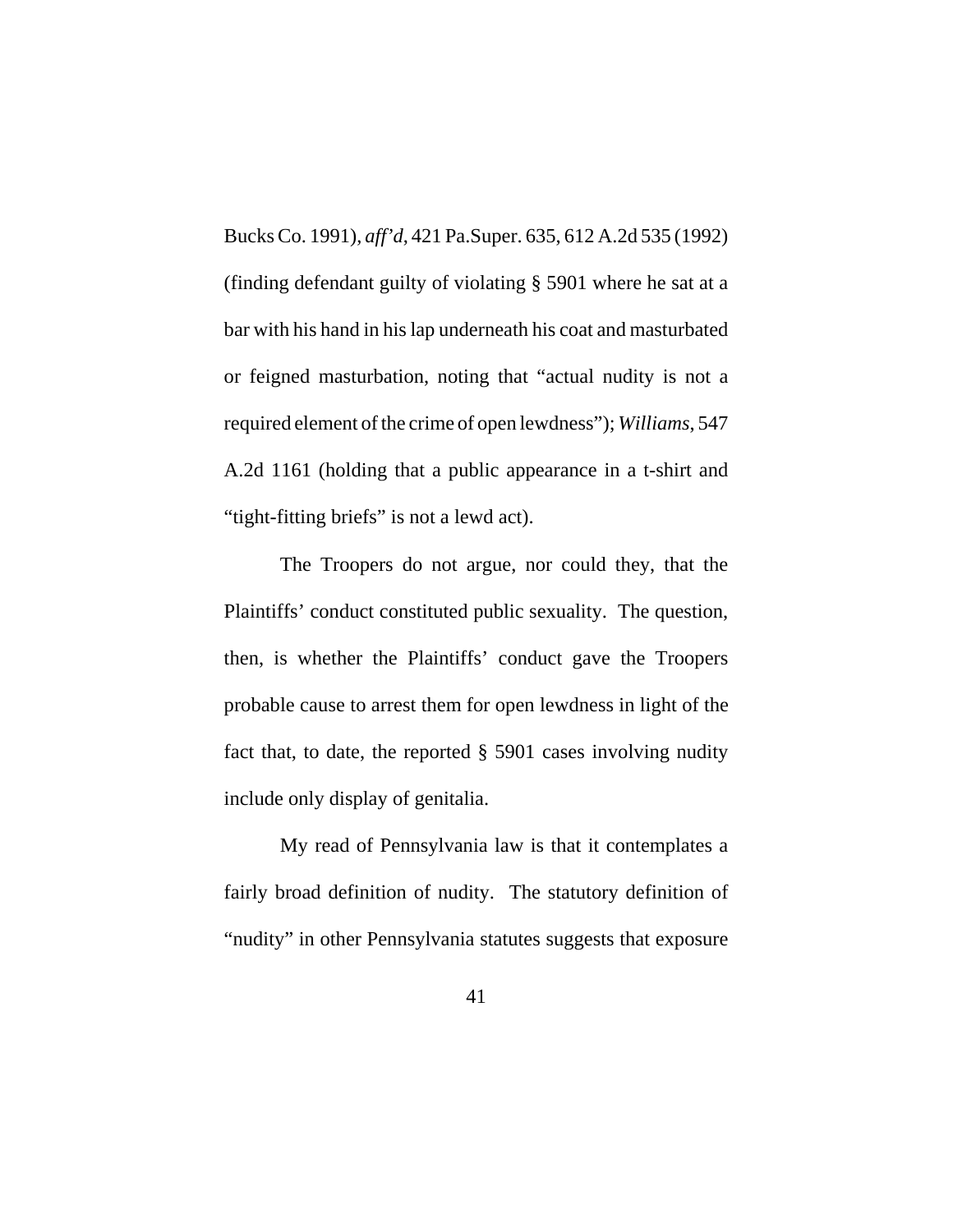Bucks Co. 1991), *aff'd*, 421 Pa.Super. 635, 612 A.2d 535 (1992) (finding defendant guilty of violating § 5901 where he sat at a bar with his hand in his lap underneath his coat and masturbated or feigned masturbation, noting that "actual nudity is not a required element of the crime of open lewdness"); *Williams*, 547 A.2d 1161 (holding that a public appearance in a t-shirt and "tight-fitting briefs" is not a lewd act).

The Troopers do not argue, nor could they, that the Plaintiffs' conduct constituted public sexuality. The question, then, is whether the Plaintiffs' conduct gave the Troopers probable cause to arrest them for open lewdness in light of the fact that, to date, the reported § 5901 cases involving nudity include only display of genitalia.

My read of Pennsylvania law is that it contemplates a fairly broad definition of nudity. The statutory definition of "nudity" in other Pennsylvania statutes suggests that exposure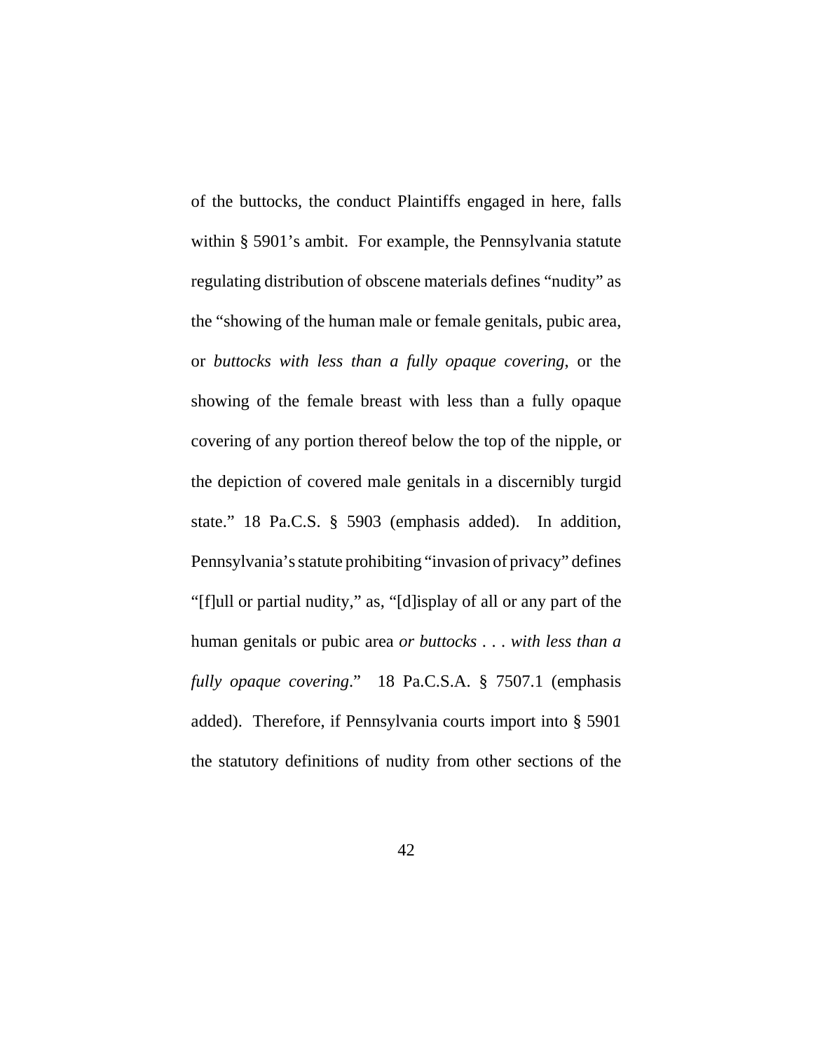of the buttocks, the conduct Plaintiffs engaged in here, falls within § 5901's ambit. For example, the Pennsylvania statute regulating distribution of obscene materials defines "nudity" as the "showing of the human male or female genitals, pubic area, or *buttocks with less than a fully opaque covering*, or the showing of the female breast with less than a fully opaque covering of any portion thereof below the top of the nipple, or the depiction of covered male genitals in a discernibly turgid state." 18 Pa.C.S. § 5903 (emphasis added). In addition, Pennsylvania's statute prohibiting "invasion of privacy" defines "[f]ull or partial nudity," as, "[d]isplay of all or any part of the human genitals or pubic area *or buttocks . . . with less than a fully opaque covering*." 18 Pa.C.S.A. § 7507.1 (emphasis added). Therefore, if Pennsylvania courts import into § 5901 the statutory definitions of nudity from other sections of the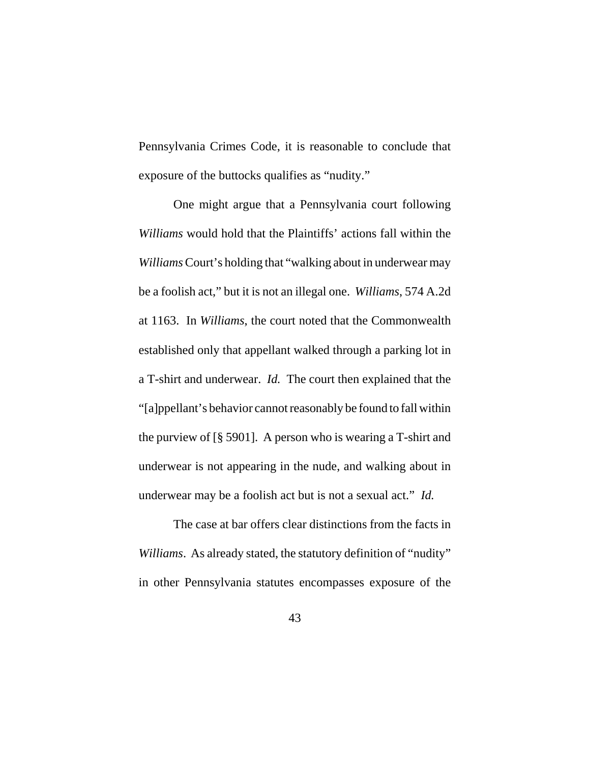Pennsylvania Crimes Code, it is reasonable to conclude that exposure of the buttocks qualifies as "nudity."

One might argue that a Pennsylvania court following *Williams* would hold that the Plaintiffs' actions fall within the *Williams* Court's holding that "walking about in underwear may be a foolish act," but it is not an illegal one. *Williams*, 574 A.2d at 1163. In *Williams*, the court noted that the Commonwealth established only that appellant walked through a parking lot in a T-shirt and underwear. *Id.* The court then explained that the "[a]ppellant's behavior cannot reasonably be found to fall within the purview of [§ 5901]. A person who is wearing a T-shirt and underwear is not appearing in the nude, and walking about in underwear may be a foolish act but is not a sexual act." *Id.*

The case at bar offers clear distinctions from the facts in *Williams*. As already stated, the statutory definition of "nudity" in other Pennsylvania statutes encompasses exposure of the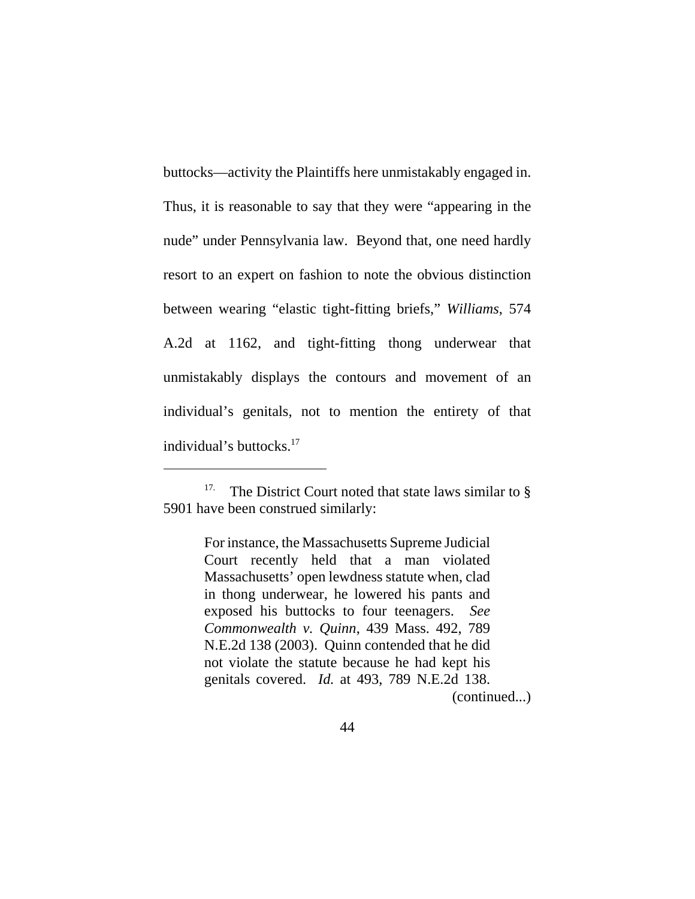buttocks—activity the Plaintiffs here unmistakably engaged in. Thus, it is reasonable to say that they were "appearing in the nude" under Pennsylvania law. Beyond that, one need hardly resort to an expert on fashion to note the obvious distinction between wearing "elastic tight-fitting briefs," *Williams*, 574 A.2d at 1162, and tight-fitting thong underwear that unmistakably displays the contours and movement of an individual's genitals, not to mention the entirety of that individual's buttocks.[17]

---

[17] The District Court noted that state laws similar to § 5901 have been construed similarly:

> For instance, the Massachusetts Supreme Judicial Court recently held that a man violated Massachusetts' open lewdness statute when, clad in thong underwear, he lowered his pants and exposed his buttocks to four teenagers. *See Commonwealth v. Quinn*, 439 Mass. 492, 789 N.E.2d 138 (2003). Quinn contended that he did not violate the statute because he had kept his genitals covered. *Id.* at 493, 789 N.E.2d 138.

(continued...)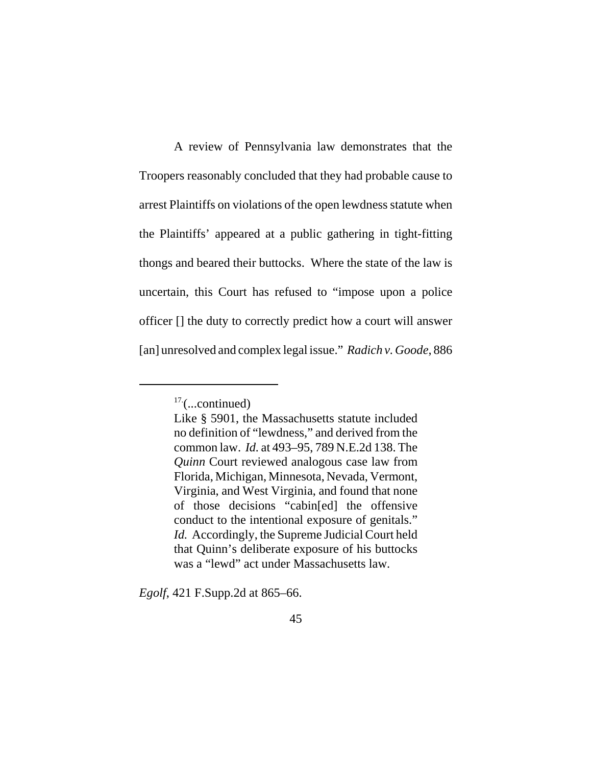A review of Pennsylvania law demonstrates that the Troopers reasonably concluded that they had probable cause to arrest Plaintiffs on violations of the open lewdness statute when the Plaintiffs' appeared at a public gathering in tight-fitting thongs and beared their buttocks. Where the state of the law is uncertain, this Court has refused to "impose upon a police officer [] the duty to correctly predict how a court will answer [an] unresolved and complex legal issue." *Radich v. Goode*, 886

---

[17] (...continued)

Like § 5901, the Massachusetts statute included no definition of "lewdness," and derived from the common law. *Id.* at 493–95, 789 N.E.2d 138. The *Quinn* Court reviewed analogous case law from Florida, Michigan, Minnesota, Nevada, Vermont, Virginia, and West Virginia, and found that none of those decisions "cabin[ed] the offensive conduct to the intentional exposure of genitals." *Id.* Accordingly, the Supreme Judicial Court held that Quinn's deliberate exposure of his buttocks was a "lewd" act under Massachusetts law.

*Egolf*, 421 F.Supp.2d at 865–66.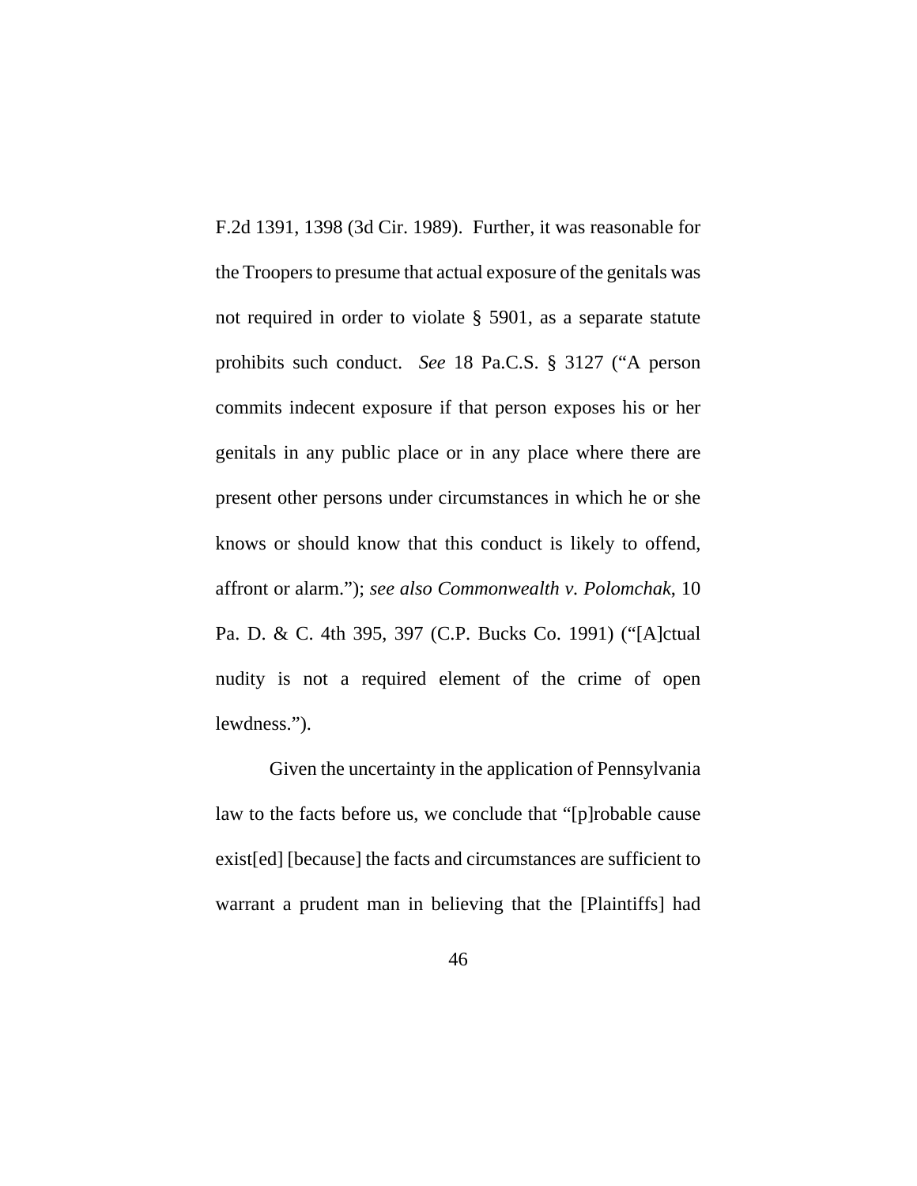F.2d 1391, 1398 (3d Cir. 1989). Further, it was reasonable for the Troopers to presume that actual exposure of the genitals was not required in order to violate § 5901, as a separate statute prohibits such conduct. *See* 18 Pa.C.S. § 3127 ("A person commits indecent exposure if that person exposes his or her genitals in any public place or in any place where there are present other persons under circumstances in which he or she knows or should know that this conduct is likely to offend, affront or alarm."); *see also Commonwealth v. Polomchak*, 10 Pa. D. & C. 4th 395, 397 (C.P. Bucks Co. 1991) ("[A]ctual nudity is not a required element of the crime of open lewdness.").

Given the uncertainty in the application of Pennsylvania law to the facts before us, we conclude that "[p]robable cause exist[ed] [because] the facts and circumstances are sufficient to warrant a prudent man in believing that the [Plaintiffs] had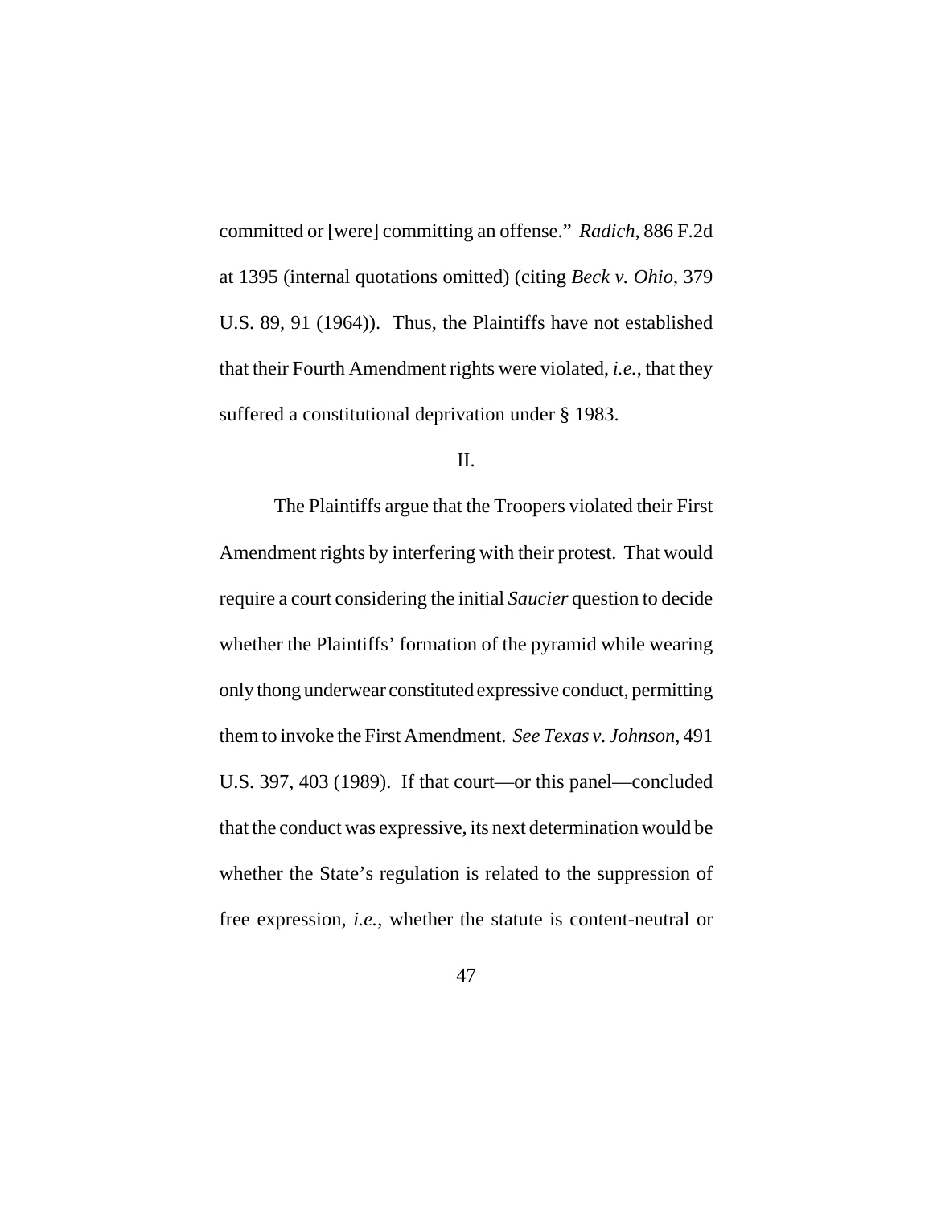committed or [were] committing an offense." *Radich*, 886 F.2d at 1395 (internal quotations omitted) (citing *Beck v. Ohio*, 379 U.S. 89, 91 (1964)). Thus, the Plaintiffs have not established that their Fourth Amendment rights were violated, *i.e.*, that they suffered a constitutional deprivation under § 1983.

II.

The Plaintiffs argue that the Troopers violated their First Amendment rights by interfering with their protest. That would require a court considering the initial *Saucier* question to decide whether the Plaintiffs' formation of the pyramid while wearing only thong underwear constituted expressive conduct, permitting them to invoke the First Amendment. *See Texas v. Johnson*, 491 U.S. 397, 403 (1989). If that court—or this panel—concluded that the conduct was expressive, its next determination would be whether the State's regulation is related to the suppression of free expression, *i.e.*, whether the statute is content-neutral or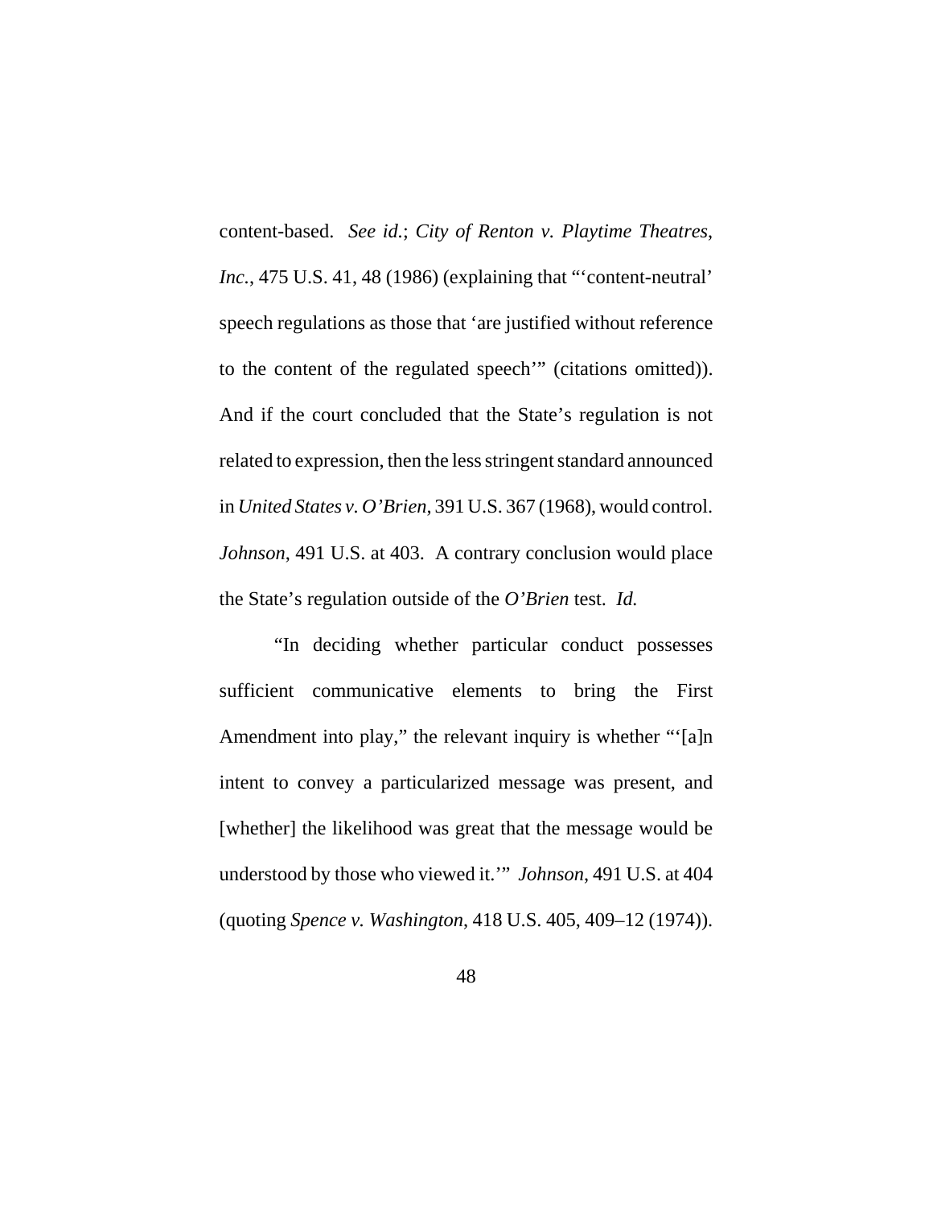content-based. *See id.*; *City of Renton v. Playtime Theatres, Inc.*, 475 U.S. 41, 48 (1986) (explaining that "'content-neutral' speech regulations as those that 'are justified without reference to the content of the regulated speech'" (citations omitted)). And if the court concluded that the State's regulation is not related to expression, then the less stringent standard announced in *United States v. O'Brien*, 391 U.S. 367 (1968), would control. *Johnson*, 491 U.S. at 403. A contrary conclusion would place the State's regulation outside of the *O'Brien* test. *Id.*

"In deciding whether particular conduct possesses sufficient communicative elements to bring the First Amendment into play," the relevant inquiry is whether "'[a]n intent to convey a particularized message was present, and [whether] the likelihood was great that the message would be understood by those who viewed it.'" *Johnson*, 491 U.S. at 404 (quoting *Spence v. Washington*, 418 U.S. 405, 409–12 (1974)).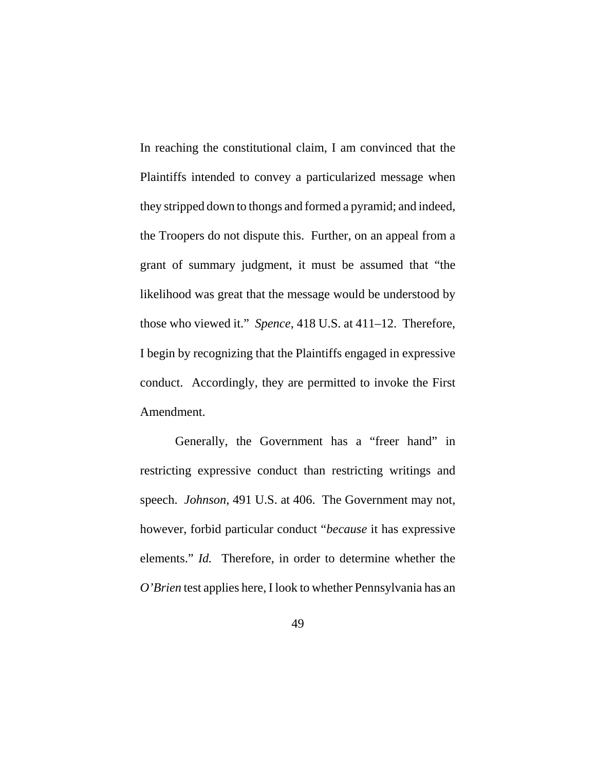In reaching the constitutional claim, I am convinced that the Plaintiffs intended to convey a particularized message when they stripped down to thongs and formed a pyramid; and indeed, the Troopers do not dispute this. Further, on an appeal from a grant of summary judgment, it must be assumed that "the likelihood was great that the message would be understood by those who viewed it." *Spence*, 418 U.S. at 411–12. Therefore, I begin by recognizing that the Plaintiffs engaged in expressive conduct. Accordingly, they are permitted to invoke the First Amendment.

Generally, the Government has a "freer hand" in restricting expressive conduct than restricting writings and speech. *Johnson,* 491 U.S. at 406. The Government may not, however, forbid particular conduct "*because* it has expressive elements." *Id.* Therefore, in order to determine whether the *O'Brien* test applies here, I look to whether Pennsylvania has an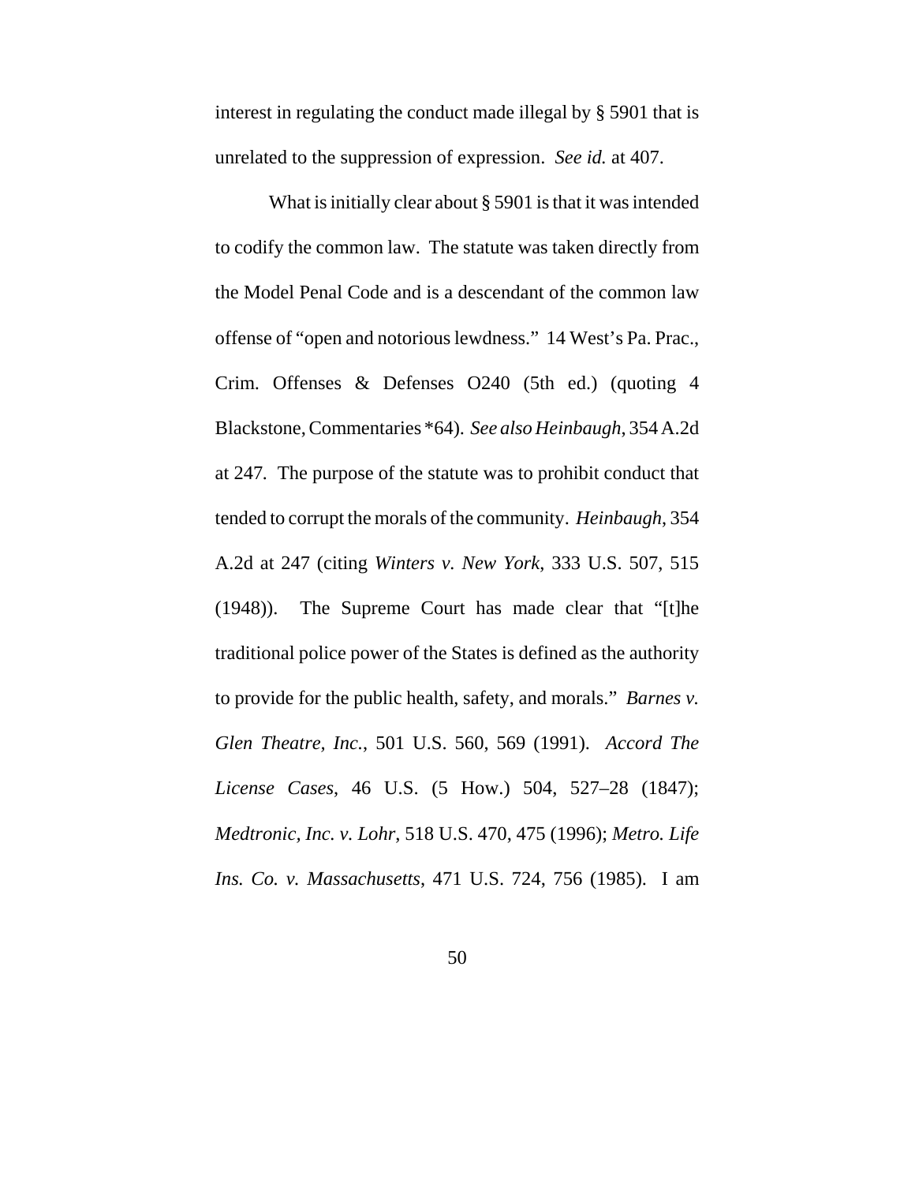interest in regulating the conduct made illegal by § 5901 that is unrelated to the suppression of expression. *See id.* at 407.

What is initially clear about § 5901 is that it was intended to codify the common law. The statute was taken directly from the Model Penal Code and is a descendant of the common law offense of "open and notorious lewdness." 14 West's Pa. Prac., Crim. Offenses & Defenses O240 (5th ed.) (quoting 4 Blackstone, Commentaries *64). *See also Heinbaugh*, 354 A.2d at 247. The purpose of the statute was to prohibit conduct that tended to corrupt the morals of the community. *Heinbaugh*, 354 A.2d at 247 (citing *Winters v. New York*, 333 U.S. 507, 515 (1948)). The Supreme Court has made clear that "[t]he traditional police power of the States is defined as the authority to provide for the public health, safety, and morals." *Barnes v. Glen Theatre, Inc.*, 501 U.S. 560, 569 (1991). *Accord The License Cases*, 46 U.S. (5 How.) 504, 527–28 (1847); *Medtronic, Inc. v. Lohr*, 518 U.S. 470, 475 (1996); *Metro. Life Ins. Co. v. Massachusetts*, 471 U.S. 724, 756 (1985). I am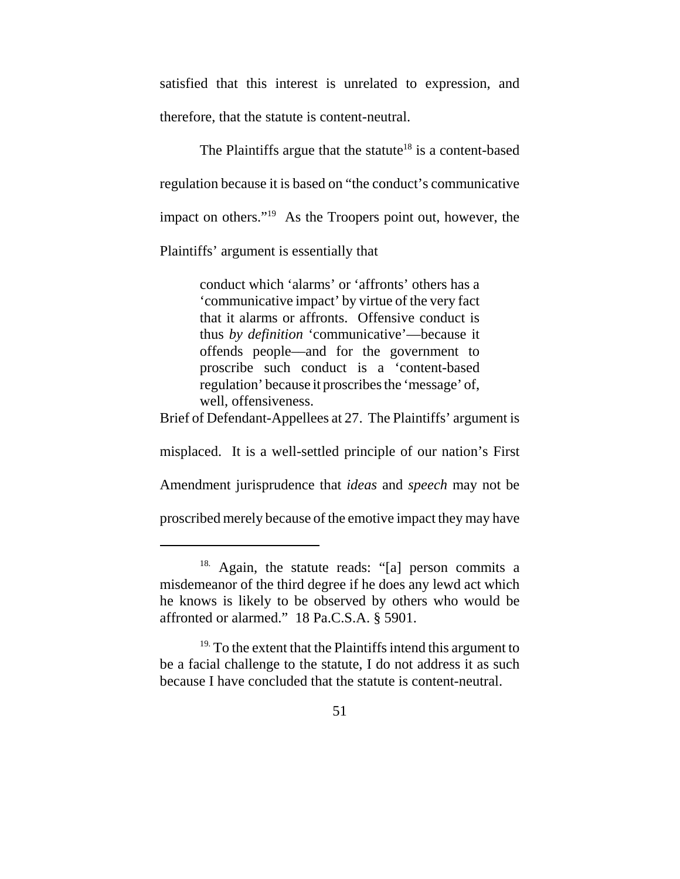satisfied that this interest is unrelated to expression, and therefore, that the statute is content-neutral.

The Plaintiffs argue that the statute[18] is a content-based regulation because it is based on "the conduct's communicative impact on others."[19] As the Troopers point out, however, the Plaintiffs' argument is essentially that

> conduct which 'alarms' or 'affronts' others has a 'communicative impact' by virtue of the very fact that it alarms or affronts. Offensive conduct is thus *by definition* 'communicative'—because it offends people—and for the government to proscribe such conduct is a 'content-based regulation' because it proscribes the 'message' of, well, offensiveness.

Brief of Defendant-Appellees at 27. The Plaintiffs' argument is misplaced. It is a well-settled principle of our nation's First Amendment jurisprudence that *ideas* and *speech* may not be proscribed merely because of the emotive impact they may have

---

[18] Again, the statute reads: "[a] person commits a misdemeanor of the third degree if he does any lewd act which he knows is likely to be observed by others who would be affronted or alarmed." 18 Pa.C.S.A. § 5901.

[19] To the extent that the Plaintiffs intend this argument to be a facial challenge to the statute, I do not address it as such because I have concluded that the statute is content-neutral.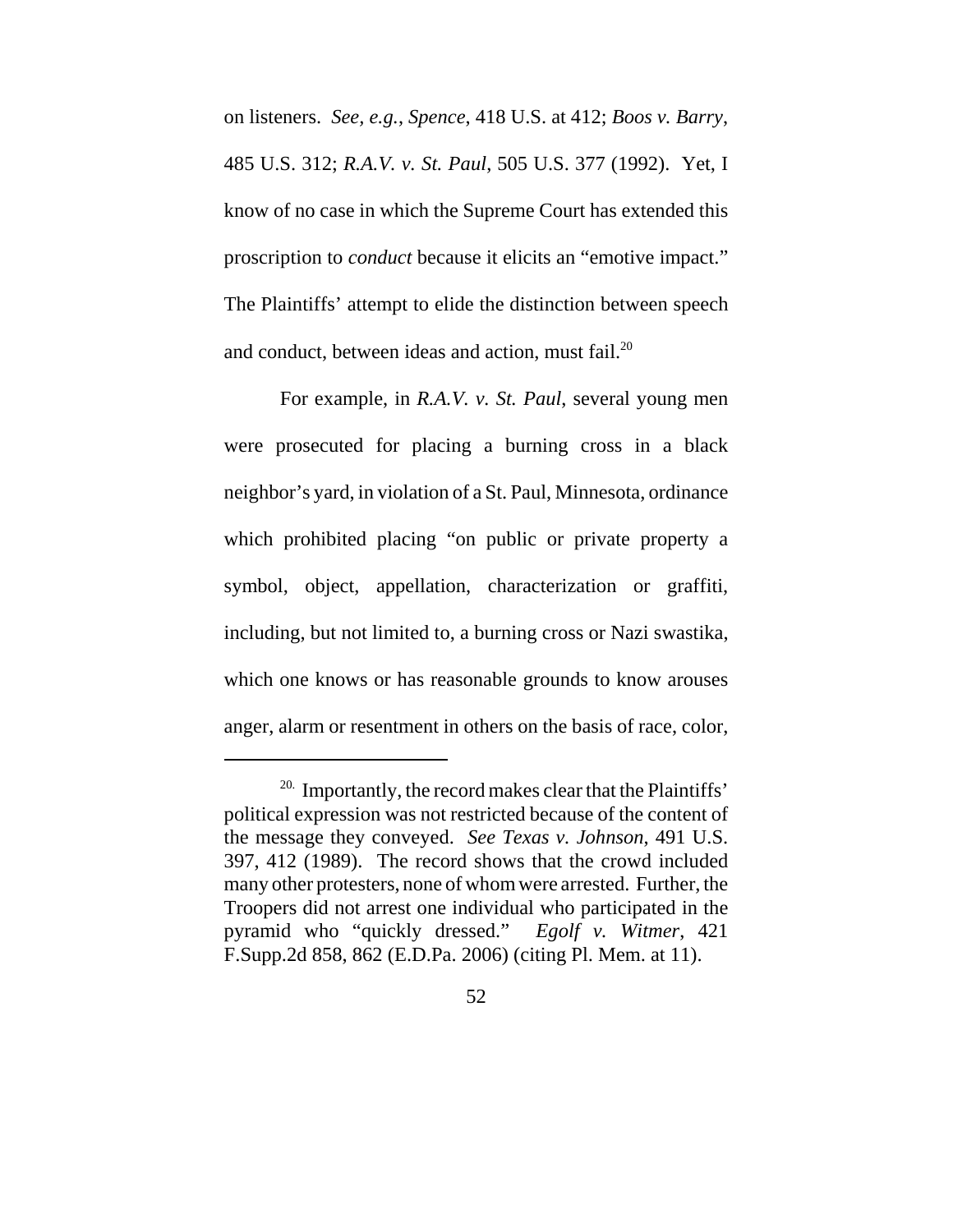on listeners. *See, e.g.*, *Spence*, 418 U.S. at 412; *Boos v. Barry*, 485 U.S. 312; *R.A.V. v. St. Paul*, 505 U.S. 377 (1992). Yet, I know of no case in which the Supreme Court has extended this proscription to *conduct* because it elicits an "emotive impact." The Plaintiffs' attempt to elide the distinction between speech and conduct, between ideas and action, must fail.[20]

For example, in *R.A.V. v. St. Paul*, several young men were prosecuted for placing a burning cross in a black neighbor's yard, in violation of a St. Paul, Minnesota, ordinance which prohibited placing "on public or private property a symbol, object, appellation, characterization or graffiti, including, but not limited to, a burning cross or Nazi swastika, which one knows or has reasonable grounds to know arouses anger, alarm or resentment in others on the basis of race, color,

---

[20] Importantly, the record makes clear that the Plaintiffs' political expression was not restricted because of the content of the message they conveyed. *See Texas v. Johnson*, 491 U.S. 397, 412 (1989). The record shows that the crowd included many other protesters, none of whom were arrested. Further, the Troopers did not arrest one individual who participated in the pyramid who "quickly dressed." *Egolf v. Witmer*, 421 F.Supp.2d 858, 862 (E.D.Pa. 2006) (citing Pl. Mem. at 11).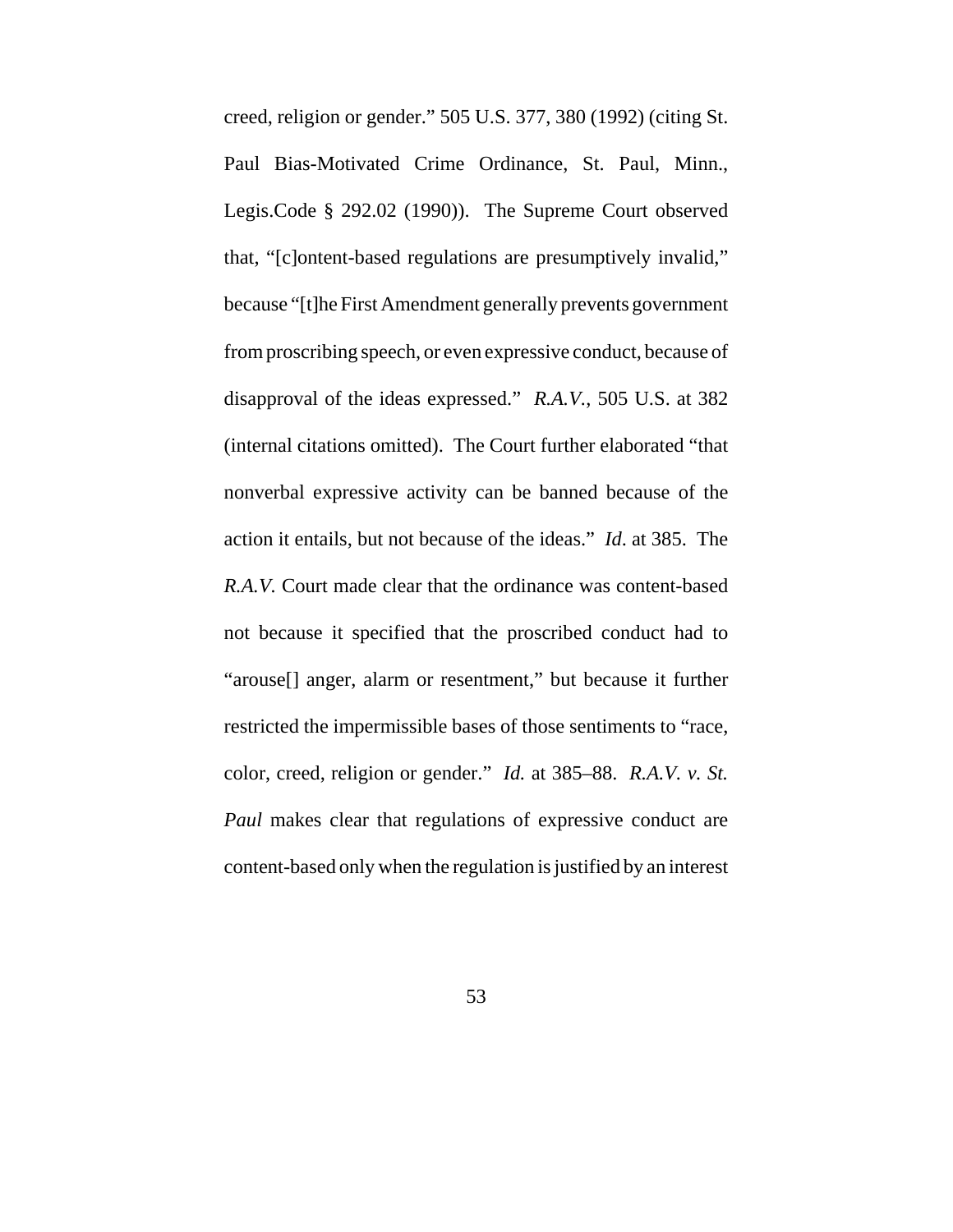creed, religion or gender." 505 U.S. 377, 380 (1992) (citing St. Paul Bias-Motivated Crime Ordinance, St. Paul, Minn., Legis.Code § 292.02 (1990)). The Supreme Court observed that, "[c]ontent-based regulations are presumptively invalid," because "[t]he First Amendment generally prevents government from proscribing speech, or even expressive conduct, because of disapproval of the ideas expressed." *R.A.V.*, 505 U.S. at 382 (internal citations omitted). The Court further elaborated "that nonverbal expressive activity can be banned because of the action it entails, but not because of the ideas." *Id.* at 385. The *R.A.V.* Court made clear that the ordinance was content-based not because it specified that the proscribed conduct had to "arouse[] anger, alarm or resentment," but because it further restricted the impermissible bases of those sentiments to "race, color, creed, religion or gender." *Id.* at 385–88. *R.A.V. v. St. Paul* makes clear that regulations of expressive conduct are content-based only when the regulation is justified by an interest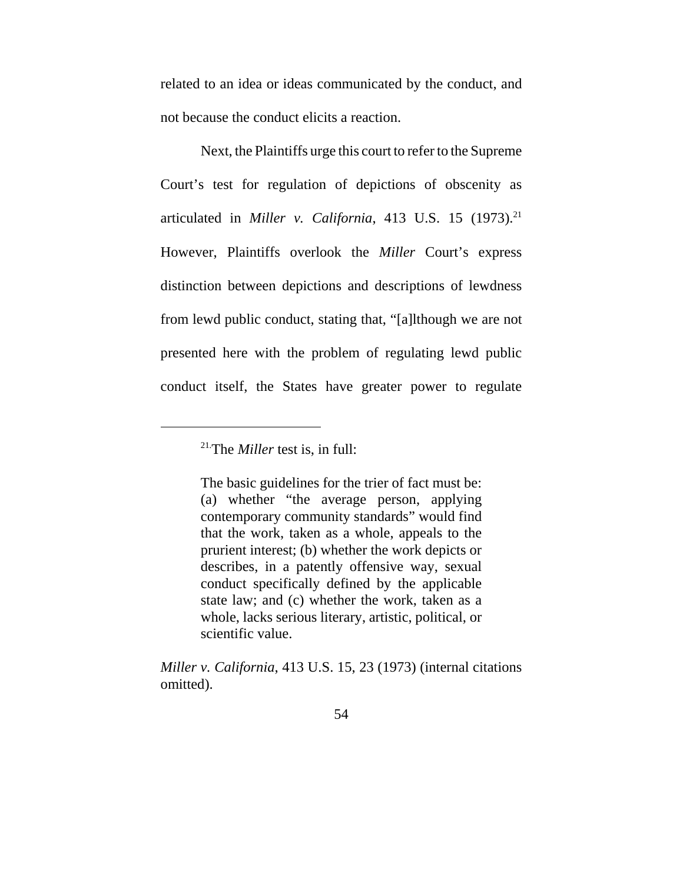related to an idea or ideas communicated by the conduct, and not because the conduct elicits a reaction.

Next, the Plaintiffs urge this court to refer to the Supreme Court's test for regulation of depictions of obscenity as articulated in *Miller v. California*, 413 U.S. 15 (1973).[21] However, Plaintiffs overlook the *Miller* Court's express distinction between depictions and descriptions of lewdness from lewd public conduct, stating that, "[a]lthough we are not presented here with the problem of regulating lewd public conduct itself, the States have greater power to regulate

---

[21] The *Miller* test is, in full:

> The basic guidelines for the trier of fact must be: (a) whether "the average person, applying contemporary community standards" would find that the work, taken as a whole, appeals to the prurient interest; (b) whether the work depicts or describes, in a patently offensive way, sexual conduct specifically defined by the applicable state law; and (c) whether the work, taken as a whole, lacks serious literary, artistic, political, or scientific value.

*Miller v. California*, 413 U.S. 15, 23 (1973) (internal citations omitted).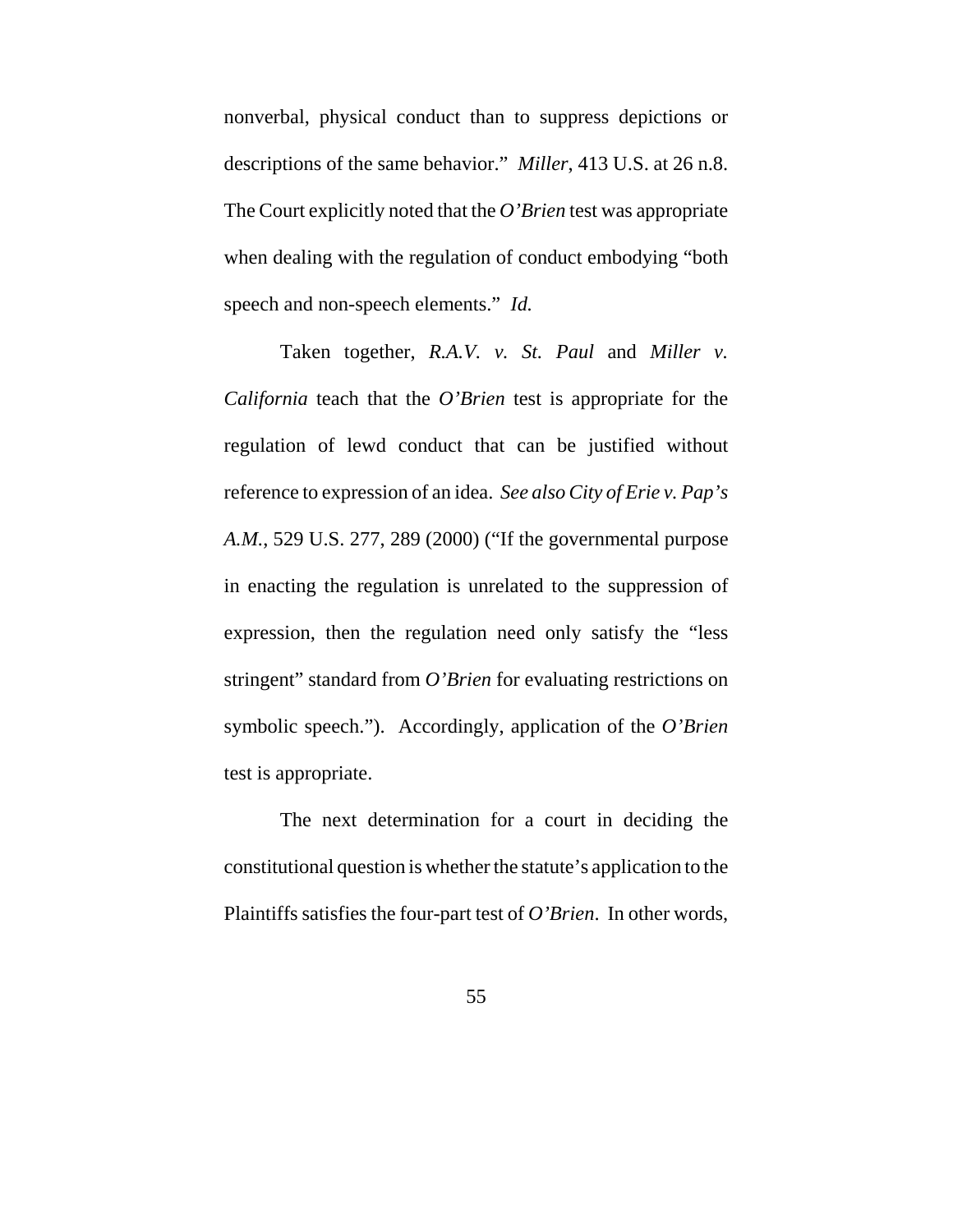nonverbal, physical conduct than to suppress depictions or descriptions of the same behavior." *Miller*, 413 U.S. at 26 n.8. The Court explicitly noted that the *O'Brien* test was appropriate when dealing with the regulation of conduct embodying "both speech and non-speech elements." *Id.*

Taken together, *R.A.V. v. St. Paul* and *Miller v. California* teach that the *O'Brien* test is appropriate for the regulation of lewd conduct that can be justified without reference to expression of an idea. *See also City of Erie v. Pap's A.M.*, 529 U.S. 277, 289 (2000) ("If the governmental purpose in enacting the regulation is unrelated to the suppression of expression, then the regulation need only satisfy the "less stringent" standard from *O'Brien* for evaluating restrictions on symbolic speech."). Accordingly, application of the *O'Brien* test is appropriate.

The next determination for a court in deciding the constitutional question is whether the statute's application to the Plaintiffs satisfies the four-part test of *O'Brien*. In other words,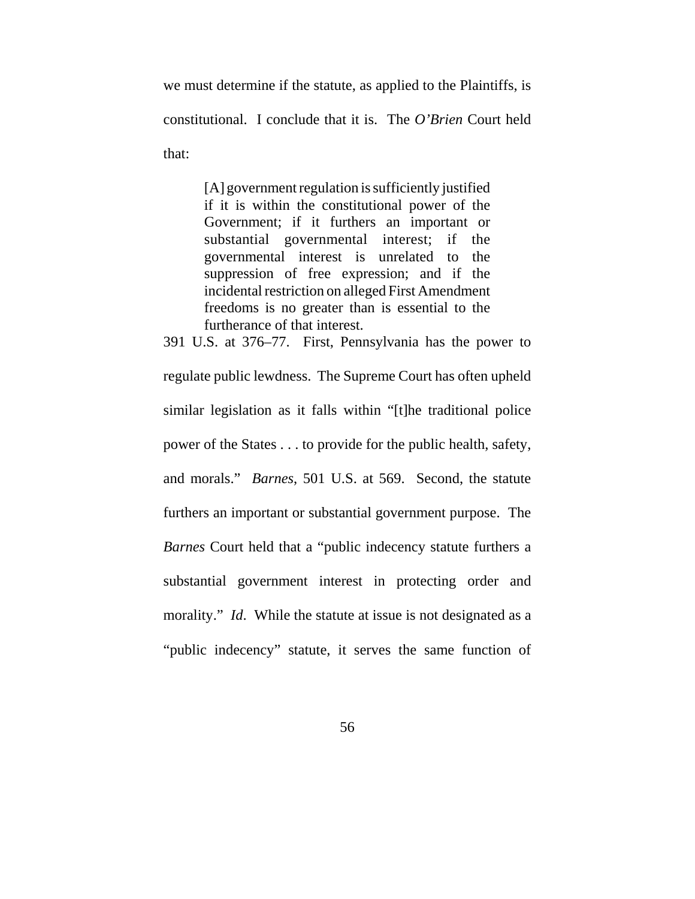we must determine if the statute, as applied to the Plaintiffs, is constitutional. I conclude that it is. The *O'Brien* Court held that:

> [A] government regulation is sufficiently justified if it is within the constitutional power of the Government; if it furthers an important or substantial governmental interest; if the governmental interest is unrelated to the suppression of free expression; and if the incidental restriction on alleged First Amendment freedoms is no greater than is essential to the furtherance of that interest.

391 U.S. at 376–77. First, Pennsylvania has the power to regulate public lewdness. The Supreme Court has often upheld similar legislation as it falls within "[t]he traditional police power of the States . . . to provide for the public health, safety, and morals." *Barnes*, 501 U.S. at 569. Second, the statute furthers an important or substantial government purpose. The *Barnes* Court held that a "public indecency statute furthers a substantial government interest in protecting order and morality." *Id*. While the statute at issue is not designated as a "public indecency" statute, it serves the same function of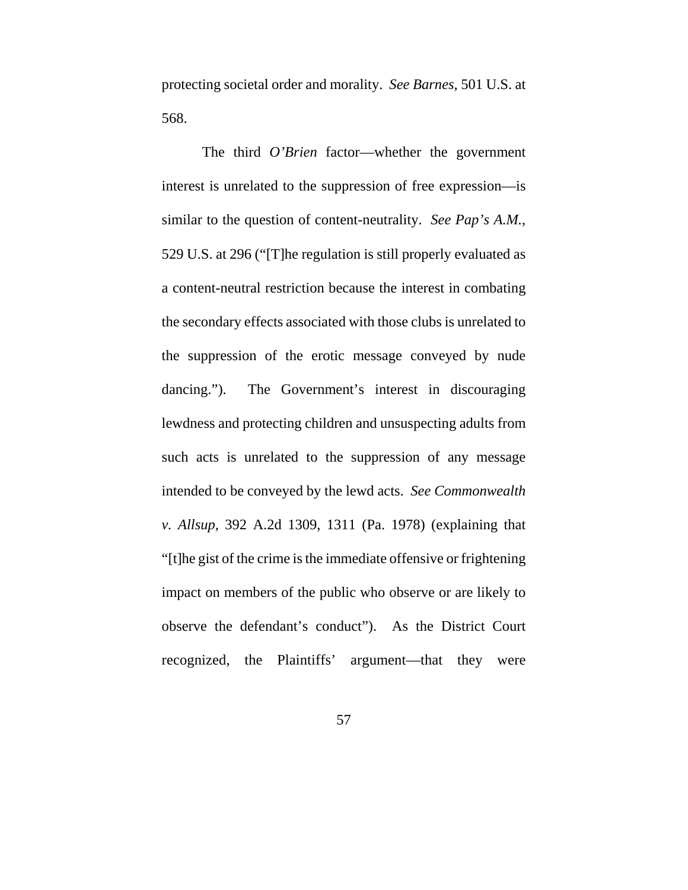protecting societal order and morality. *See Barnes*, 501 U.S. at 568.

The third *O'Brien* factor—whether the government interest is unrelated to the suppression of free expression—is similar to the question of content-neutrality. *See Pap's A.M.*, 529 U.S. at 296 ("[T]he regulation is still properly evaluated as a content-neutral restriction because the interest in combating the secondary effects associated with those clubs is unrelated to the suppression of the erotic message conveyed by nude dancing."). The Government's interest in discouraging lewdness and protecting children and unsuspecting adults from such acts is unrelated to the suppression of any message intended to be conveyed by the lewd acts. *See Commonwealth v. Allsup*, 392 A.2d 1309, 1311 (Pa. 1978) (explaining that "[t]he gist of the crime is the immediate offensive or frightening impact on members of the public who observe or are likely to observe the defendant's conduct"). As the District Court recognized, the Plaintiffs' argument—that they were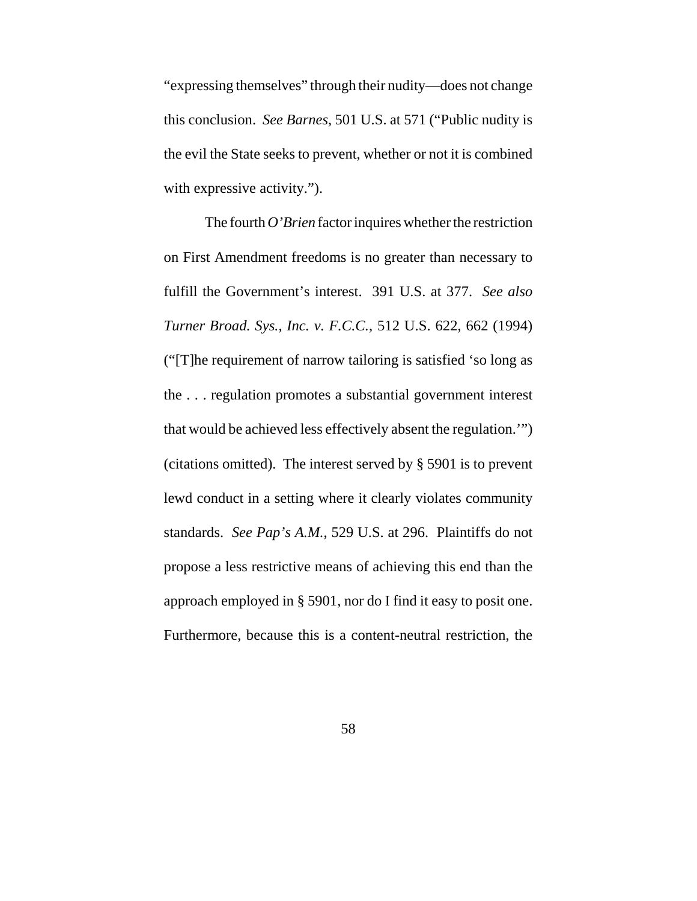"expressing themselves" through their nudity—does not change this conclusion. *See Barnes*, 501 U.S. at 571 ("Public nudity is the evil the State seeks to prevent, whether or not it is combined with expressive activity.").

The fourth *O'Brien* factor inquires whether the restriction on First Amendment freedoms is no greater than necessary to fulfill the Government's interest. 391 U.S. at 377. *See also Turner Broad. Sys., Inc. v. F.C.C.*, 512 U.S. 622, 662 (1994) ("[T]he requirement of narrow tailoring is satisfied 'so long as the . . . regulation promotes a substantial government interest that would be achieved less effectively absent the regulation.'") (citations omitted). The interest served by § 5901 is to prevent lewd conduct in a setting where it clearly violates community standards. *See Pap's A.M.*, 529 U.S. at 296. Plaintiffs do not propose a less restrictive means of achieving this end than the approach employed in § 5901, nor do I find it easy to posit one. Furthermore, because this is a content-neutral restriction, the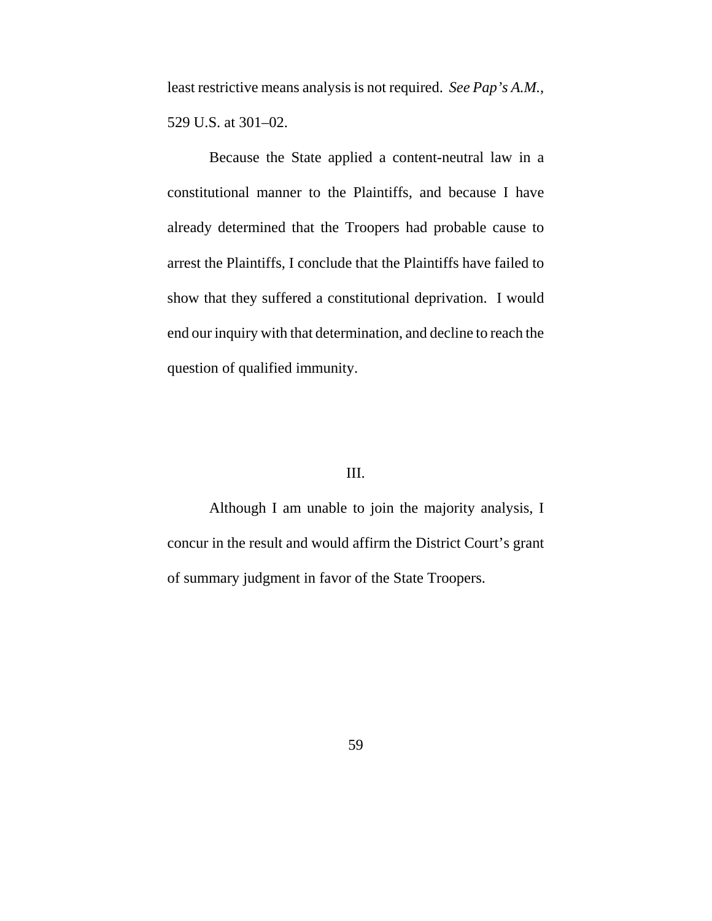least restrictive means analysis is not required. *See Pap's A.M.*, 529 U.S. at 301–02.

Because the State applied a content-neutral law in a constitutional manner to the Plaintiffs, and because I have already determined that the Troopers had probable cause to arrest the Plaintiffs, I conclude that the Plaintiffs have failed to show that they suffered a constitutional deprivation. I would end our inquiry with that determination, and decline to reach the question of qualified immunity.

III.

Although I am unable to join the majority analysis, I concur in the result and would affirm the District Court's grant of summary judgment in favor of the State Troopers.